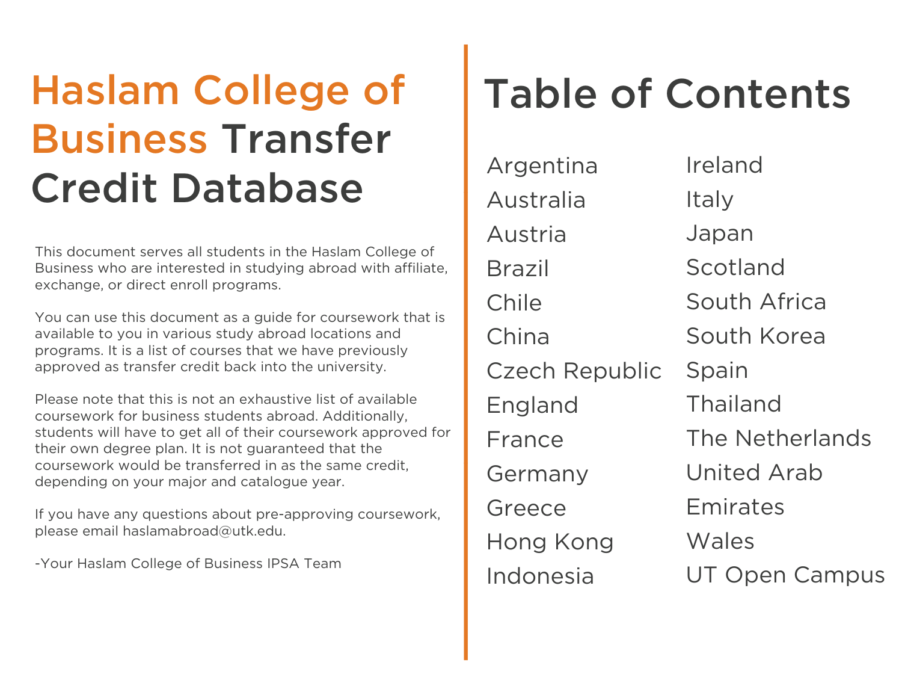# Haslam College of Business Transfer Credit Database

This document serves all students in the Haslam College of Business who are interested in studying abroad with affiliate, exchange, or direct enroll programs.

You can use this document as a guide for coursework that is available to you in various study abroad locations and programs. It is a list of courses that we have previously approved as transfer credit back into the university.

Please note that this is not an exhaustive list of available coursework for business students abroad. Additionally, students will have to get all of their coursework approved for their own degree plan. It is not guaranteed that the coursework would be transferred in as the same credit, depending on your major and catalogue year.

If you have any questions about pre-approving coursework, please email haslamabroad@utk.edu.

-Your Haslam College of Business IPSA Team

# Table of Contents

- Argentina
- Australia
- Austria
- Brazil
- Chile
- China
- Czech Republic
- England
- France
- Germany
- Greece
- Hong Kong
- Indonesia
- Ireland
- Italy
- Japan
- Scotland
- South Africa
- South Korea
- Spain
- Thailand
- The Netherlands
- United Arab Emirates
- Wales
- UT Open Campus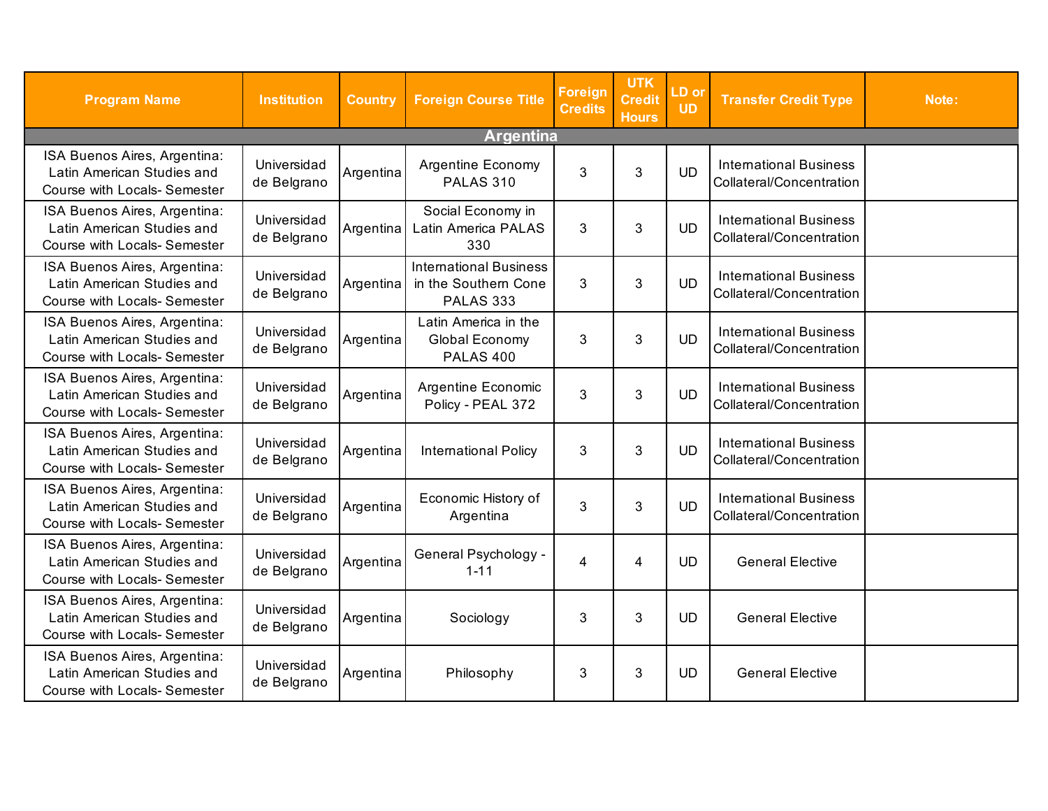| Program Name | Institution | Country | Foreign Course Title | Foreign Credits | UTK Credit Hours | LD or UD | Transfer Credit Type | Note: |
|---|---|---|---|---|---|---|---|---|
| **Argentina** | | | | | | | | |
| ISA Buenos Aires, Argentina: Latin American Studies and Course with Locals- Semester | Universidad de Belgrano | Argentina | Argentine Economy PALAS 310 | 3 | 3 | UD | International Business Collateral/Concentration | |
| ISA Buenos Aires, Argentina: Latin American Studies and Course with Locals- Semester | Universidad de Belgrano | Argentina | Social Economy in Latin America PALAS 330 | 3 | 3 | UD | International Business Collateral/Concentration | |
| ISA Buenos Aires, Argentina: Latin American Studies and Course with Locals- Semester | Universidad de Belgrano | Argentina | International Business in the Southern Cone PALAS 333 | 3 | 3 | UD | International Business Collateral/Concentration | |
| ISA Buenos Aires, Argentina: Latin American Studies and Course with Locals- Semester | Universidad de Belgrano | Argentina | Latin America in the Global Economy PALAS 400 | 3 | 3 | UD | International Business Collateral/Concentration | |
| ISA Buenos Aires, Argentina: Latin American Studies and Course with Locals- Semester | Universidad de Belgrano | Argentina | Argentine Economic Policy - PEAL 372 | 3 | 3 | UD | International Business Collateral/Concentration | |
| ISA Buenos Aires, Argentina: Latin American Studies and Course with Locals- Semester | Universidad de Belgrano | Argentina | International Policy | 3 | 3 | UD | International Business Collateral/Concentration | |
| ISA Buenos Aires, Argentina: Latin American Studies and Course with Locals- Semester | Universidad de Belgrano | Argentina | Economic History of Argentina | 3 | 3 | UD | International Business Collateral/Concentration | |
| ISA Buenos Aires, Argentina: Latin American Studies and Course with Locals- Semester | Universidad de Belgrano | Argentina | General Psychology - 1-11 | 4 | 4 | UD | General Elective | |
| ISA Buenos Aires, Argentina: Latin American Studies and Course with Locals- Semester | Universidad de Belgrano | Argentina | Sociology | 3 | 3 | UD | General Elective | |
| ISA Buenos Aires, Argentina: Latin American Studies and Course with Locals- Semester | Universidad de Belgrano | Argentina | Philosophy | 3 | 3 | UD | General Elective | |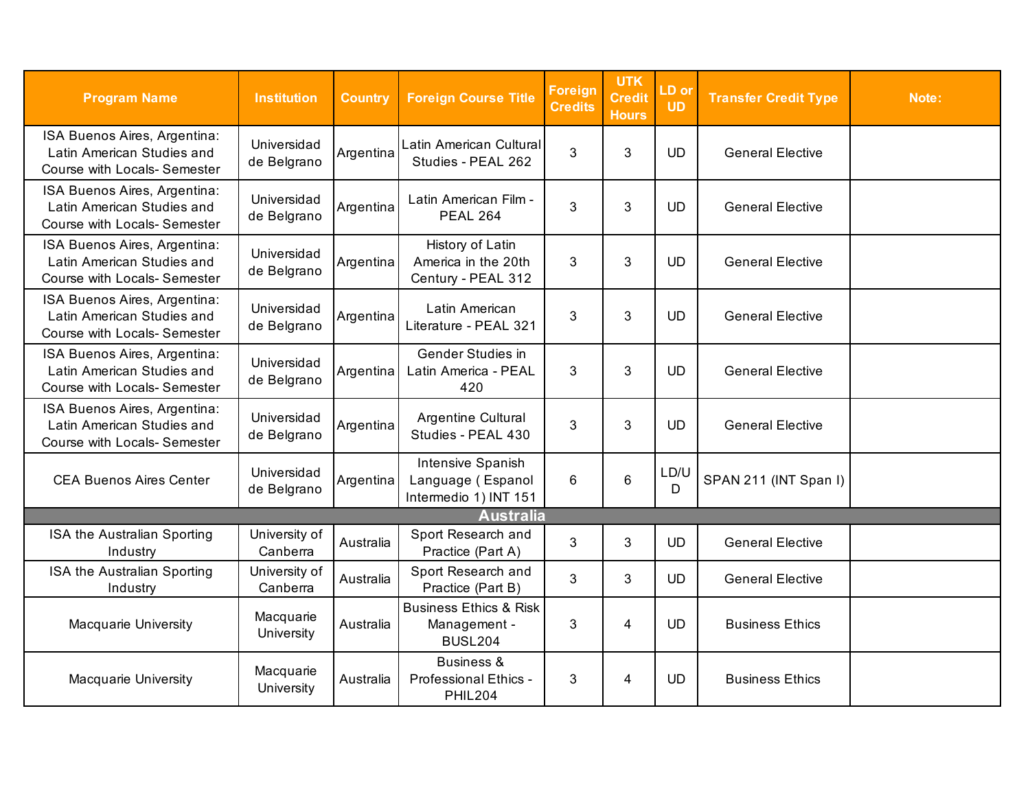| Program Name | Institution | Country | Foreign Course Title | Foreign Credits | UTK Credit Hours | LD or UD | Transfer Credit Type | Note: |
|---|---|---|---|---|---|---|---|---|
| ISA Buenos Aires, Argentina: Latin American Studies and Course with Locals- Semester | Universidad de Belgrano | Argentina | Latin American Cultural Studies - PEAL 262 | 3 | 3 | UD | General Elective | |
| ISA Buenos Aires, Argentina: Latin American Studies and Course with Locals- Semester | Universidad de Belgrano | Argentina | Latin American Film - PEAL 264 | 3 | 3 | UD | General Elective | |
| ISA Buenos Aires, Argentina: Latin American Studies and Course with Locals- Semester | Universidad de Belgrano | Argentina | History of Latin America in the 20th Century - PEAL 312 | 3 | 3 | UD | General Elective | |
| ISA Buenos Aires, Argentina: Latin American Studies and Course with Locals- Semester | Universidad de Belgrano | Argentina | Latin American Literature - PEAL 321 | 3 | 3 | UD | General Elective | |
| ISA Buenos Aires, Argentina: Latin American Studies and Course with Locals- Semester | Universidad de Belgrano | Argentina | Gender Studies in Latin America - PEAL 420 | 3 | 3 | UD | General Elective | |
| ISA Buenos Aires, Argentina: Latin American Studies and Course with Locals- Semester | Universidad de Belgrano | Argentina | Argentine Cultural Studies - PEAL 430 | 3 | 3 | UD | General Elective | |
| CEA Buenos Aires Center | Universidad de Belgrano | Argentina | Intensive Spanish Language ( Espanol Intermedio 1) INT 151 | 6 | 6 | LD/UD | SPAN 211 (INT Span I) | |
| **Australia** | | | | | | | | |
| ISA the Australian Sporting Industry | University of Canberra | Australia | Sport Research and Practice (Part A) | 3 | 3 | UD | General Elective | |
| ISA the Australian Sporting Industry | University of Canberra | Australia | Sport Research and Practice (Part B) | 3 | 3 | UD | General Elective | |
| Macquarie University | Macquarie University | Australia | Business Ethics & Risk Management - BUSL204 | 3 | 4 | UD | Business Ethics | |
| Macquarie University | Macquarie University | Australia | Business & Professional Ethics - PHIL204 | 3 | 4 | UD | Business Ethics | |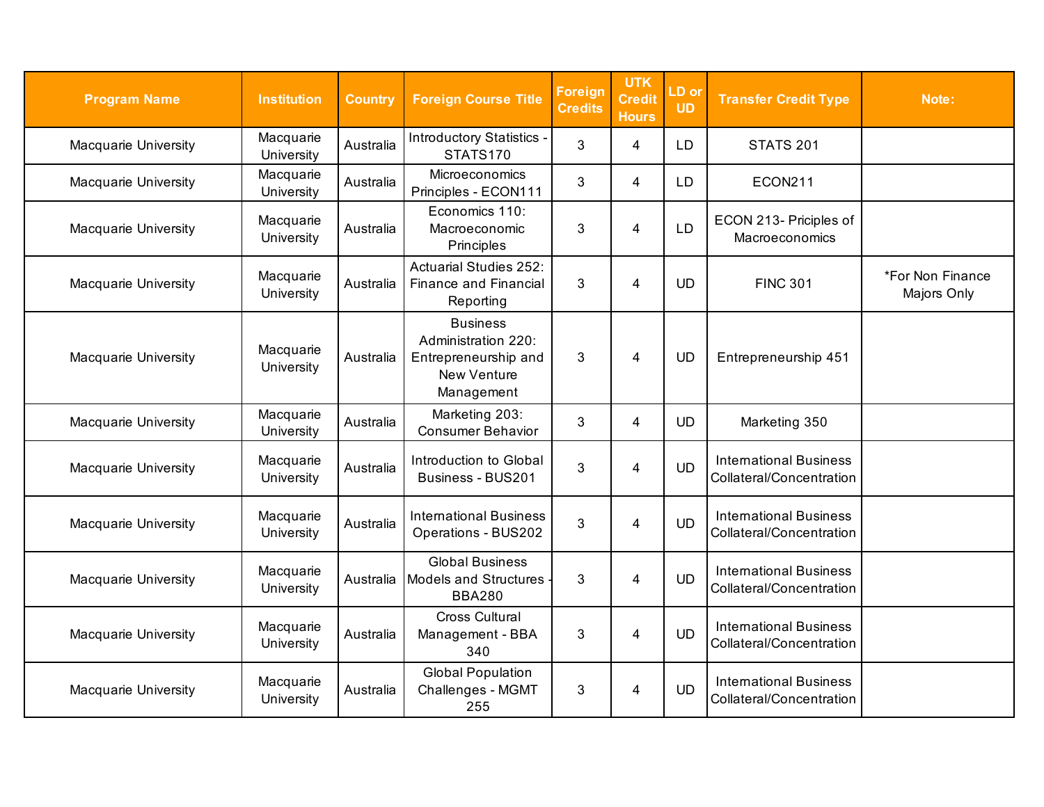| Program Name | Institution | Country | Foreign Course Title | Foreign Credits | UTK Credit Hours | LD or UD | Transfer Credit Type | Note: |
|---|---|---|---|---|---|---|---|---|
| Macquarie University | Macquarie University | Australia | Introductory Statistics - STATS170 | 3 | 4 | LD | STATS 201 | |
| Macquarie University | Macquarie University | Australia | Microeconomics Principles - ECON111 | 3 | 4 | LD | ECON211 | |
| Macquarie University | Macquarie University | Australia | Economics 110: Macroeconomic Principles | 3 | 4 | LD | ECON 213- Priciples of Macroeconomics | |
| Macquarie University | Macquarie University | Australia | Actuarial Studies 252: Finance and Financial Reporting | 3 | 4 | UD | FINC 301 | *For Non Finance Majors Only |
| Macquarie University | Macquarie University | Australia | Business Administration 220: Entrepreneurship and New Venture Management | 3 | 4 | UD | Entrepreneurship 451 | |
| Macquarie University | Macquarie University | Australia | Marketing 203: Consumer Behavior | 3 | 4 | UD | Marketing 350 | |
| Macquarie University | Macquarie University | Australia | Introduction to Global Business - BUS201 | 3 | 4 | UD | International Business Collateral/Concentration | |
| Macquarie University | Macquarie University | Australia | International Business Operations - BUS202 | 3 | 4 | UD | International Business Collateral/Concentration | |
| Macquarie University | Macquarie University | Australia | Global Business Models and Structures - BBA280 | 3 | 4 | UD | International Business Collateral/Concentration | |
| Macquarie University | Macquarie University | Australia | Cross Cultural Management - BBA 340 | 3 | 4 | UD | International Business Collateral/Concentration | |
| Macquarie University | Macquarie University | Australia | Global Population Challenges - MGMT 255 | 3 | 4 | UD | International Business Collateral/Concentration | |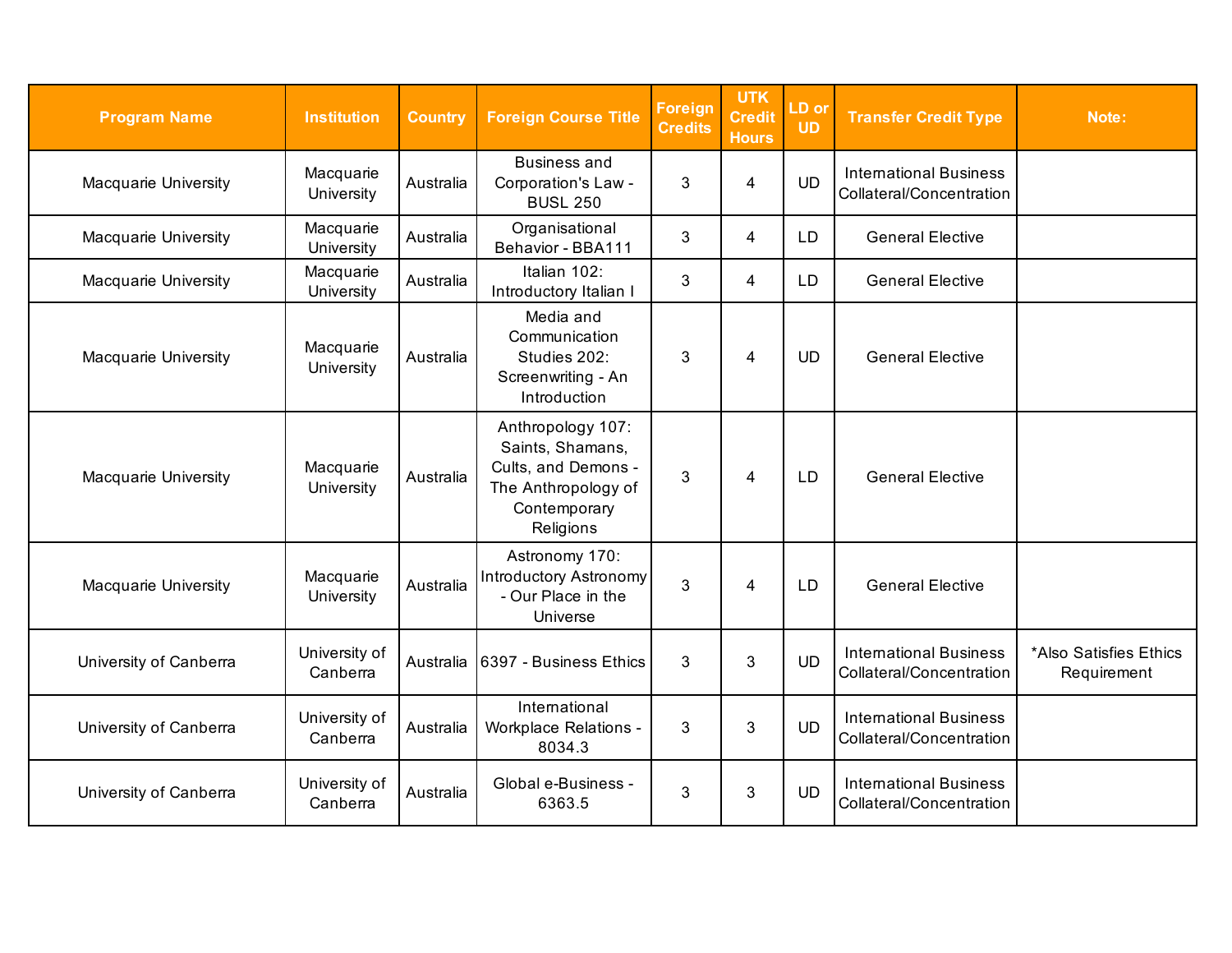| Program Name | Institution | Country | Foreign Course Title | Foreign Credits | UTK Credit Hours | LD or UD | Transfer Credit Type | Note: |
|---|---|---|---|---|---|---|---|---|
| Macquarie University | Macquarie University | Australia | Business and Corporation's Law - BUSL 250 | 3 | 4 | UD | International Business Collateral/Concentration | |
| Macquarie University | Macquarie University | Australia | Organisational Behavior - BBA111 | 3 | 4 | LD | General Elective | |
| Macquarie University | Macquarie University | Australia | Italian 102: Introductory Italian I | 3 | 4 | LD | General Elective | |
| Macquarie University | Macquarie University | Australia | Media and Communication Studies 202: Screenwriting - An Introduction | 3 | 4 | UD | General Elective | |
| Macquarie University | Macquarie University | Australia | Anthropology 107: Saints, Shamans, Cults, and Demons - The Anthropology of Contemporary Religions | 3 | 4 | LD | General Elective | |
| Macquarie University | Macquarie University | Australia | Astronomy 170: Introductory Astronomy - Our Place in the Universe | 3 | 4 | LD | General Elective | |
| University of Canberra | University of Canberra | Australia | 6397 - Business Ethics | 3 | 3 | UD | International Business Collateral/Concentration | *Also Satisfies Ethics Requirement |
| University of Canberra | University of Canberra | Australia | International Workplace Relations - 8034.3 | 3 | 3 | UD | International Business Collateral/Concentration | |
| University of Canberra | University of Canberra | Australia | Global e-Business - 6363.5 | 3 | 3 | UD | International Business Collateral/Concentration | |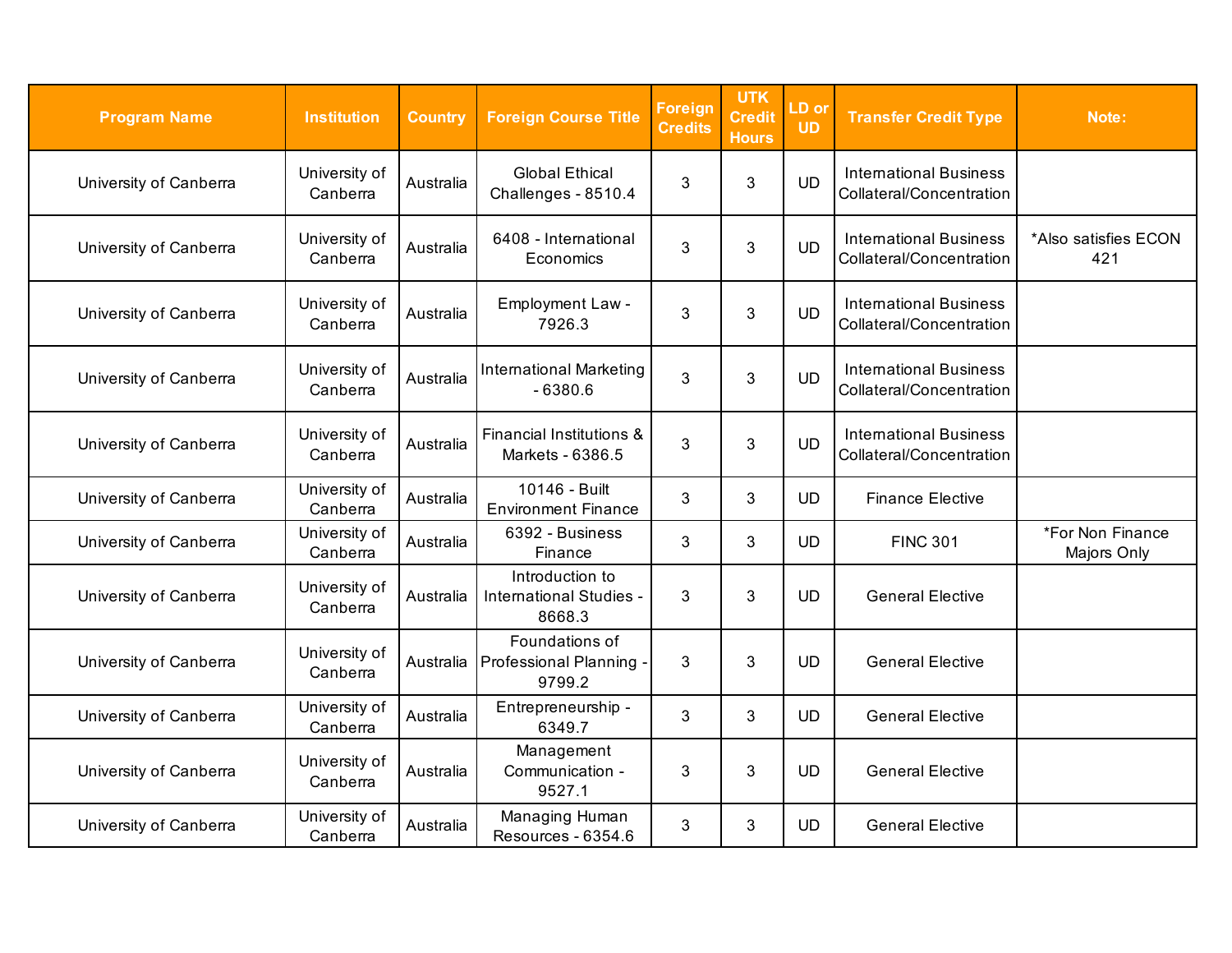| Program Name | Institution | Country | Foreign Course Title | Foreign Credits | UTK Credit Hours | LD or UD | Transfer Credit Type | Note: |
|---|---|---|---|---|---|---|---|---|
| University of Canberra | University of Canberra | Australia | Global Ethical Challenges - 8510.4 | 3 | 3 | UD | International Business Collateral/Concentration | |
| University of Canberra | University of Canberra | Australia | 6408 - International Economics | 3 | 3 | UD | International Business Collateral/Concentration | *Also satisfies ECON 421 |
| University of Canberra | University of Canberra | Australia | Employment Law - 7926.3 | 3 | 3 | UD | International Business Collateral/Concentration | |
| University of Canberra | University of Canberra | Australia | International Marketing - 6380.6 | 3 | 3 | UD | International Business Collateral/Concentration | |
| University of Canberra | University of Canberra | Australia | Financial Institutions & Markets - 6386.5 | 3 | 3 | UD | International Business Collateral/Concentration | |
| University of Canberra | University of Canberra | Australia | 10146 - Built Environment Finance | 3 | 3 | UD | Finance Elective | |
| University of Canberra | University of Canberra | Australia | 6392 - Business Finance | 3 | 3 | UD | FINC 301 | *For Non Finance Majors Only |
| University of Canberra | University of Canberra | Australia | Introduction to International Studies - 8668.3 | 3 | 3 | UD | General Elective | |
| University of Canberra | University of Canberra | Australia | Foundations of Professional Planning - 9799.2 | 3 | 3 | UD | General Elective | |
| University of Canberra | University of Canberra | Australia | Entrepreneurship - 6349.7 | 3 | 3 | UD | General Elective | |
| University of Canberra | University of Canberra | Australia | Management Communication - 9527.1 | 3 | 3 | UD | General Elective | |
| University of Canberra | University of Canberra | Australia | Managing Human Resources - 6354.6 | 3 | 3 | UD | General Elective | |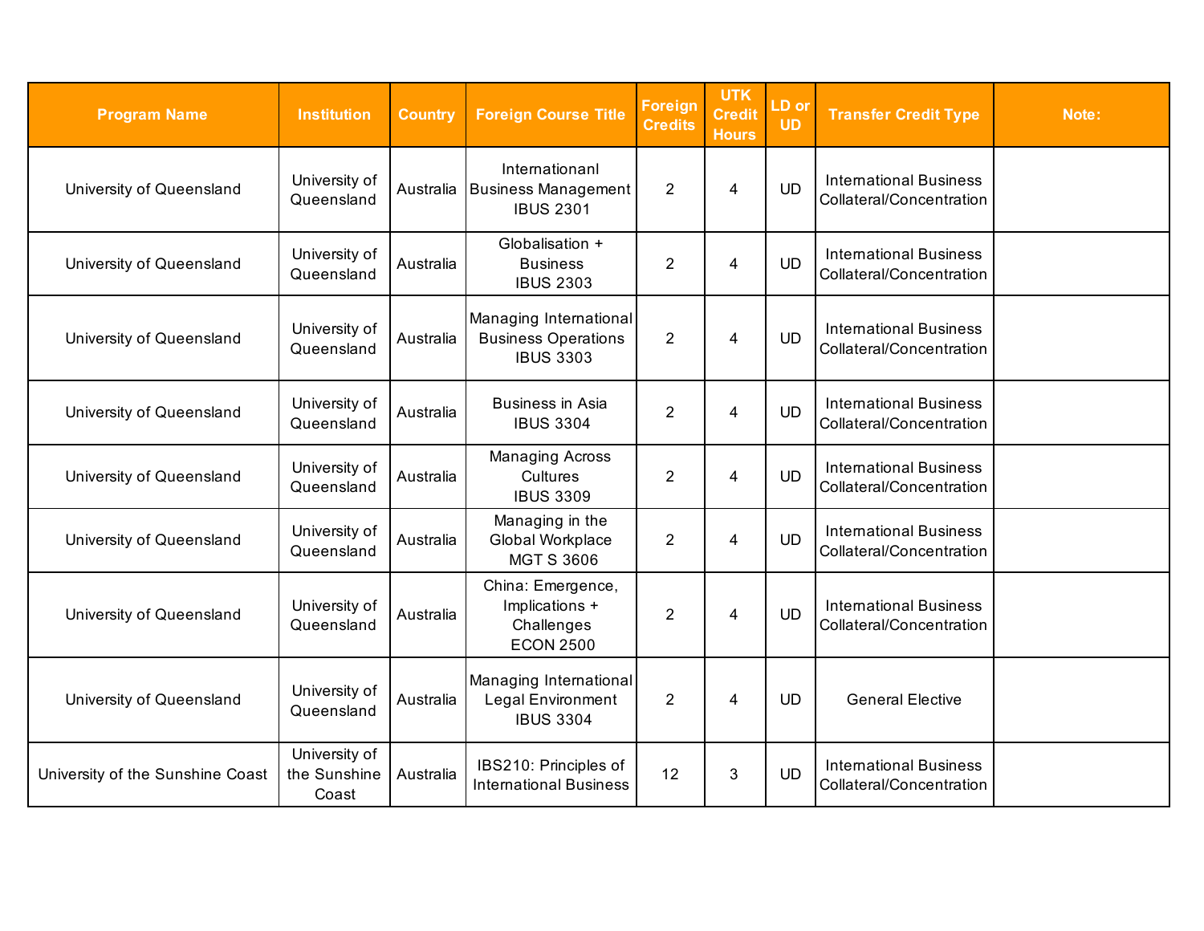| Program Name | Institution | Country | Foreign Course Title | Foreign Credits | UTK Credit Hours | LD or UD | Transfer Credit Type | Note: |
|---|---|---|---|---|---|---|---|---|
| University of Queensland | University of Queensland | Australia | Internationanl Business Management IBUS 2301 | 2 | 4 | UD | International Business Collateral/Concentration | |
| University of Queensland | University of Queensland | Australia | Globalisation + Business IBUS 2303 | 2 | 4 | UD | International Business Collateral/Concentration | |
| University of Queensland | University of Queensland | Australia | Managing International Business Operations IBUS 3303 | 2 | 4 | UD | International Business Collateral/Concentration | |
| University of Queensland | University of Queensland | Australia | Business in Asia IBUS 3304 | 2 | 4 | UD | International Business Collateral/Concentration | |
| University of Queensland | University of Queensland | Australia | Managing Across Cultures IBUS 3309 | 2 | 4 | UD | International Business Collateral/Concentration | |
| University of Queensland | University of Queensland | Australia | Managing in the Global Workplace MGT S 3606 | 2 | 4 | UD | International Business Collateral/Concentration | |
| University of Queensland | University of Queensland | Australia | China: Emergence, Implications + Challenges ECON 2500 | 2 | 4 | UD | International Business Collateral/Concentration | |
| University of Queensland | University of Queensland | Australia | Managing International Legal Environment IBUS 3304 | 2 | 4 | UD | General Elective | |
| University of the Sunshine Coast | University of the Sunshine Coast | Australia | IBS210: Principles of International Business | 12 | 3 | UD | International Business Collateral/Concentration | |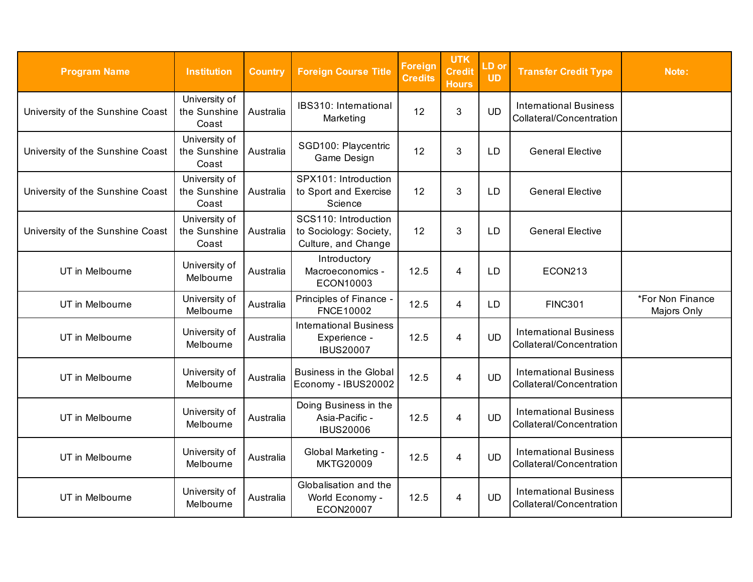| Program Name | Institution | Country | Foreign Course Title | Foreign Credits | UTK Credit Hours | LD or UD | Transfer Credit Type | Note: |
|---|---|---|---|---|---|---|---|---|
| University of the Sunshine Coast | University of the Sunshine Coast | Australia | IBS310: International Marketing | 12 | 3 | UD | International Business Collateral/Concentration | |
| University of the Sunshine Coast | University of the Sunshine Coast | Australia | SGD100: Playcentric Game Design | 12 | 3 | LD | General Elective | |
| University of the Sunshine Coast | University of the Sunshine Coast | Australia | SPX101: Introduction to Sport and Exercise Science | 12 | 3 | LD | General Elective | |
| University of the Sunshine Coast | University of the Sunshine Coast | Australia | SCS110: Introduction to Sociology: Society, Culture, and Change | 12 | 3 | LD | General Elective | |
| UT in Melbourne | University of Melbourne | Australia | Introductory Macroeconomics - ECON10003 | 12.5 | 4 | LD | ECON213 | |
| UT in Melbourne | University of Melbourne | Australia | Principles of Finance - FNCE10002 | 12.5 | 4 | LD | FINC301 | *For Non Finance Majors Only |
| UT in Melbourne | University of Melbourne | Australia | International Business Experience - IBUS20007 | 12.5 | 4 | UD | International Business Collateral/Concentration | |
| UT in Melbourne | University of Melbourne | Australia | Business in the Global Economy - IBUS20002 | 12.5 | 4 | UD | International Business Collateral/Concentration | |
| UT in Melbourne | University of Melbourne | Australia | Doing Business in the Asia-Pacific - IBUS20006 | 12.5 | 4 | UD | International Business Collateral/Concentration | |
| UT in Melbourne | University of Melbourne | Australia | Global Marketing - MKTG20009 | 12.5 | 4 | UD | International Business Collateral/Concentration | |
| UT in Melbourne | University of Melbourne | Australia | Globalisation and the World Economy - ECON20007 | 12.5 | 4 | UD | International Business Collateral/Concentration | |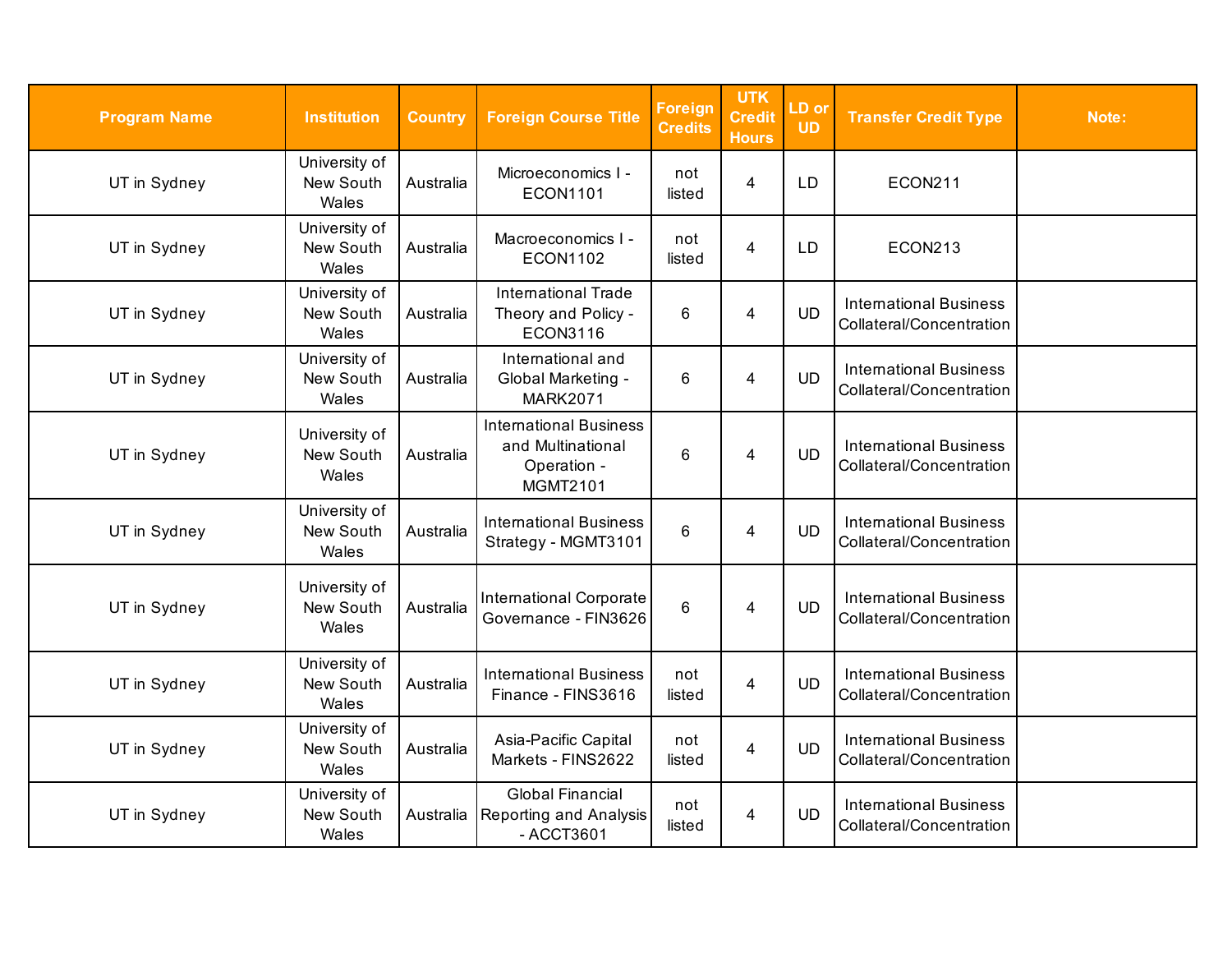| Program Name | Institution | Country | Foreign Course Title | Foreign Credits | UTK Credit Hours | LD or UD | Transfer Credit Type | Note: |
|---|---|---|---|---|---|---|---|---|
| UT in Sydney | University of New South Wales | Australia | Microeconomics I - ECON1101 | not listed | 4 | LD | ECON211 | |
| UT in Sydney | University of New South Wales | Australia | Macroeconomics I - ECON1102 | not listed | 4 | LD | ECON213 | |
| UT in Sydney | University of New South Wales | Australia | International Trade Theory and Policy - ECON3116 | 6 | 4 | UD | International Business Collateral/Concentration | |
| UT in Sydney | University of New South Wales | Australia | International and Global Marketing - MARK2071 | 6 | 4 | UD | International Business Collateral/Concentration | |
| UT in Sydney | University of New South Wales | Australia | International Business and Multinational Operation - MGMT2101 | 6 | 4 | UD | International Business Collateral/Concentration | |
| UT in Sydney | University of New South Wales | Australia | International Business Strategy - MGMT3101 | 6 | 4 | UD | International Business Collateral/Concentration | |
| UT in Sydney | University of New South Wales | Australia | International Corporate Governance - FIN3626 | 6 | 4 | UD | International Business Collateral/Concentration | |
| UT in Sydney | University of New South Wales | Australia | International Business Finance - FINS3616 | not listed | 4 | UD | International Business Collateral/Concentration | |
| UT in Sydney | University of New South Wales | Australia | Asia-Pacific Capital Markets - FINS2622 | not listed | 4 | UD | International Business Collateral/Concentration | |
| UT in Sydney | University of New South Wales | Australia | Global Financial Reporting and Analysis - ACCT3601 | not listed | 4 | UD | International Business Collateral/Concentration | |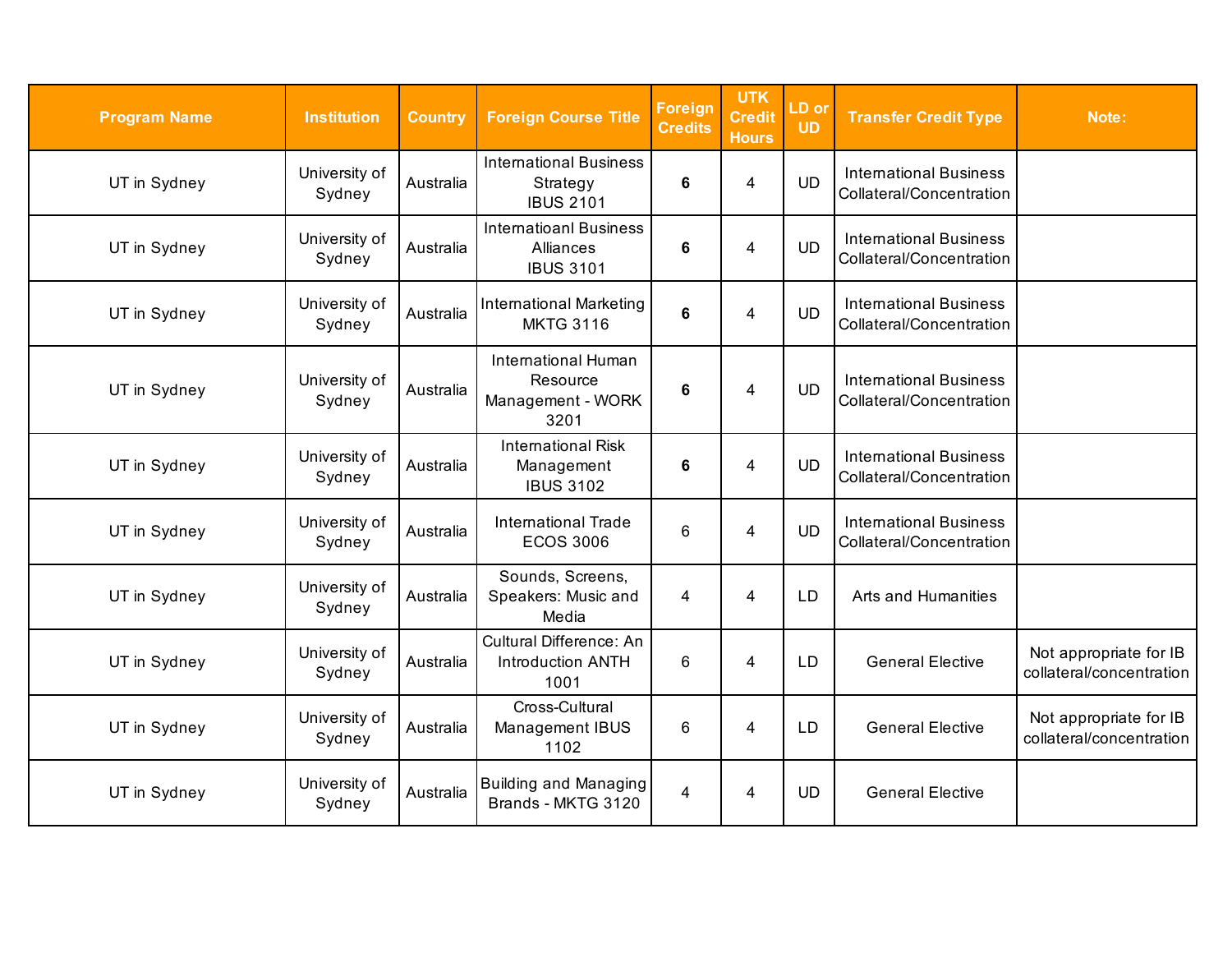| Program Name | Institution | Country | Foreign Course Title | Foreign Credits | UTK Credit Hours | LD or UD | Transfer Credit Type | Note: |
|---|---|---|---|---|---|---|---|---|
| UT in Sydney | University of Sydney | Australia | International Business Strategy IBUS 2101 | **6** | 4 | UD | International Business Collateral/Concentration | |
| UT in Sydney | University of Sydney | Australia | Internatioanl Business Alliances IBUS 3101 | **6** | 4 | UD | International Business Collateral/Concentration | |
| UT in Sydney | University of Sydney | Australia | International Marketing MKTG 3116 | **6** | 4 | UD | International Business Collateral/Concentration | |
| UT in Sydney | University of Sydney | Australia | International Human Resource Management - WORK 3201 | **6** | 4 | UD | International Business Collateral/Concentration | |
| UT in Sydney | University of Sydney | Australia | International Risk Management IBUS 3102 | **6** | 4 | UD | International Business Collateral/Concentration | |
| UT in Sydney | University of Sydney | Australia | International Trade ECOS 3006 | 6 | 4 | UD | International Business Collateral/Concentration | |
| UT in Sydney | University of Sydney | Australia | Sounds, Screens, Speakers: Music and Media | 4 | 4 | LD | Arts and Humanities | |
| UT in Sydney | University of Sydney | Australia | Cultural Difference: An Introduction ANTH 1001 | 6 | 4 | LD | General Elective | Not appropriate for IB collateral/concentration |
| UT in Sydney | University of Sydney | Australia | Cross-Cultural Management IBUS 1102 | 6 | 4 | LD | General Elective | Not appropriate for IB collateral/concentration |
| UT in Sydney | University of Sydney | Australia | Building and Managing Brands - MKTG 3120 | 4 | 4 | UD | General Elective | |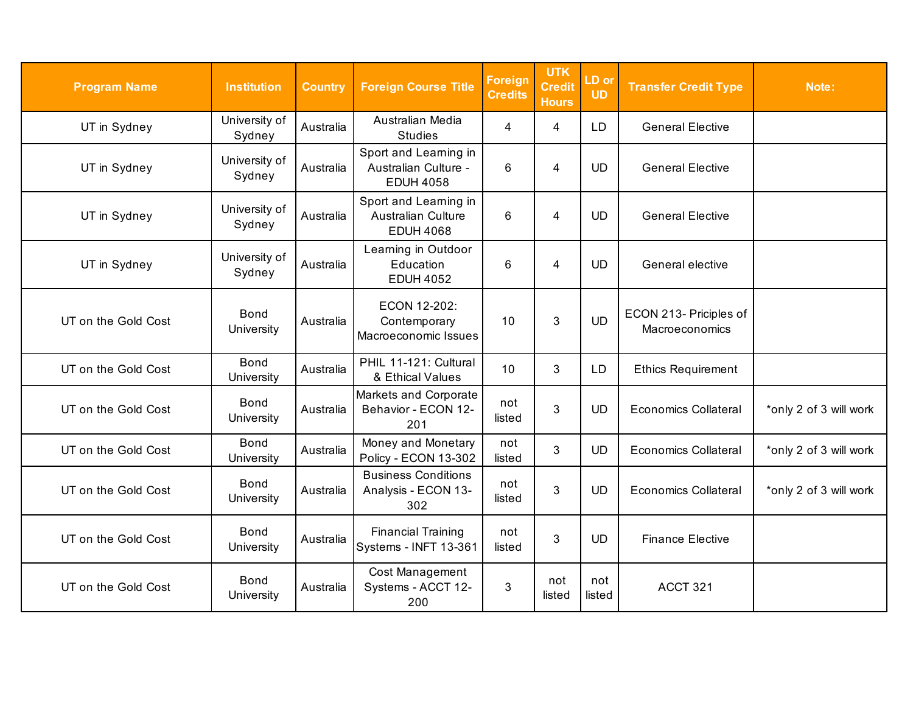| Program Name | Institution | Country | Foreign Course Title | Foreign Credits | UTK Credit Hours | LD or UD | Transfer Credit Type | Note: |
|---|---|---|---|---|---|---|---|---|
| UT in Sydney | University of Sydney | Australia | Australian Media Studies | 4 | 4 | LD | General Elective | |
| UT in Sydney | University of Sydney | Australia | Sport and Learning in Australian Culture - EDUH 4058 | 6 | 4 | UD | General Elective | |
| UT in Sydney | University of Sydney | Australia | Sport and Learning in Australian Culture EDUH 4068 | 6 | 4 | UD | General Elective | |
| UT in Sydney | University of Sydney | Australia | Learning in Outdoor Education EDUH 4052 | 6 | 4 | UD | General elective | |
| UT on the Gold Cost | Bond University | Australia | ECON 12-202: Contemporary Macroeconomic Issues | 10 | 3 | UD | ECON 213- Priciples of Macroeconomics | |
| UT on the Gold Cost | Bond University | Australia | PHIL 11-121: Cultural & Ethical Values | 10 | 3 | LD | Ethics Requirement | |
| UT on the Gold Cost | Bond University | Australia | Markets and Corporate Behavior - ECON 12-201 | not listed | 3 | UD | Economics Collateral | *only 2 of 3 will work |
| UT on the Gold Cost | Bond University | Australia | Money and Monetary Policy - ECON 13-302 | not listed | 3 | UD | Economics Collateral | *only 2 of 3 will work |
| UT on the Gold Cost | Bond University | Australia | Business Conditions Analysis - ECON 13-302 | not listed | 3 | UD | Economics Collateral | *only 2 of 3 will work |
| UT on the Gold Cost | Bond University | Australia | Financial Training Systems - INFT 13-361 | not listed | 3 | UD | Finance Elective | |
| UT on the Gold Cost | Bond University | Australia | Cost Management Systems - ACCT 12-200 | 3 | not listed | not listed | ACCT 321 | |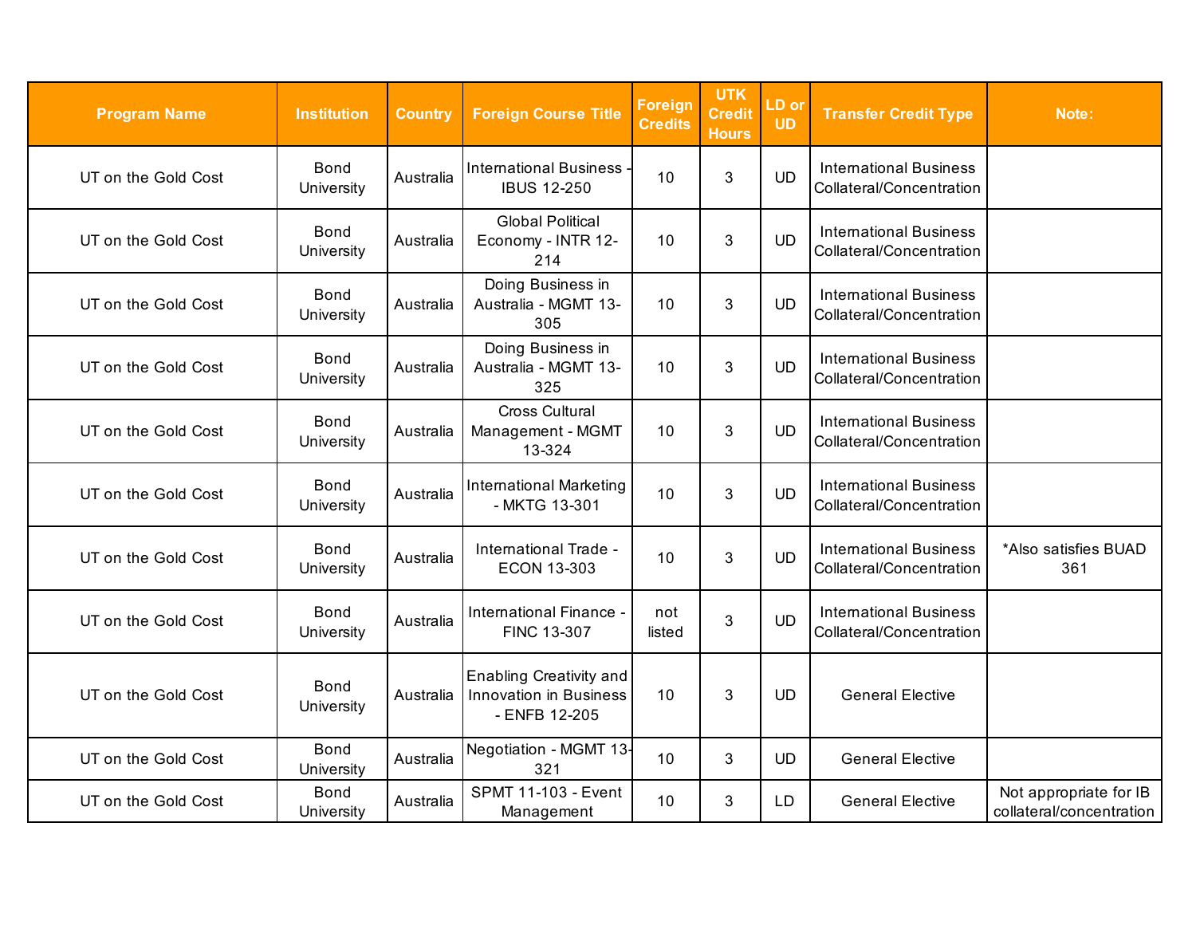| Program Name | Institution | Country | Foreign Course Title | Foreign Credits | UTK Credit Hours | LD or UD | Transfer Credit Type | Note: |
|---|---|---|---|---|---|---|---|---|
| UT on the Gold Cost | Bond University | Australia | International Business - IBUS 12-250 | 10 | 3 | UD | International Business Collateral/Concentration | |
| UT on the Gold Cost | Bond University | Australia | Global Political Economy - INTR 12-214 | 10 | 3 | UD | International Business Collateral/Concentration | |
| UT on the Gold Cost | Bond University | Australia | Doing Business in Australia - MGMT 13-305 | 10 | 3 | UD | International Business Collateral/Concentration | |
| UT on the Gold Cost | Bond University | Australia | Doing Business in Australia - MGMT 13-325 | 10 | 3 | UD | International Business Collateral/Concentration | |
| UT on the Gold Cost | Bond University | Australia | Cross Cultural Management - MGMT 13-324 | 10 | 3 | UD | International Business Collateral/Concentration | |
| UT on the Gold Cost | Bond University | Australia | International Marketing - MKTG 13-301 | 10 | 3 | UD | International Business Collateral/Concentration | |
| UT on the Gold Cost | Bond University | Australia | International Trade - ECON 13-303 | 10 | 3 | UD | International Business Collateral/Concentration | *Also satisfies BUAD 361 |
| UT on the Gold Cost | Bond University | Australia | International Finance - FINC 13-307 | not listed | 3 | UD | International Business Collateral/Concentration | |
| UT on the Gold Cost | Bond University | Australia | Enabling Creativity and Innovation in Business - ENFB 12-205 | 10 | 3 | UD | General Elective | |
| UT on the Gold Cost | Bond University | Australia | Negotiation - MGMT 13-321 | 10 | 3 | UD | General Elective | |
| UT on the Gold Cost | Bond University | Australia | SPMT 11-103 - Event Management | 10 | 3 | LD | General Elective | Not appropriate for IB collateral/concentration |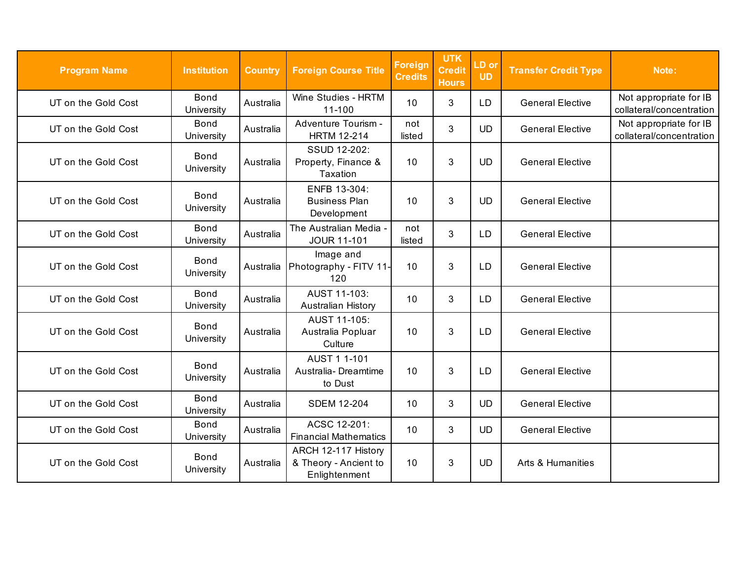| Program Name | Institution | Country | Foreign Course Title | Foreign Credits | UTK Credit Hours | LD or UD | Transfer Credit Type | Note: |
| --- | --- | --- | --- | --- | --- | --- | --- | --- |
| UT on the Gold Cost | Bond University | Australia | Wine Studies - HRTM 11-100 | 10 | 3 | LD | General Elective | Not appropriate for IB collateral/concentration |
| UT on the Gold Cost | Bond University | Australia | Adventure Tourism - HRTM 12-214 | not listed | 3 | UD | General Elective | Not appropriate for IB collateral/concentration |
| UT on the Gold Cost | Bond University | Australia | SSUD 12-202: Property, Finance & Taxation | 10 | 3 | UD | General Elective | |
| UT on the Gold Cost | Bond University | Australia | ENFB 13-304: Business Plan Development | 10 | 3 | UD | General Elective | |
| UT on the Gold Cost | Bond University | Australia | The Australian Media - JOUR 11-101 | not listed | 3 | LD | General Elective | |
| UT on the Gold Cost | Bond University | Australia | Image and Photography - FITV 11-120 | 10 | 3 | LD | General Elective | |
| UT on the Gold Cost | Bond University | Australia | AUST 11-103: Australian History | 10 | 3 | LD | General Elective | |
| UT on the Gold Cost | Bond University | Australia | AUST 11-105: Australia Popluar Culture | 10 | 3 | LD | General Elective | |
| UT on the Gold Cost | Bond University | Australia | AUST 1 1-101 Australia- Dreamtime to Dust | 10 | 3 | LD | General Elective | |
| UT on the Gold Cost | Bond University | Australia | SDEM 12-204 | 10 | 3 | UD | General Elective | |
| UT on the Gold Cost | Bond University | Australia | ACSC 12-201: Financial Mathematics | 10 | 3 | UD | General Elective | |
| UT on the Gold Cost | Bond University | Australia | ARCH 12-117 History & Theory - Ancient to Enlightenment | 10 | 3 | UD | Arts & Humanities | |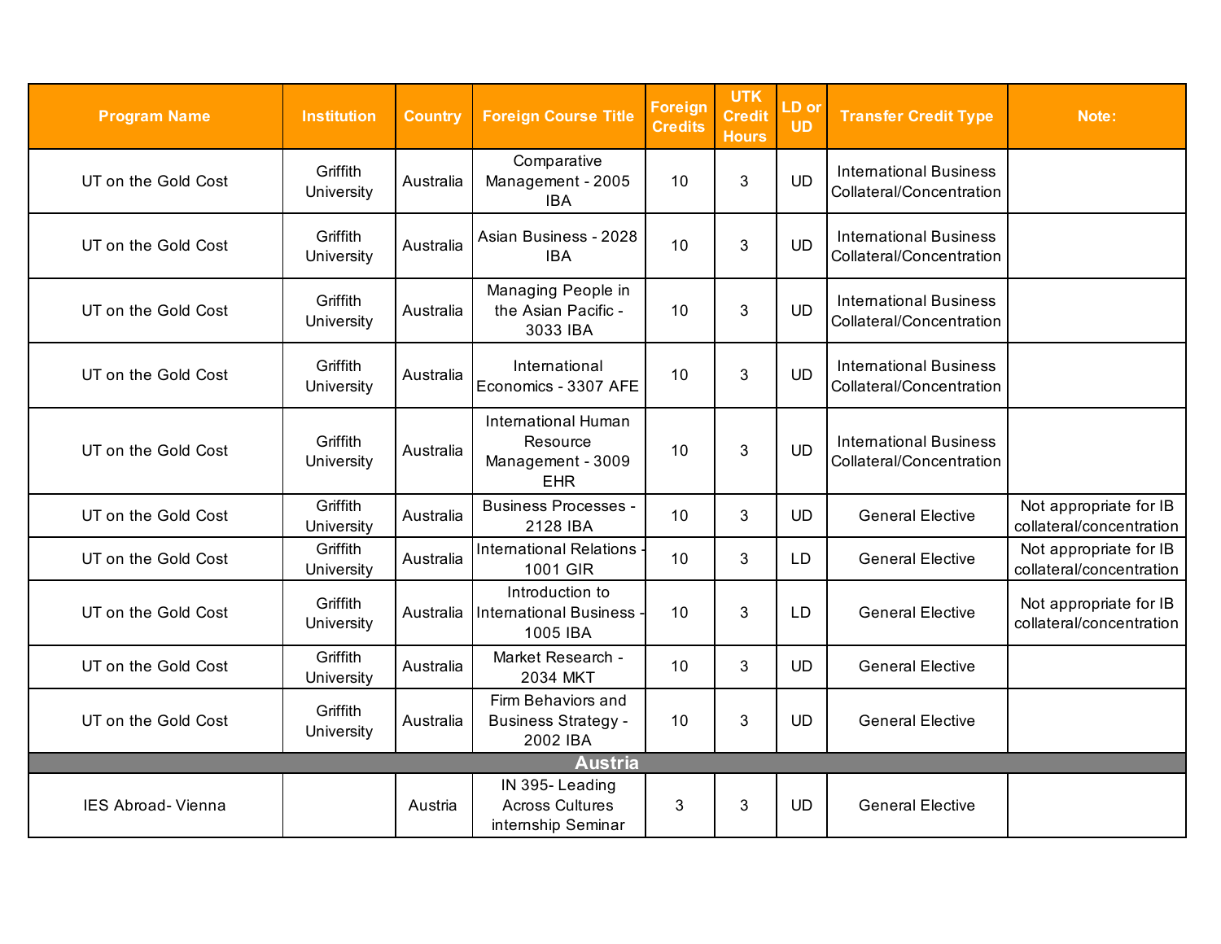| Program Name | Institution | Country | Foreign Course Title | Foreign Credits | UTK Credit Hours | LD or UD | Transfer Credit Type | Note: |
|---|---|---|---|---|---|---|---|---|
| UT on the Gold Cost | Griffith University | Australia | Comparative Management - 2005 IBA | 10 | 3 | UD | International Business Collateral/Concentration | |
| UT on the Gold Cost | Griffith University | Australia | Asian Business - 2028 IBA | 10 | 3 | UD | International Business Collateral/Concentration | |
| UT on the Gold Cost | Griffith University | Australia | Managing People in the Asian Pacific - 3033 IBA | 10 | 3 | UD | International Business Collateral/Concentration | |
| UT on the Gold Cost | Griffith University | Australia | International Economics - 3307 AFE | 10 | 3 | UD | International Business Collateral/Concentration | |
| UT on the Gold Cost | Griffith University | Australia | International Human Resource Management - 3009 EHR | 10 | 3 | UD | International Business Collateral/Concentration | |
| UT on the Gold Cost | Griffith University | Australia | Business Processes - 2128 IBA | 10 | 3 | UD | General Elective | Not appropriate for IB collateral/concentration |
| UT on the Gold Cost | Griffith University | Australia | International Relations - 1001 GIR | 10 | 3 | LD | General Elective | Not appropriate for IB collateral/concentration |
| UT on the Gold Cost | Griffith University | Australia | Introduction to International Business - 1005 IBA | 10 | 3 | LD | General Elective | Not appropriate for IB collateral/concentration |
| UT on the Gold Cost | Griffith University | Australia | Market Research - 2034 MKT | 10 | 3 | UD | General Elective | |
| UT on the Gold Cost | Griffith University | Australia | Firm Behaviors and Business Strategy - 2002 IBA | 10 | 3 | UD | General Elective | |
| **Austria** | | | | | | | | |
| IES Abroad- Vienna | | Austria | IN 395- Leading Across Cultures internship Seminar | 3 | 3 | UD | General Elective | |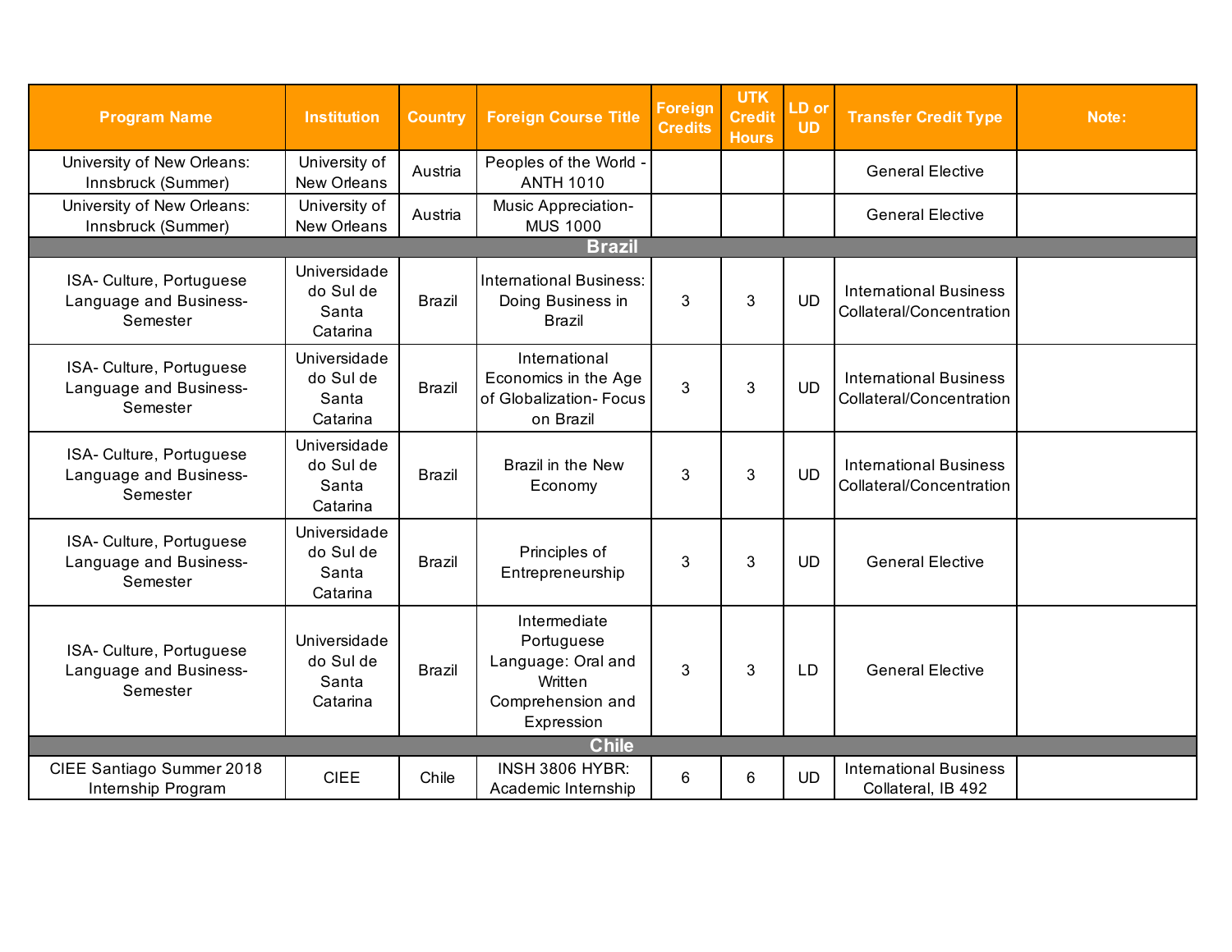| Program Name | Institution | Country | Foreign Course Title | Foreign Credits | UTK Credit Hours | LD or UD | Transfer Credit Type | Note: |
|---|---|---|---|---|---|---|---|---|
| University of New Orleans: Innsbruck (Summer) | University of New Orleans | Austria | Peoples of the World - ANTH 1010 | | | | General Elective | |
| University of New Orleans: Innsbruck (Summer) | University of New Orleans | Austria | Music Appreciation- MUS 1000 | | | | General Elective | |
| **Brazil** | | | | | | | | |
| ISA- Culture, Portuguese Language and Business- Semester | Universidade do Sul de Santa Catarina | Brazil | International Business: Doing Business in Brazil | 3 | 3 | UD | International Business Collateral/Concentration | |
| ISA- Culture, Portuguese Language and Business- Semester | Universidade do Sul de Santa Catarina | Brazil | International Economics in the Age of Globalization- Focus on Brazil | 3 | 3 | UD | International Business Collateral/Concentration | |
| ISA- Culture, Portuguese Language and Business- Semester | Universidade do Sul de Santa Catarina | Brazil | Brazil in the New Economy | 3 | 3 | UD | International Business Collateral/Concentration | |
| ISA- Culture, Portuguese Language and Business- Semester | Universidade do Sul de Santa Catarina | Brazil | Principles of Entrepreneurship | 3 | 3 | UD | General Elective | |
| ISA- Culture, Portuguese Language and Business- Semester | Universidade do Sul de Santa Catarina | Brazil | Intermediate Portuguese Language: Oral and Written Comprehension and Expression | 3 | 3 | LD | General Elective | |
| **Chile** | | | | | | | | |
| CIEE Santiago Summer 2018 Internship Program | CIEE | Chile | INSH 3806 HYBR: Academic Internship | 6 | 6 | UD | International Business Collateral, IB 492 | |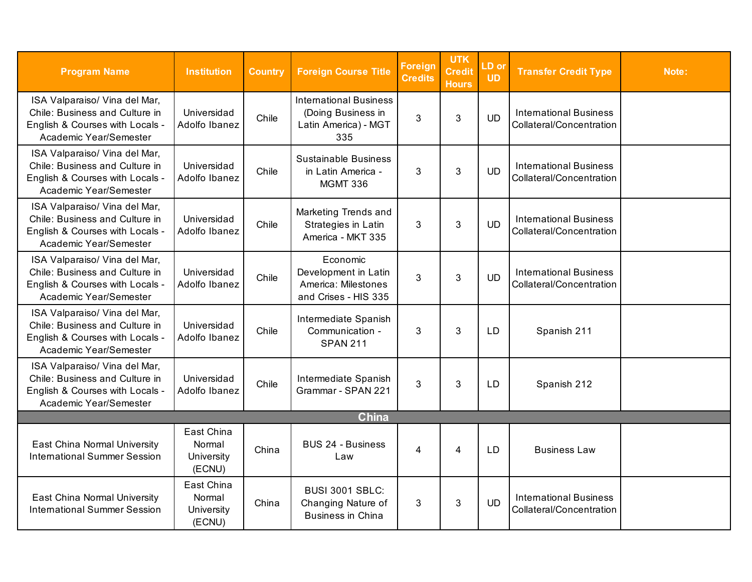| Program Name | Institution | Country | Foreign Course Title | Foreign Credits | UTK Credit Hours | LD or UD | Transfer Credit Type | Note: |
|---|---|---|---|---|---|---|---|---|
| ISA Valparaiso/ Vina del Mar, Chile: Business and Culture in English & Courses with Locals - Academic Year/Semester | Universidad Adolfo Ibanez | Chile | International Business (Doing Business in Latin America) - MGT 335 | 3 | 3 | UD | International Business Collateral/Concentration | |
| ISA Valparaiso/ Vina del Mar, Chile: Business and Culture in English & Courses with Locals - Academic Year/Semester | Universidad Adolfo Ibanez | Chile | Sustainable Business in Latin America - MGMT 336 | 3 | 3 | UD | International Business Collateral/Concentration | |
| ISA Valparaiso/ Vina del Mar, Chile: Business and Culture in English & Courses with Locals - Academic Year/Semester | Universidad Adolfo Ibanez | Chile | Marketing Trends and Strategies in Latin America - MKT 335 | 3 | 3 | UD | International Business Collateral/Concentration | |
| ISA Valparaiso/ Vina del Mar, Chile: Business and Culture in English & Courses with Locals - Academic Year/Semester | Universidad Adolfo Ibanez | Chile | Economic Development in Latin America: Milestones and Crises - HIS 335 | 3 | 3 | UD | International Business Collateral/Concentration | |
| ISA Valparaiso/ Vina del Mar, Chile: Business and Culture in English & Courses with Locals - Academic Year/Semester | Universidad Adolfo Ibanez | Chile | Intermediate Spanish Communication - SPAN 211 | 3 | 3 | LD | Spanish 211 | |
| ISA Valparaiso/ Vina del Mar, Chile: Business and Culture in English & Courses with Locals - Academic Year/Semester | Universidad Adolfo Ibanez | Chile | Intermediate Spanish Grammar - SPAN 221 | 3 | 3 | LD | Spanish 212 | |
| **China** | | | | | | | | |
| East China Normal University International Summer Session | East China Normal University (ECNU) | China | BUS 24 - Business Law | 4 | 4 | LD | Business Law | |
| East China Normal University International Summer Session | East China Normal University (ECNU) | China | BUSI 3001 SBLC: Changing Nature of Business in China | 3 | 3 | UD | International Business Collateral/Concentration | |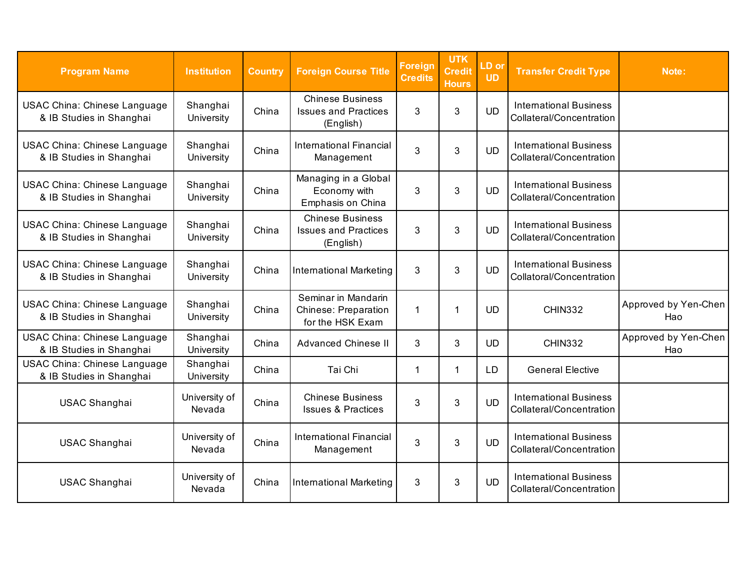| Program Name | Institution | Country | Foreign Course Title | Foreign Credits | UTK Credit Hours | LD or UD | Transfer Credit Type | Note: |
|---|---|---|---|---|---|---|---|---|
| USAC China: Chinese Language & IB Studies in Shanghai | Shanghai University | China | Chinese Business Issues and Practices (English) | 3 | 3 | UD | International Business Collateral/Concentration | |
| USAC China: Chinese Language & IB Studies in Shanghai | Shanghai University | China | International Financial Management | 3 | 3 | UD | International Business Collateral/Concentration | |
| USAC China: Chinese Language & IB Studies in Shanghai | Shanghai University | China | Managing in a Global Economy with Emphasis on China | 3 | 3 | UD | International Business Collateral/Concentration | |
| USAC China: Chinese Language & IB Studies in Shanghai | Shanghai University | China | Chinese Business Issues and Practices (English) | 3 | 3 | UD | International Business Collateral/Concentration | |
| USAC China: Chinese Language & IB Studies in Shanghai | Shanghai University | China | International Marketing | 3 | 3 | UD | International Business Collatoral/Concentration | |
| USAC China: Chinese Language & IB Studies in Shanghai | Shanghai University | China | Seminar in Mandarin Chinese: Preparation for the HSK Exam | 1 | 1 | UD | CHIN332 | Approved by Yen-Chen Hao |
| USAC China: Chinese Language & IB Studies in Shanghai | Shanghai University | China | Advanced Chinese II | 3 | 3 | UD | CHIN332 | Approved by Yen-Chen Hao |
| USAC China: Chinese Language & IB Studies in Shanghai | Shanghai University | China | Tai Chi | 1 | 1 | LD | General Elective | |
| USAC Shanghai | University of Nevada | China | Chinese Business Issues & Practices | 3 | 3 | UD | International Business Collateral/Concentration | |
| USAC Shanghai | University of Nevada | China | International Financial Management | 3 | 3 | UD | International Business Collateral/Concentration | |
| USAC Shanghai | University of Nevada | China | International Marketing | 3 | 3 | UD | International Business Collateral/Concentration | |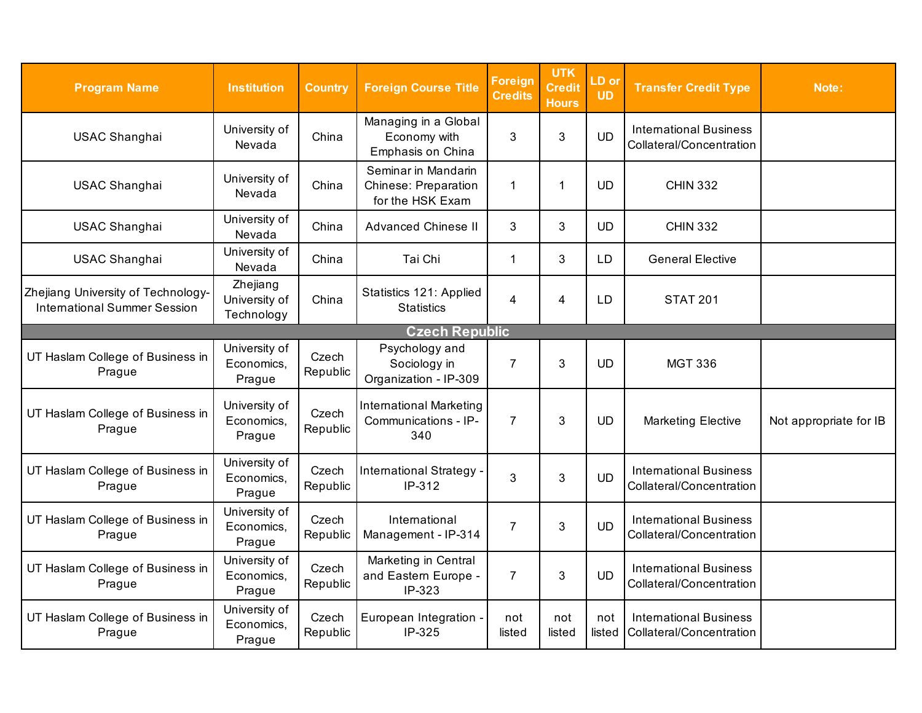| Program Name | Institution | Country | Foreign Course Title | Foreign Credits | UTK Credit Hours | LD or UD | Transfer Credit Type | Note: |
|---|---|---|---|---|---|---|---|---|
| USAC Shanghai | University of Nevada | China | Managing in a Global Economy with Emphasis on China | 3 | 3 | UD | International Business Collateral/Concentration | |
| USAC Shanghai | University of Nevada | China | Seminar in Mandarin Chinese: Preparation for the HSK Exam | 1 | 1 | UD | CHIN 332 | |
| USAC Shanghai | University of Nevada | China | Advanced Chinese II | 3 | 3 | UD | CHIN 332 | |
| USAC Shanghai | University of Nevada | China | Tai Chi | 1 | 3 | LD | General Elective | |
| Zhejiang University of Technology-International Summer Session | Zhejiang University of Technology | China | Statistics 121: Applied Statistics | 4 | 4 | LD | STAT 201 | |
| **Czech Republic** | | | | | | | | |
| UT Haslam College of Business in Prague | University of Economics, Prague | Czech Republic | Psychology and Sociology in Organization - IP-309 | 7 | 3 | UD | MGT 336 | |
| UT Haslam College of Business in Prague | University of Economics, Prague | Czech Republic | International Marketing Communications - IP-340 | 7 | 3 | UD | Marketing Elective | Not appropriate for IB |
| UT Haslam College of Business in Prague | University of Economics, Prague | Czech Republic | International Strategy - IP-312 | 3 | 3 | UD | International Business Collateral/Concentration | |
| UT Haslam College of Business in Prague | University of Economics, Prague | Czech Republic | International Management - IP-314 | 7 | 3 | UD | International Business Collateral/Concentration | |
| UT Haslam College of Business in Prague | University of Economics, Prague | Czech Republic | Marketing in Central and Eastern Europe - IP-323 | 7 | 3 | UD | International Business Collateral/Concentration | |
| UT Haslam College of Business in Prague | University of Economics, Prague | Czech Republic | European Integration - IP-325 | not listed | not listed | not listed | International Business Collateral/Concentration | |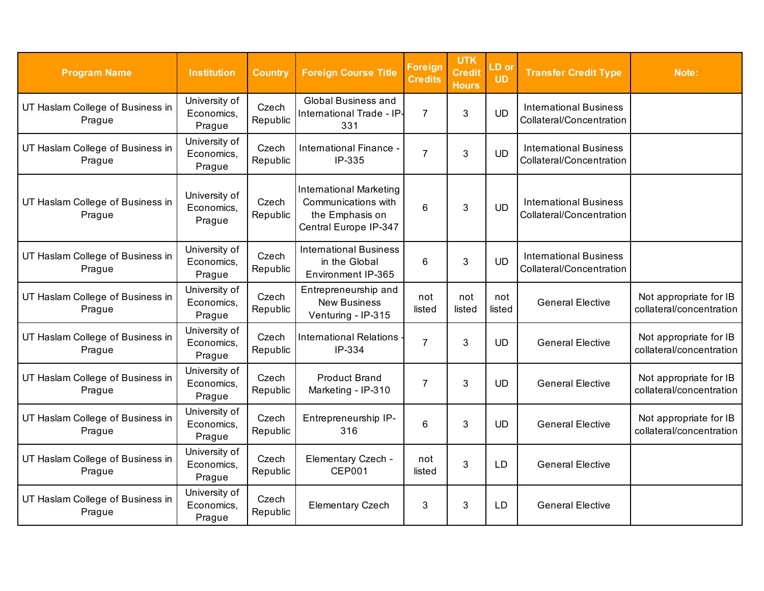| Program Name | Institution | Country | Foreign Course Title | Foreign Credits | UTK Credit Hours | LD or UD | Transfer Credit Type | Note: |
|---|---|---|---|---|---|---|---|---|
| UT Haslam College of Business in Prague | University of Economics, Prague | Czech Republic | Global Business and International Trade - IP-331 | 7 | 3 | UD | International Business Collateral/Concentration | |
| UT Haslam College of Business in Prague | University of Economics, Prague | Czech Republic | International Finance - IP-335 | 7 | 3 | UD | International Business Collateral/Concentration | |
| UT Haslam College of Business in Prague | University of Economics, Prague | Czech Republic | International Marketing Communications with the Emphasis on Central Europe IP-347 | 6 | 3 | UD | International Business Collateral/Concentration | |
| UT Haslam College of Business in Prague | University of Economics, Prague | Czech Republic | International Business in the Global Environment IP-365 | 6 | 3 | UD | International Business Collateral/Concentration | |
| UT Haslam College of Business in Prague | University of Economics, Prague | Czech Republic | Entrepreneurship and New Business Venturing - IP-315 | not listed | not listed | not listed | General Elective | Not appropriate for IB collateral/concentration |
| UT Haslam College of Business in Prague | University of Economics, Prague | Czech Republic | International Relations - IP-334 | 7 | 3 | UD | General Elective | Not appropriate for IB collateral/concentration |
| UT Haslam College of Business in Prague | University of Economics, Prague | Czech Republic | Product Brand Marketing - IP-310 | 7 | 3 | UD | General Elective | Not appropriate for IB collateral/concentration |
| UT Haslam College of Business in Prague | University of Economics, Prague | Czech Republic | Entrepreneurship IP-316 | 6 | 3 | UD | General Elective | Not appropriate for IB collateral/concentration |
| UT Haslam College of Business in Prague | University of Economics, Prague | Czech Republic | Elementary Czech - CEP001 | not listed | 3 | LD | General Elective | |
| UT Haslam College of Business in Prague | University of Economics, Prague | Czech Republic | Elementary Czech | 3 | 3 | LD | General Elective | |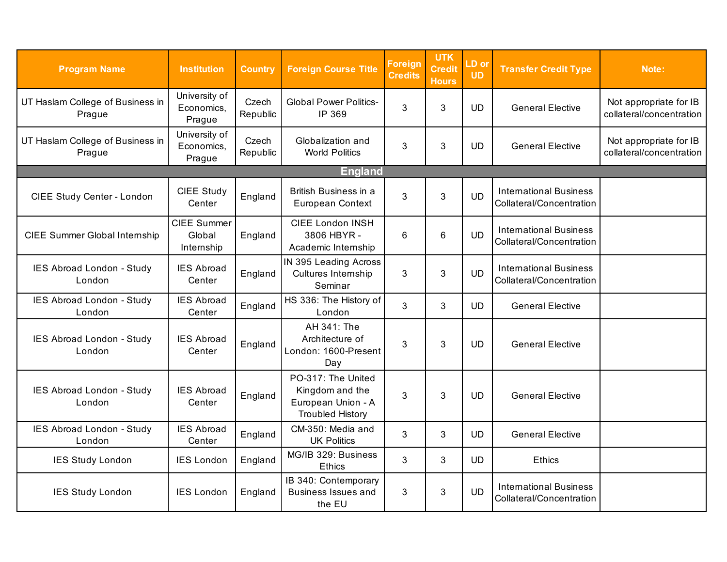| Program Name | Institution | Country | Foreign Course Title | Foreign Credits | UTK Credit Hours | LD or UD | Transfer Credit Type | Note: |
|---|---|---|---|---|---|---|---|---|
| UT Haslam College of Business in Prague | University of Economics, Prague | Czech Republic | Global Power Politics- IP 369 | 3 | 3 | UD | General Elective | Not appropriate for IB collateral/concentration |
| UT Haslam College of Business in Prague | University of Economics, Prague | Czech Republic | Globalization and World Politics | 3 | 3 | UD | General Elective | Not appropriate for IB collateral/concentration |
| **England** | | | | | | | | |
| CIEE Study Center - London | CIEE Study Center | England | British Business in a European Context | 3 | 3 | UD | International Business Collateral/Concentration | |
| CIEE Summer Global Internship | CIEE Summer Global Internship | England | CIEE London INSH 3806 HBYR - Academic Internship | 6 | 6 | UD | International Business Collateral/Concentration | |
| IES Abroad London - Study London | IES Abroad Center | England | IN 395 Leading Across Cultures Internship Seminar | 3 | 3 | UD | International Business Collateral/Concentration | |
| IES Abroad London - Study London | IES Abroad Center | England | HS 336: The History of London | 3 | 3 | UD | General Elective | |
| IES Abroad London - Study London | IES Abroad Center | England | AH 341: The Architecture of London: 1600-Present Day | 3 | 3 | UD | General Elective | |
| IES Abroad London - Study London | IES Abroad Center | England | PO-317: The United Kingdom and the European Union - A Troubled History | 3 | 3 | UD | General Elective | |
| IES Abroad London - Study London | IES Abroad Center | England | CM-350: Media and UK Politics | 3 | 3 | UD | General Elective | |
| IES Study London | IES London | England | MG/IB 329: Business Ethics | 3 | 3 | UD | Ethics | |
| IES Study London | IES London | England | IB 340: Contemporary Business Issues and the EU | 3 | 3 | UD | International Business Collateral/Concentration | |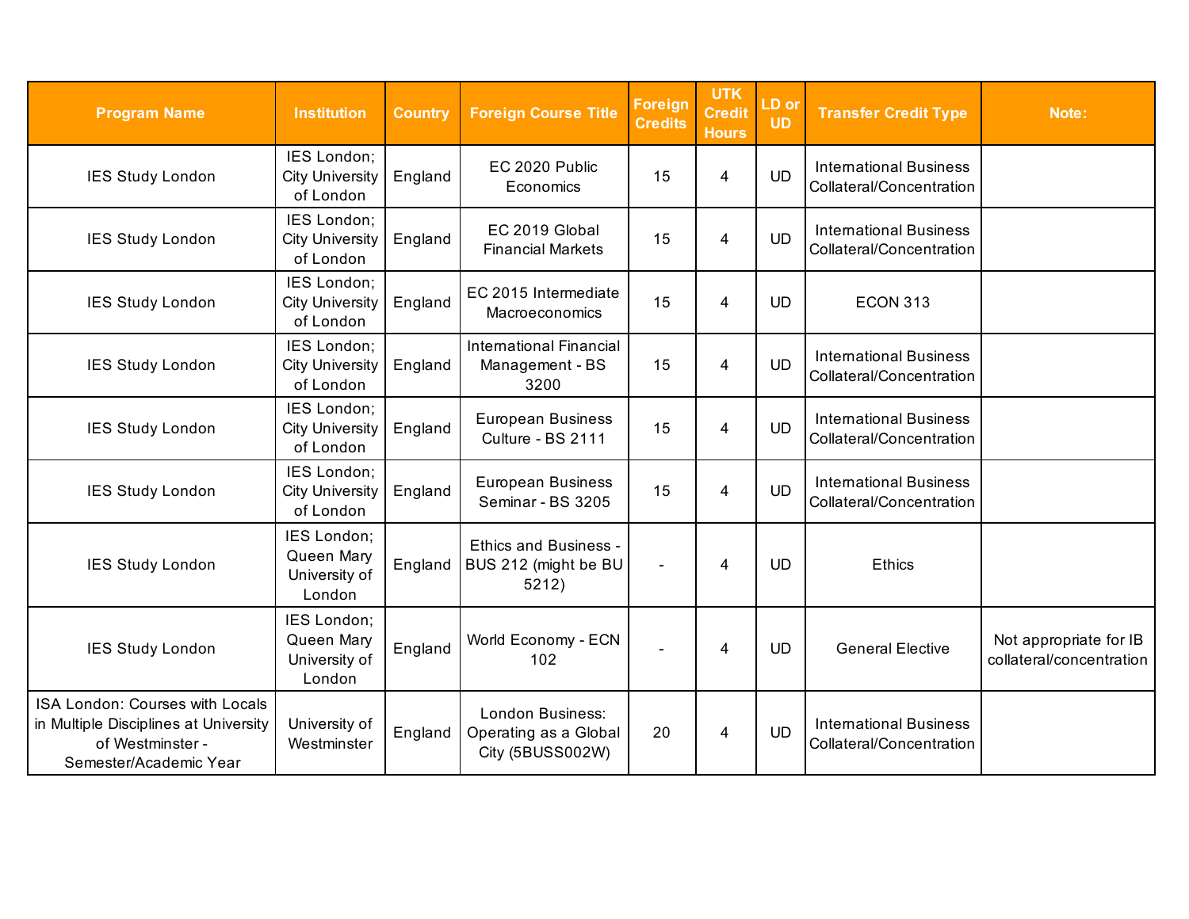| Program Name | Institution | Country | Foreign Course Title | Foreign Credits | UTK Credit Hours | LD or UD | Transfer Credit Type | Note: |
|---|---|---|---|---|---|---|---|---|
| IES Study London | IES London; City University of London | England | EC 2020 Public Economics | 15 | 4 | UD | International Business Collateral/Concentration | |
| IES Study London | IES London; City University of London | England | EC 2019 Global Financial Markets | 15 | 4 | UD | International Business Collateral/Concentration | |
| IES Study London | IES London; City University of London | England | EC 2015 Intermediate Macroeconomics | 15 | 4 | UD | ECON 313 | |
| IES Study London | IES London; City University of London | England | International Financial Management - BS 3200 | 15 | 4 | UD | International Business Collateral/Concentration | |
| IES Study London | IES London; City University of London | England | European Business Culture - BS 2111 | 15 | 4 | UD | International Business Collateral/Concentration | |
| IES Study London | IES London; City University of London | England | European Business Seminar - BS 3205 | 15 | 4 | UD | International Business Collateral/Concentration | |
| IES Study London | IES London; Queen Mary University of London | England | Ethics and Business - BUS 212 (might be BU 5212) | - | 4 | UD | Ethics | |
| IES Study London | IES London; Queen Mary University of London | England | World Economy - ECN 102 | - | 4 | UD | General Elective | Not appropriate for IB collateral/concentration |
| ISA London: Courses with Locals in Multiple Disciplines at University of Westminster - Semester/Academic Year | University of Westminster | England | London Business: Operating as a Global City (5BUSS002W) | 20 | 4 | UD | International Business Collateral/Concentration | |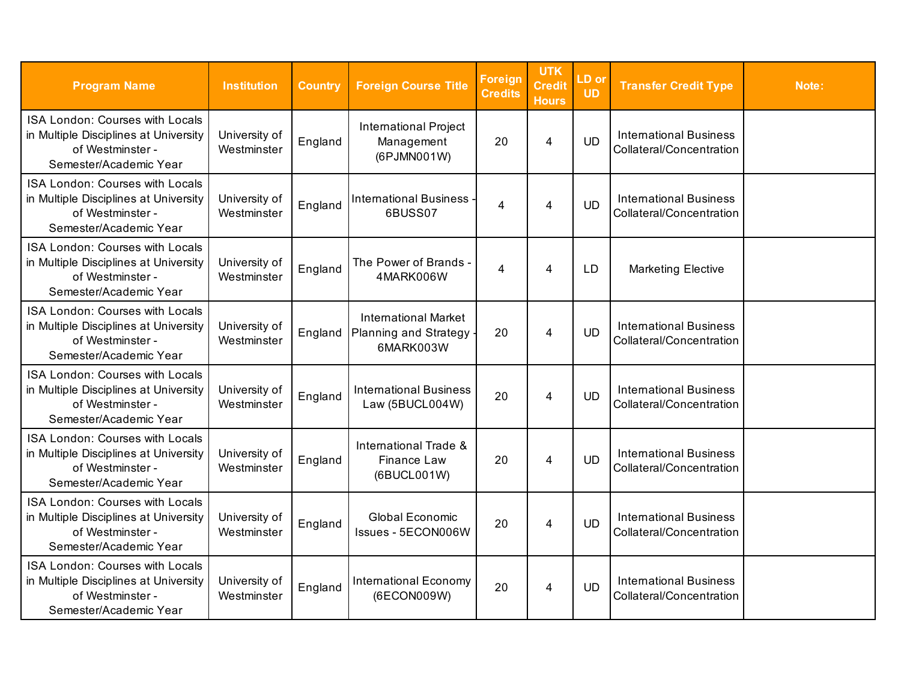| Program Name | Institution | Country | Foreign Course Title | Foreign Credits | UTK Credit Hours | LD or UD | Transfer Credit Type | Note: |
|---|---|---|---|---|---|---|---|---|
| ISA London: Courses with Locals in Multiple Disciplines at University of Westminster - Semester/Academic Year | University of Westminster | England | International Project Management (6PJMN001W) | 20 | 4 | UD | International Business Collateral/Concentration | |
| ISA London: Courses with Locals in Multiple Disciplines at University of Westminster - Semester/Academic Year | University of Westminster | England | International Business - 6BUSS07 | 4 | 4 | UD | International Business Collateral/Concentration | |
| ISA London: Courses with Locals in Multiple Disciplines at University of Westminster - Semester/Academic Year | University of Westminster | England | The Power of Brands - 4MARK006W | 4 | 4 | LD | Marketing Elective | |
| ISA London: Courses with Locals in Multiple Disciplines at University of Westminster - Semester/Academic Year | University of Westminster | England | International Market Planning and Strategy - 6MARK003W | 20 | 4 | UD | International Business Collateral/Concentration | |
| ISA London: Courses with Locals in Multiple Disciplines at University of Westminster - Semester/Academic Year | University of Westminster | England | International Business Law (5BUCL004W) | 20 | 4 | UD | International Business Collateral/Concentration | |
| ISA London: Courses with Locals in Multiple Disciplines at University of Westminster - Semester/Academic Year | University of Westminster | England | International Trade & Finance Law (6BUCL001W) | 20 | 4 | UD | International Business Collateral/Concentration | |
| ISA London: Courses with Locals in Multiple Disciplines at University of Westminster - Semester/Academic Year | University of Westminster | England | Global Economic Issues - 5ECON006W | 20 | 4 | UD | International Business Collateral/Concentration | |
| ISA London: Courses with Locals in Multiple Disciplines at University of Westminster - Semester/Academic Year | University of Westminster | England | International Economy (6ECON009W) | 20 | 4 | UD | International Business Collateral/Concentration | |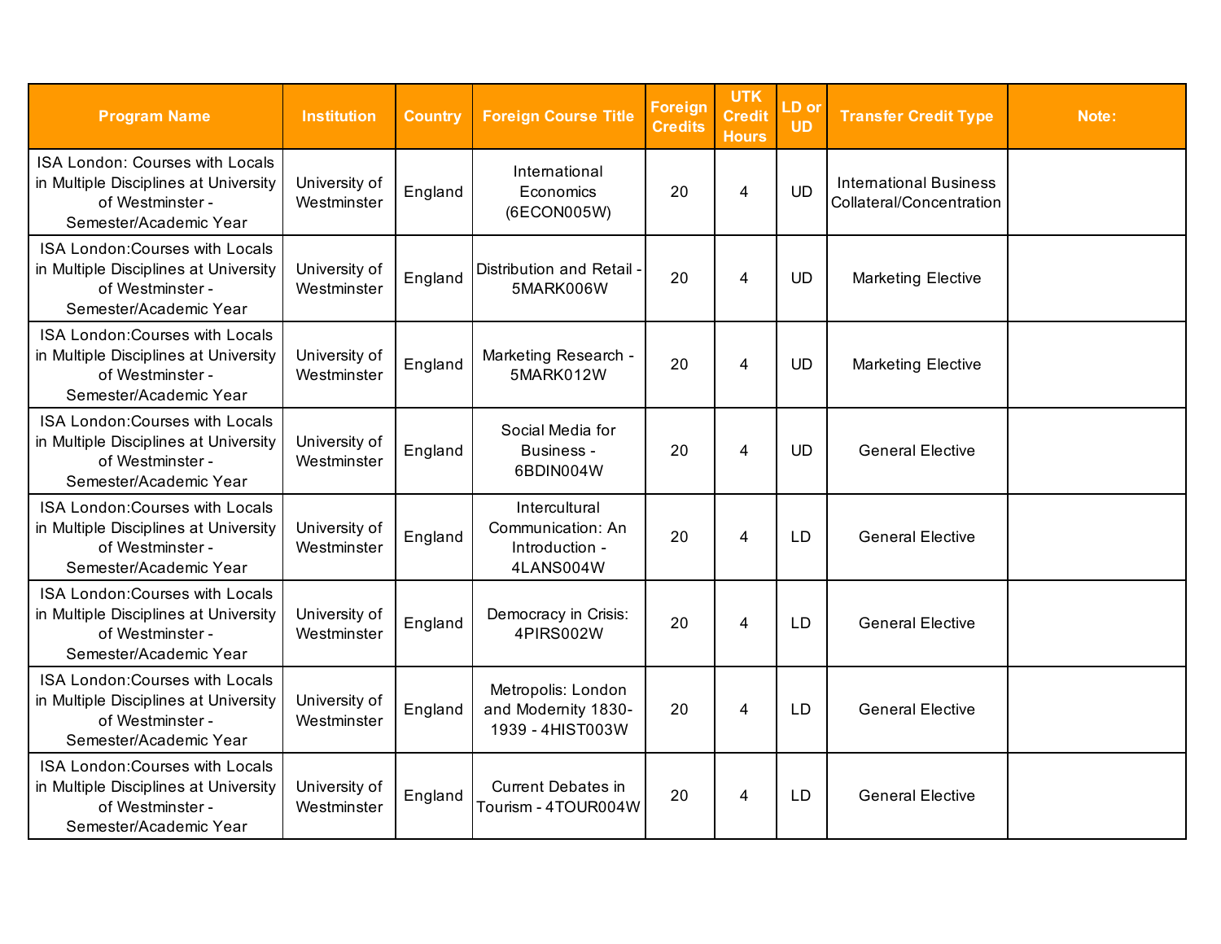| Program Name | Institution | Country | Foreign Course Title | Foreign Credits | UTK Credit Hours | LD or UD | Transfer Credit Type | Note: |
|---|---|---|---|---|---|---|---|---|
| ISA London: Courses with Locals in Multiple Disciplines at University of Westminster - Semester/Academic Year | University of Westminster | England | International Economics (6ECON005W) | 20 | 4 | UD | International Business Collateral/Concentration | |
| ISA London:Courses with Locals in Multiple Disciplines at University of Westminster - Semester/Academic Year | University of Westminster | England | Distribution and Retail - 5MARK006W | 20 | 4 | UD | Marketing Elective | |
| ISA London:Courses with Locals in Multiple Disciplines at University of Westminster - Semester/Academic Year | University of Westminster | England | Marketing Research - 5MARK012W | 20 | 4 | UD | Marketing Elective | |
| ISA London:Courses with Locals in Multiple Disciplines at University of Westminster - Semester/Academic Year | University of Westminster | England | Social Media for Business - 6BDIN004W | 20 | 4 | UD | General Elective | |
| ISA London:Courses with Locals in Multiple Disciplines at University of Westminster - Semester/Academic Year | University of Westminster | England | Intercultural Communication: An Introduction - 4LANS004W | 20 | 4 | LD | General Elective | |
| ISA London:Courses with Locals in Multiple Disciplines at University of Westminster - Semester/Academic Year | University of Westminster | England | Democracy in Crisis: 4PIRS002W | 20 | 4 | LD | General Elective | |
| ISA London:Courses with Locals in Multiple Disciplines at University of Westminster - Semester/Academic Year | University of Westminster | England | Metropolis: London and Modernity 1830-1939 - 4HIST003W | 20 | 4 | LD | General Elective | |
| ISA London:Courses with Locals in Multiple Disciplines at University of Westminster - Semester/Academic Year | University of Westminster | England | Current Debates in Tourism - 4TOUR004W | 20 | 4 | LD | General Elective | |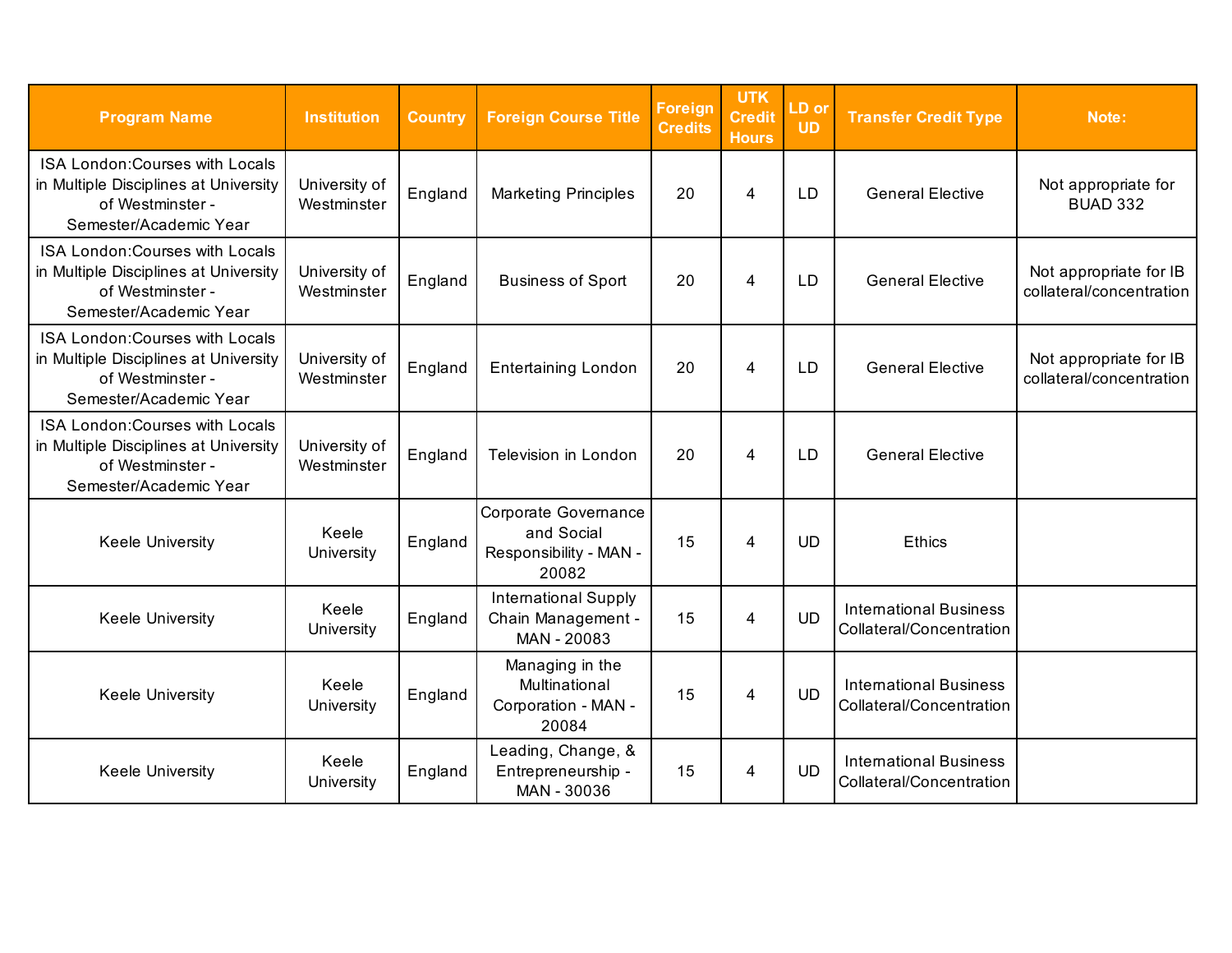| Program Name | Institution | Country | Foreign Course Title | Foreign Credits | UTK Credit Hours | LD or UD | Transfer Credit Type | Note: |
|---|---|---|---|---|---|---|---|---|
| ISA London:Courses with Locals in Multiple Disciplines at University of Westminster - Semester/Academic Year | University of Westminster | England | Marketing Principles | 20 | 4 | LD | General Elective | Not appropriate for BUAD 332 |
| ISA London:Courses with Locals in Multiple Disciplines at University of Westminster - Semester/Academic Year | University of Westminster | England | Business of Sport | 20 | 4 | LD | General Elective | Not appropriate for IB collateral/concentration |
| ISA London:Courses with Locals in Multiple Disciplines at University of Westminster - Semester/Academic Year | University of Westminster | England | Entertaining London | 20 | 4 | LD | General Elective | Not appropriate for IB collateral/concentration |
| ISA London:Courses with Locals in Multiple Disciplines at University of Westminster - Semester/Academic Year | University of Westminster | England | Television in London | 20 | 4 | LD | General Elective | |
| Keele University | Keele University | England | Corporate Governance and Social Responsibility - MAN - 20082 | 15 | 4 | UD | Ethics | |
| Keele University | Keele University | England | International Supply Chain Management - MAN - 20083 | 15 | 4 | UD | International Business Collateral/Concentration | |
| Keele University | Keele University | England | Managing in the Multinational Corporation - MAN - 20084 | 15 | 4 | UD | International Business Collateral/Concentration | |
| Keele University | Keele University | England | Leading, Change, & Entrepreneurship - MAN - 30036 | 15 | 4 | UD | International Business Collateral/Concentration | |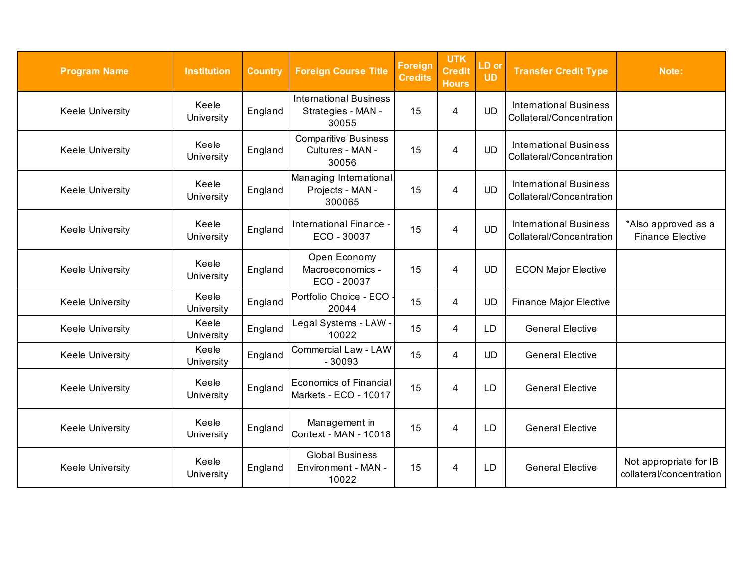| Program Name | Institution | Country | Foreign Course Title | Foreign Credits | UTK Credit Hours | LD or UD | Transfer Credit Type | Note: |
|---|---|---|---|---|---|---|---|---|
| Keele University | Keele University | England | International Business Strategies - MAN - 30055 | 15 | 4 | UD | International Business Collateral/Concentration | |
| Keele University | Keele University | England | Comparitive Business Cultures - MAN - 30056 | 15 | 4 | UD | International Business Collateral/Concentration | |
| Keele University | Keele University | England | Managing International Projects - MAN - 300065 | 15 | 4 | UD | International Business Collateral/Concentration | |
| Keele University | Keele University | England | International Finance - ECO - 30037 | 15 | 4 | UD | International Business Collateral/Concentration | *Also approved as a Finance Elective |
| Keele University | Keele University | England | Open Economy Macroeconomics - ECO - 20037 | 15 | 4 | UD | ECON Major Elective | |
| Keele University | Keele University | England | Portfolio Choice - ECO - 20044 | 15 | 4 | UD | Finance Major Elective | |
| Keele University | Keele University | England | Legal Systems - LAW - 10022 | 15 | 4 | LD | General Elective | |
| Keele University | Keele University | England | Commercial Law - LAW - 30093 | 15 | 4 | UD | General Elective | |
| Keele University | Keele University | England | Economics of Financial Markets - ECO - 10017 | 15 | 4 | LD | General Elective | |
| Keele University | Keele University | England | Management in Context - MAN - 10018 | 15 | 4 | LD | General Elective | |
| Keele University | Keele University | England | Global Business Environment - MAN - 10022 | 15 | 4 | LD | General Elective | Not appropriate for IB collateral/concentration |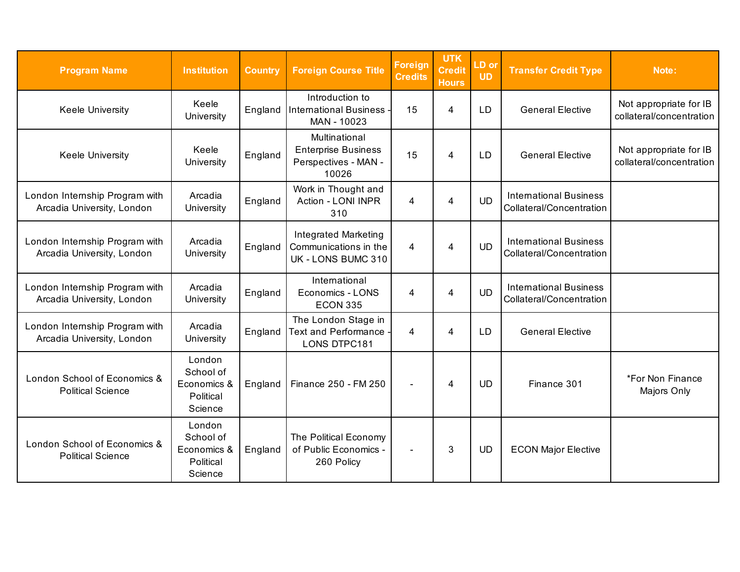| Program Name | Institution | Country | Foreign Course Title | Foreign Credits | UTK Credit Hours | LD or UD | Transfer Credit Type | Note: |
|---|---|---|---|---|---|---|---|---|
| Keele University | Keele University | England | Introduction to International Business - MAN - 10023 | 15 | 4 | LD | General Elective | Not appropriate for IB collateral/concentration |
| Keele University | Keele University | England | Multinational Enterprise Business Perspectives - MAN - 10026 | 15 | 4 | LD | General Elective | Not appropriate for IB collateral/concentration |
| London Internship Program with Arcadia University, London | Arcadia University | England | Work in Thought and Action - LONI INPR 310 | 4 | 4 | UD | International Business Collateral/Concentration | |
| London Internship Program with Arcadia University, London | Arcadia University | England | Integrated Marketing Communications in the UK - LONS BUMC 310 | 4 | 4 | UD | International Business Collateral/Concentration | |
| London Internship Program with Arcadia University, London | Arcadia University | England | International Economics - LONS ECON 335 | 4 | 4 | UD | International Business Collateral/Concentration | |
| London Internship Program with Arcadia University, London | Arcadia University | England | The London Stage in Text and Performance - LONS DTPC181 | 4 | 4 | LD | General Elective | |
| London School of Economics & Political Science | London School of Economics & Political Science | England | Finance 250 - FM 250 | - | 4 | UD | Finance 301 | *For Non Finance Majors Only |
| London School of Economics & Political Science | London School of Economics & Political Science | England | The Political Economy of Public Economics - 260 Policy | - | 3 | UD | ECON Major Elective | |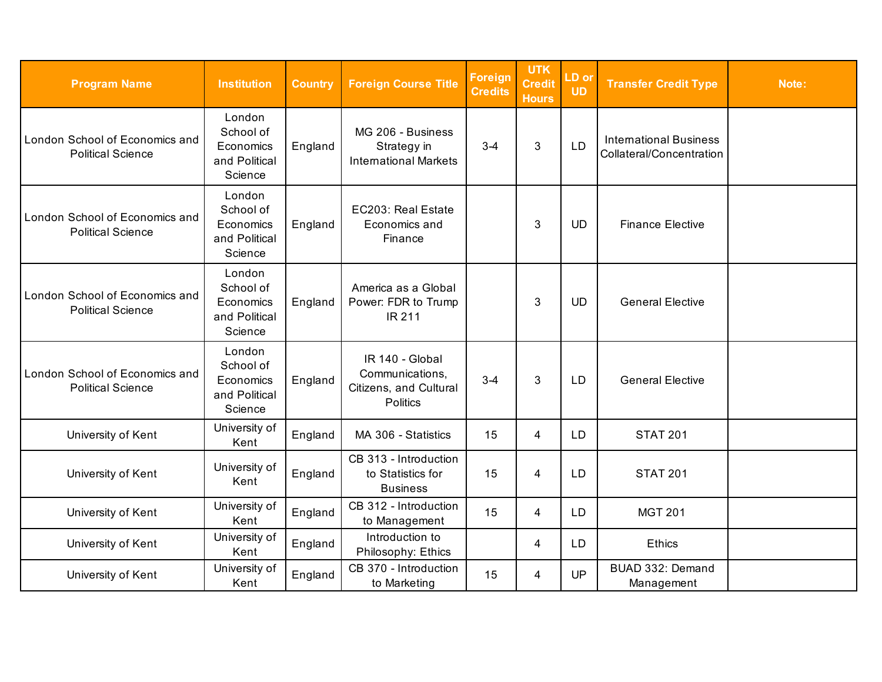| Program Name | Institution | Country | Foreign Course Title | Foreign Credits | UTK Credit Hours | LD or UD | Transfer Credit Type | Note: |
|---|---|---|---|---|---|---|---|---|
| London School of Economics and Political Science | London School of Economics and Political Science | England | MG 206 - Business Strategy in International Markets | 3-4 | 3 | LD | International Business Collateral/Concentration | |
| London School of Economics and Political Science | London School of Economics and Political Science | England | EC203: Real Estate Economics and Finance | | 3 | UD | Finance Elective | |
| London School of Economics and Political Science | London School of Economics and Political Science | England | America as a Global Power: FDR to Trump IR 211 | | 3 | UD | General Elective | |
| London School of Economics and Political Science | London School of Economics and Political Science | England | IR 140 - Global Communications, Citizens, and Cultural Politics | 3-4 | 3 | LD | General Elective | |
| University of Kent | University of Kent | England | MA 306 - Statistics | 15 | 4 | LD | STAT 201 | |
| University of Kent | University of Kent | England | CB 313 - Introduction to Statistics for Business | 15 | 4 | LD | STAT 201 | |
| University of Kent | University of Kent | England | CB 312 - Introduction to Management | 15 | 4 | LD | MGT 201 | |
| University of Kent | University of Kent | England | Introduction to Philosophy: Ethics | | 4 | LD | Ethics | |
| University of Kent | University of Kent | England | CB 370 - Introduction to Marketing | 15 | 4 | UP | BUAD 332: Demand Management | |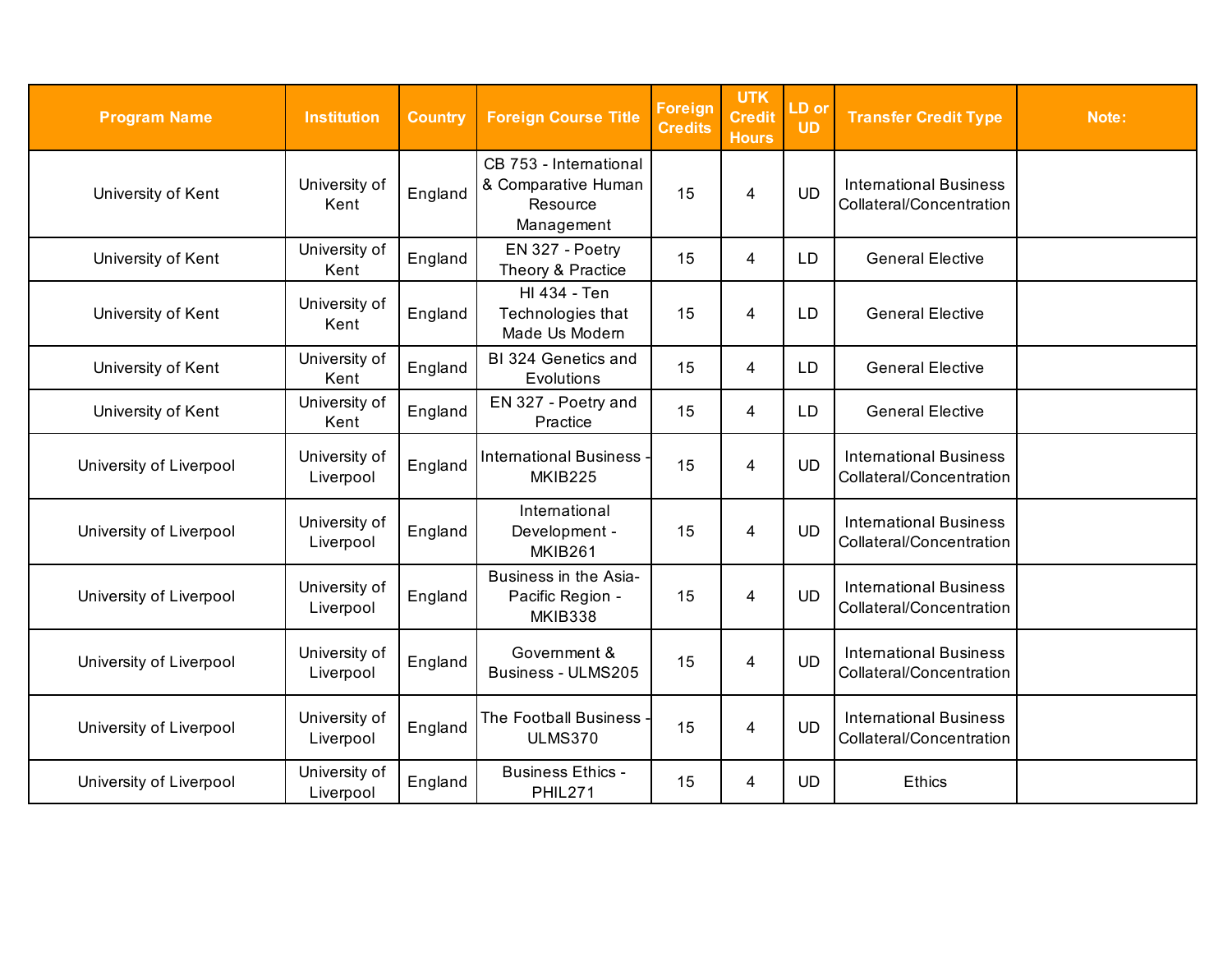| Program Name | Institution | Country | Foreign Course Title | Foreign Credits | UTK Credit Hours | LD or UD | Transfer Credit Type | Note: |
|---|---|---|---|---|---|---|---|---|
| University of Kent | University of Kent | England | CB 753 - International & Comparative Human Resource Management | 15 | 4 | UD | International Business Collateral/Concentration | |
| University of Kent | University of Kent | England | EN 327 - Poetry Theory & Practice | 15 | 4 | LD | General Elective | |
| University of Kent | University of Kent | England | HI 434 - Ten Technologies that Made Us Modern | 15 | 4 | LD | General Elective | |
| University of Kent | University of Kent | England | BI 324 Genetics and Evolutions | 15 | 4 | LD | General Elective | |
| University of Kent | University of Kent | England | EN 327 - Poetry and Practice | 15 | 4 | LD | General Elective | |
| University of Liverpool | University of Liverpool | England | International Business - MKIB225 | 15 | 4 | UD | International Business Collateral/Concentration | |
| University of Liverpool | University of Liverpool | England | International Development - MKIB261 | 15 | 4 | UD | International Business Collateral/Concentration | |
| University of Liverpool | University of Liverpool | England | Business in the Asia-Pacific Region - MKIB338 | 15 | 4 | UD | International Business Collateral/Concentration | |
| University of Liverpool | University of Liverpool | England | Government & Business - ULMS205 | 15 | 4 | UD | International Business Collateral/Concentration | |
| University of Liverpool | University of Liverpool | England | The Football Business - ULMS370 | 15 | 4 | UD | International Business Collateral/Concentration | |
| University of Liverpool | University of Liverpool | England | Business Ethics - PHIL271 | 15 | 4 | UD | Ethics | |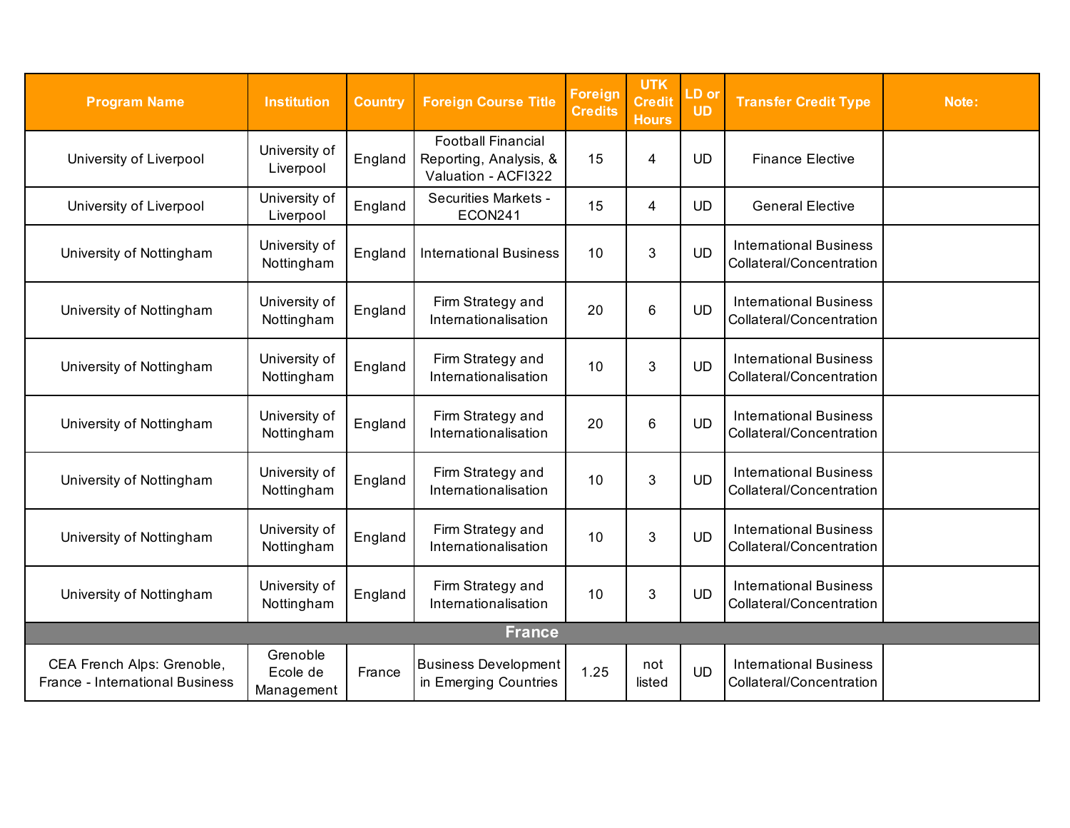| Program Name | Institution | Country | Foreign Course Title | Foreign Credits | UTK Credit Hours | LD or UD | Transfer Credit Type | Note: |
|---|---|---|---|---|---|---|---|---|
| University of Liverpool | University of Liverpool | England | Football Financial Reporting, Analysis, & Valuation - ACFI322 | 15 | 4 | UD | Finance Elective | |
| University of Liverpool | University of Liverpool | England | Securities Markets - ECON241 | 15 | 4 | UD | General Elective | |
| University of Nottingham | University of Nottingham | England | International Business | 10 | 3 | UD | International Business Collateral/Concentration | |
| University of Nottingham | University of Nottingham | England | Firm Strategy and Internationalisation | 20 | 6 | UD | International Business Collateral/Concentration | |
| University of Nottingham | University of Nottingham | England | Firm Strategy and Internationalisation | 10 | 3 | UD | International Business Collateral/Concentration | |
| University of Nottingham | University of Nottingham | England | Firm Strategy and Internationalisation | 20 | 6 | UD | International Business Collateral/Concentration | |
| University of Nottingham | University of Nottingham | England | Firm Strategy and Internationalisation | 10 | 3 | UD | International Business Collateral/Concentration | |
| University of Nottingham | University of Nottingham | England | Firm Strategy and Internationalisation | 10 | 3 | UD | International Business Collateral/Concentration | |
| University of Nottingham | University of Nottingham | England | Firm Strategy and Internationalisation | 10 | 3 | UD | International Business Collateral/Concentration | |
| **France** | | | | | | | | |
| CEA French Alps: Grenoble, France - International Business | Grenoble Ecole de Management | France | Business Development in Emerging Countries | 1.25 | not listed | UD | International Business Collateral/Concentration | |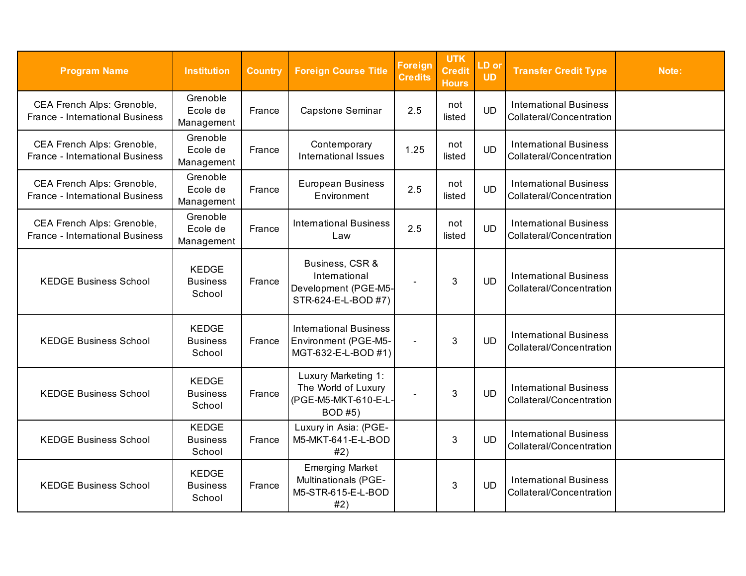| Program Name | Institution | Country | Foreign Course Title | Foreign Credits | UTK Credit Hours | LD or UD | Transfer Credit Type | Note: |
|---|---|---|---|---|---|---|---|---|
| CEA French Alps: Grenoble, France - International Business | Grenoble Ecole de Management | France | Capstone Seminar | 2.5 | not listed | UD | International Business Collateral/Concentration | |
| CEA French Alps: Grenoble, France - International Business | Grenoble Ecole de Management | France | Contemporary International Issues | 1.25 | not listed | UD | International Business Collateral/Concentration | |
| CEA French Alps: Grenoble, France - International Business | Grenoble Ecole de Management | France | European Business Environment | 2.5 | not listed | UD | International Business Collateral/Concentration | |
| CEA French Alps: Grenoble, France - International Business | Grenoble Ecole de Management | France | International Business Law | 2.5 | not listed | UD | International Business Collateral/Concentration | |
| KEDGE Business School | KEDGE Business School | France | Business, CSR & International Development (PGE-M5-STR-624-E-L-BOD #7) | - | 3 | UD | International Business Collateral/Concentration | |
| KEDGE Business School | KEDGE Business School | France | International Business Environment (PGE-M5-MGT-632-E-L-BOD #1) | - | 3 | UD | International Business Collateral/Concentration | |
| KEDGE Business School | KEDGE Business School | France | Luxury Marketing 1: The World of Luxury (PGE-M5-MKT-610-E-L-BOD #5) | - | 3 | UD | International Business Collateral/Concentration | |
| KEDGE Business School | KEDGE Business School | France | Luxury in Asia: (PGE-M5-MKT-641-E-L-BOD #2) | | 3 | UD | International Business Collateral/Concentration | |
| KEDGE Business School | KEDGE Business School | France | Emerging Market Multinationals (PGE-M5-STR-615-E-L-BOD #2) | | 3 | UD | International Business Collateral/Concentration | |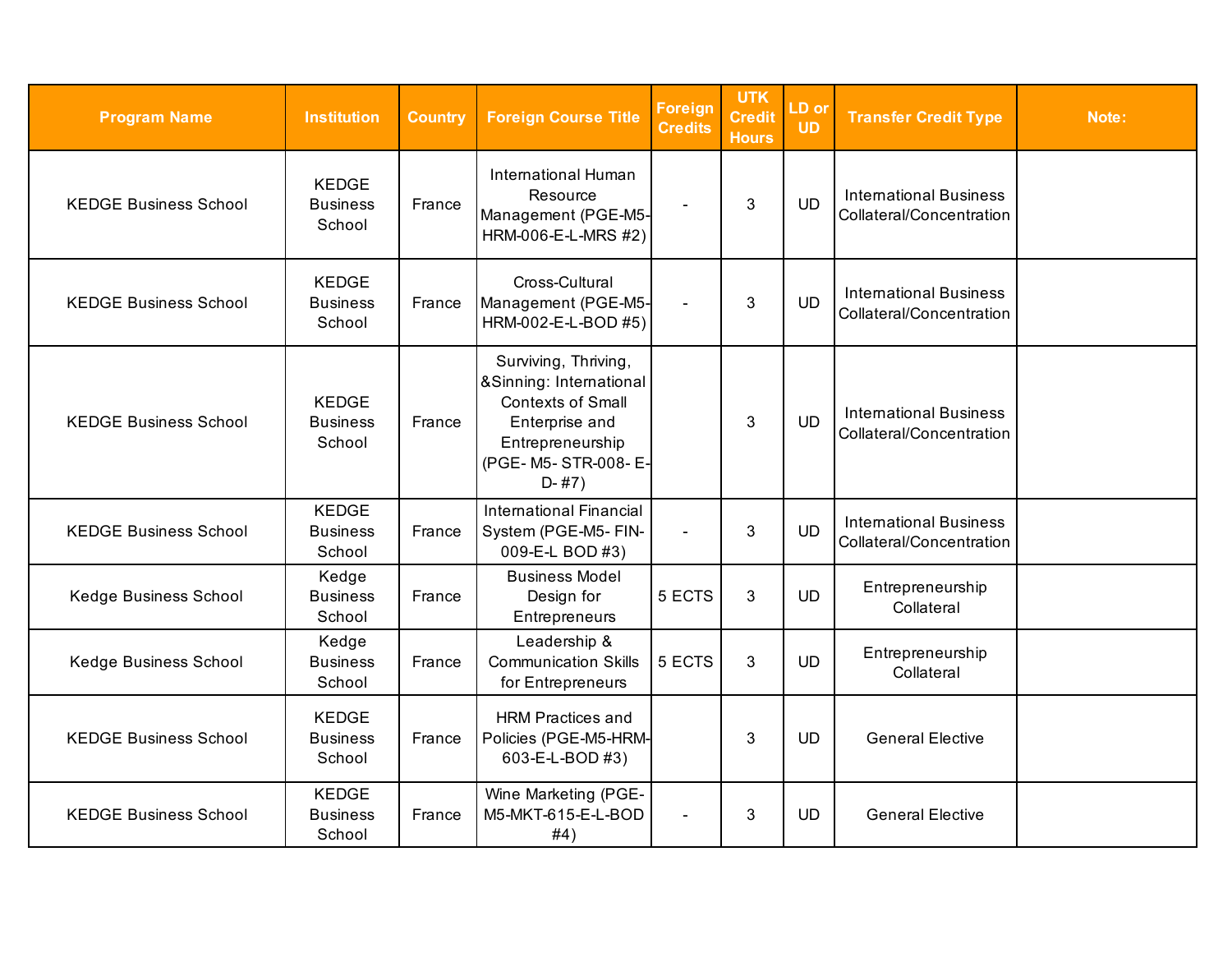| Program Name | Institution | Country | Foreign Course Title | Foreign Credits | UTK Credit Hours | LD or UD | Transfer Credit Type | Note: |
|---|---|---|---|---|---|---|---|---|
| KEDGE Business School | KEDGE Business School | France | International Human Resource Management (PGE-M5-HRM-006-E-L-MRS #2) | - | 3 | UD | International Business Collateral/Concentration | |
| KEDGE Business School | KEDGE Business School | France | Cross-Cultural Management (PGE-M5-HRM-002-E-L-BOD #5) | - | 3 | UD | International Business Collateral/Concentration | |
| KEDGE Business School | KEDGE Business School | France | Surviving, Thriving, &Sinning: International Contexts of Small Enterprise and Entrepreneurship (PGE- M5- STR-008- E-D- #7) | | 3 | UD | International Business Collateral/Concentration | |
| KEDGE Business School | KEDGE Business School | France | International Financial System (PGE-M5- FIN-009-E-L BOD #3) | - | 3 | UD | International Business Collateral/Concentration | |
| Kedge Business School | Kedge Business School | France | Business Model Design for Entrepreneurs | 5 ECTS | 3 | UD | Entrepreneurship Collateral | |
| Kedge Business School | Kedge Business School | France | Leadership & Communication Skills for Entrepreneurs | 5 ECTS | 3 | UD | Entrepreneurship Collateral | |
| KEDGE Business School | KEDGE Business School | France | HRM Practices and Policies (PGE-M5-HRM-603-E-L-BOD #3) | | 3 | UD | General Elective | |
| KEDGE Business School | KEDGE Business School | France | Wine Marketing (PGE-M5-MKT-615-E-L-BOD #4) | - | 3 | UD | General Elective | |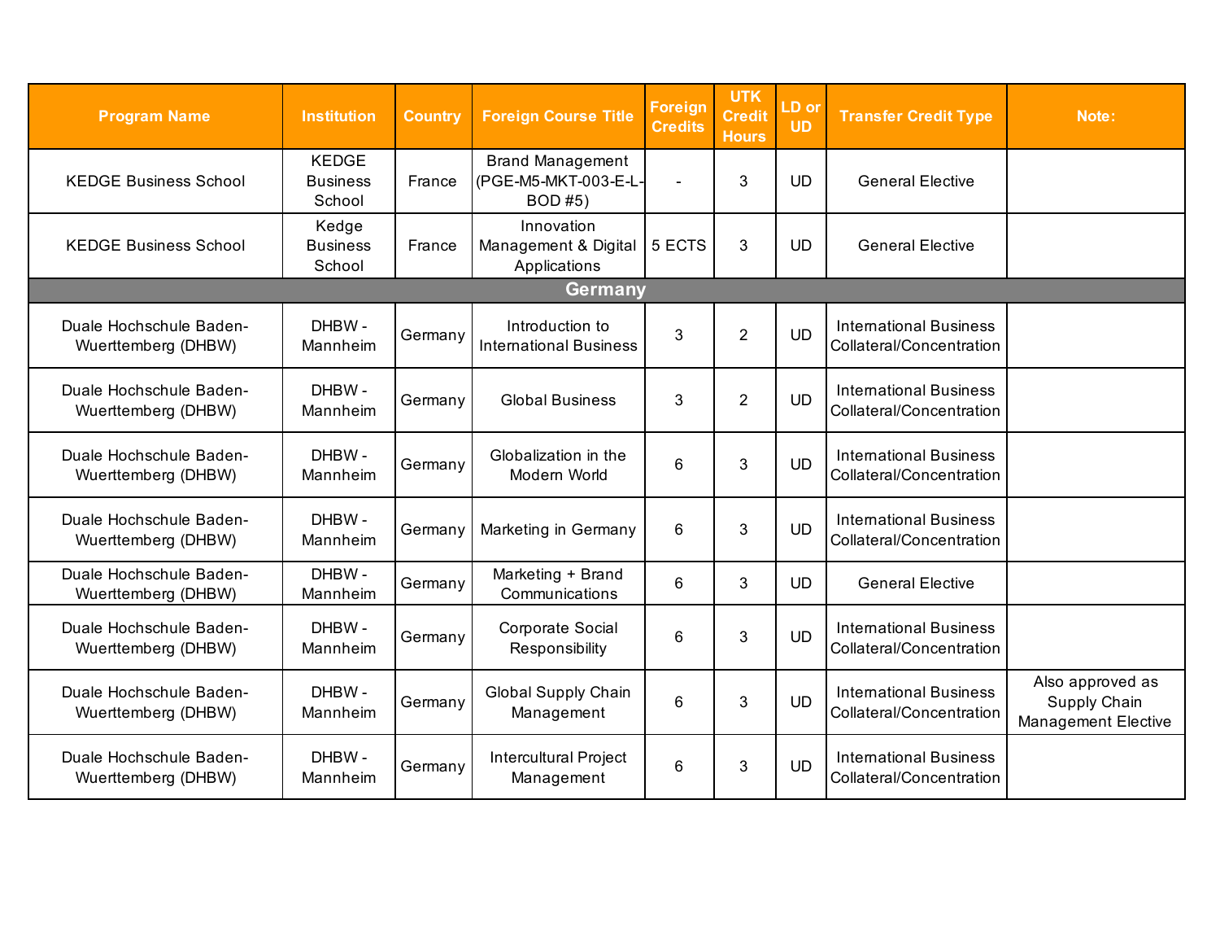| Program Name | Institution | Country | Foreign Course Title | Foreign Credits | UTK Credit Hours | LD or UD | Transfer Credit Type | Note: |
|---|---|---|---|---|---|---|---|---|
| KEDGE Business School | KEDGE Business School | France | Brand Management (PGE-M5-MKT-003-E-L-BOD #5) | - | 3 | UD | General Elective | |
| KEDGE Business School | Kedge Business School | France | Innovation Management & Digital Applications | 5 ECTS | 3 | UD | General Elective | |
| **Germany** | | | | | | | | |
| Duale Hochschule Baden-Wuerttemberg (DHBW) | DHBW - Mannheim | Germany | Introduction to International Business | 3 | 2 | UD | International Business Collateral/Concentration | |
| Duale Hochschule Baden-Wuerttemberg (DHBW) | DHBW - Mannheim | Germany | Global Business | 3 | 2 | UD | International Business Collateral/Concentration | |
| Duale Hochschule Baden-Wuerttemberg (DHBW) | DHBW - Mannheim | Germany | Globalization in the Modern World | 6 | 3 | UD | International Business Collateral/Concentration | |
| Duale Hochschule Baden-Wuerttemberg (DHBW) | DHBW - Mannheim | Germany | Marketing in Germany | 6 | 3 | UD | International Business Collateral/Concentration | |
| Duale Hochschule Baden-Wuerttemberg (DHBW) | DHBW - Mannheim | Germany | Marketing + Brand Communications | 6 | 3 | UD | General Elective | |
| Duale Hochschule Baden-Wuerttemberg (DHBW) | DHBW - Mannheim | Germany | Corporate Social Responsibility | 6 | 3 | UD | International Business Collateral/Concentration | |
| Duale Hochschule Baden-Wuerttemberg (DHBW) | DHBW - Mannheim | Germany | Global Supply Chain Management | 6 | 3 | UD | International Business Collateral/Concentration | Also approved as Supply Chain Management Elective |
| Duale Hochschule Baden-Wuerttemberg (DHBW) | DHBW - Mannheim | Germany | Intercultural Project Management | 6 | 3 | UD | International Business Collateral/Concentration | |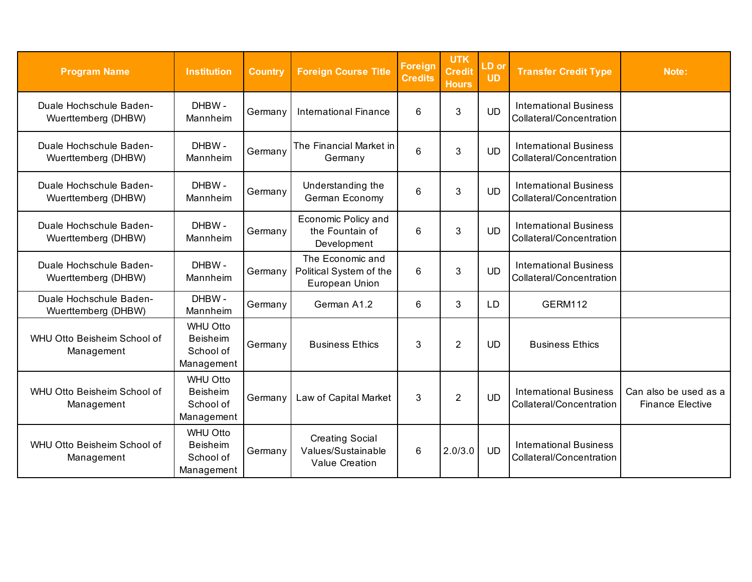| Program Name | Institution | Country | Foreign Course Title | Foreign Credits | UTK Credit Hours | LD or UD | Transfer Credit Type | Note: |
|---|---|---|---|---|---|---|---|---|
| Duale Hochschule Baden-Wuerttemberg (DHBW) | DHBW - Mannheim | Germany | International Finance | 6 | 3 | UD | International Business Collateral/Concentration | |
| Duale Hochschule Baden-Wuerttemberg (DHBW) | DHBW - Mannheim | Germany | The Financial Market in Germany | 6 | 3 | UD | International Business Collateral/Concentration | |
| Duale Hochschule Baden-Wuerttemberg (DHBW) | DHBW - Mannheim | Germany | Understanding the German Economy | 6 | 3 | UD | International Business Collateral/Concentration | |
| Duale Hochschule Baden-Wuerttemberg (DHBW) | DHBW - Mannheim | Germany | Economic Policy and the Fountain of Development | 6 | 3 | UD | International Business Collateral/Concentration | |
| Duale Hochschule Baden-Wuerttemberg (DHBW) | DHBW - Mannheim | Germany | The Economic and Political System of the European Union | 6 | 3 | UD | International Business Collateral/Concentration | |
| Duale Hochschule Baden-Wuerttemberg (DHBW) | DHBW - Mannheim | Germany | German A1.2 | 6 | 3 | LD | GERM112 | |
| WHU Otto Beisheim School of Management | WHU Otto Beisheim School of Management | Germany | Business Ethics | 3 | 2 | UD | Business Ethics | |
| WHU Otto Beisheim School of Management | WHU Otto Beisheim School of Management | Germany | Law of Capital Market | 3 | 2 | UD | International Business Collateral/Concentration | Can also be used as a Finance Elective |
| WHU Otto Beisheim School of Management | WHU Otto Beisheim School of Management | Germany | Creating Social Values/Sustainable Value Creation | 6 | 2.0/3.0 | UD | International Business Collateral/Concentration | |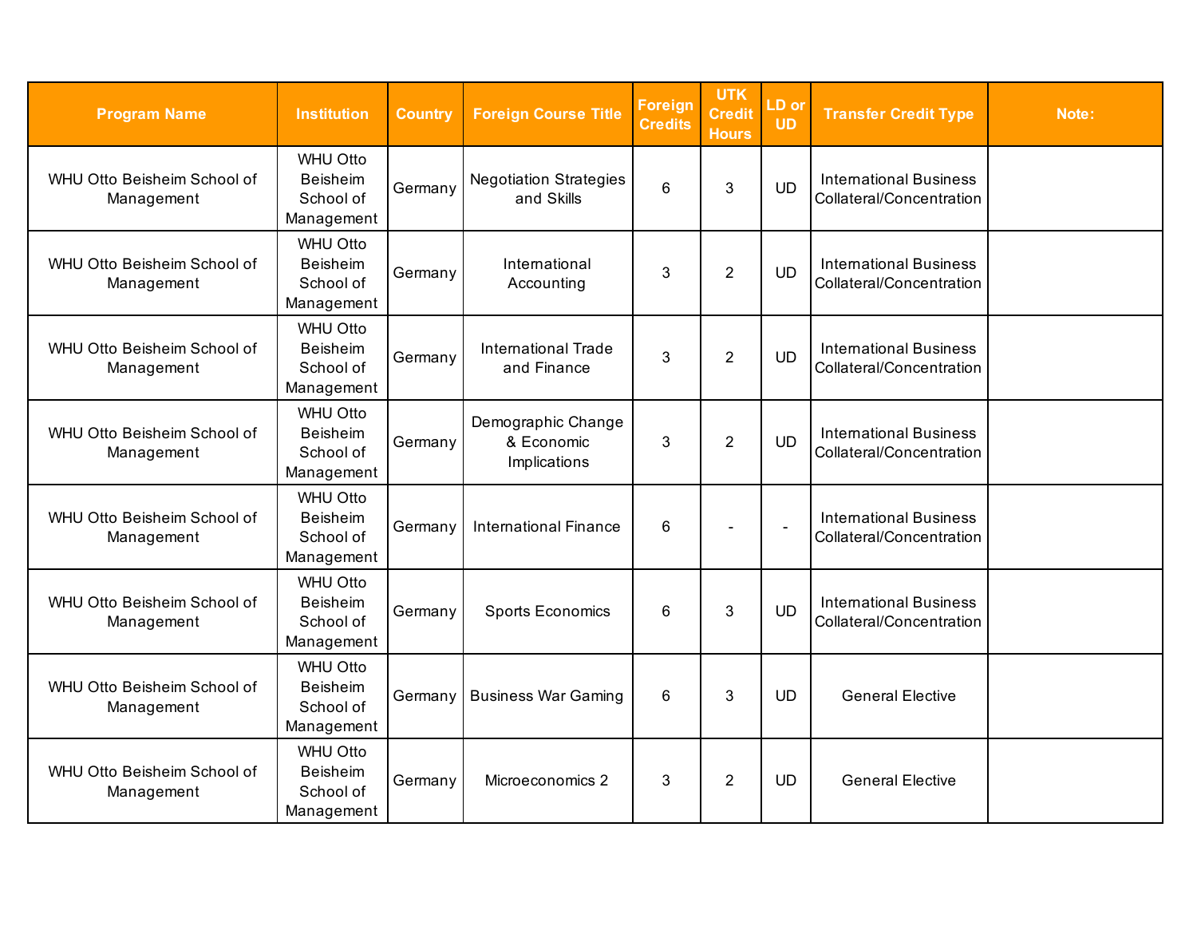| Program Name | Institution | Country | Foreign Course Title | Foreign Credits | UTK Credit Hours | LD or UD | Transfer Credit Type | Note: |
|---|---|---|---|---|---|---|---|---|
| WHU Otto Beisheim School of Management | WHU Otto Beisheim School of Management | Germany | Negotiation Strategies and Skills | 6 | 3 | UD | International Business Collateral/Concentration | |
| WHU Otto Beisheim School of Management | WHU Otto Beisheim School of Management | Germany | International Accounting | 3 | 2 | UD | International Business Collateral/Concentration | |
| WHU Otto Beisheim School of Management | WHU Otto Beisheim School of Management | Germany | International Trade and Finance | 3 | 2 | UD | International Business Collateral/Concentration | |
| WHU Otto Beisheim School of Management | WHU Otto Beisheim School of Management | Germany | Demographic Change & Economic Implications | 3 | 2 | UD | International Business Collateral/Concentration | |
| WHU Otto Beisheim School of Management | WHU Otto Beisheim School of Management | Germany | International Finance | 6 | - | - | International Business Collateral/Concentration | |
| WHU Otto Beisheim School of Management | WHU Otto Beisheim School of Management | Germany | Sports Economics | 6 | 3 | UD | International Business Collateral/Concentration | |
| WHU Otto Beisheim School of Management | WHU Otto Beisheim School of Management | Germany | Business War Gaming | 6 | 3 | UD | General Elective | |
| WHU Otto Beisheim School of Management | WHU Otto Beisheim School of Management | Germany | Microeconomics 2 | 3 | 2 | UD | General Elective | |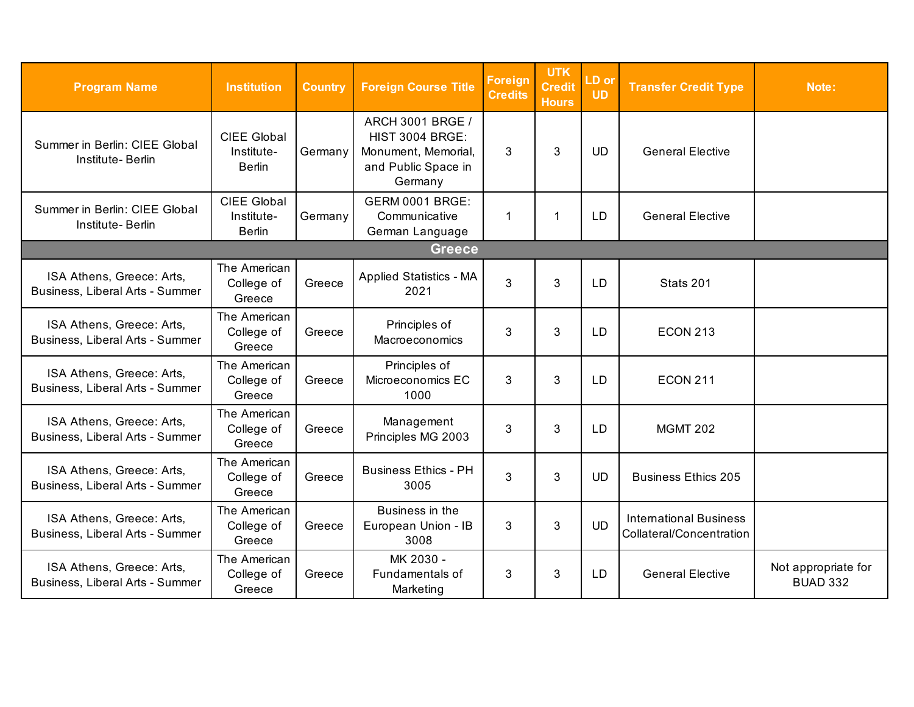| Program Name | Institution | Country | Foreign Course Title | Foreign Credits | UTK Credit Hours | LD or UD | Transfer Credit Type | Note: |
|---|---|---|---|---|---|---|---|---|
| Summer in Berlin: CIEE Global Institute- Berlin | CIEE Global Institute- Berlin | Germany | ARCH 3001 BRGE / HIST 3004 BRGE: Monument, Memorial, and Public Space in Germany | 3 | 3 | UD | General Elective | |
| Summer in Berlin: CIEE Global Institute- Berlin | CIEE Global Institute- Berlin | Germany | GERM 0001 BRGE: Communicative German Language | 1 | 1 | LD | General Elective | |
| **Greece** | | | | | | | | |
| ISA Athens, Greece: Arts, Business, Liberal Arts - Summer | The American College of Greece | Greece | Applied Statistics - MA 2021 | 3 | 3 | LD | Stats 201 | |
| ISA Athens, Greece: Arts, Business, Liberal Arts - Summer | The American College of Greece | Greece | Principles of Macroeconomics | 3 | 3 | LD | ECON 213 | |
| ISA Athens, Greece: Arts, Business, Liberal Arts - Summer | The American College of Greece | Greece | Principles of Microeconomics EC 1000 | 3 | 3 | LD | ECON 211 | |
| ISA Athens, Greece: Arts, Business, Liberal Arts - Summer | The American College of Greece | Greece | Management Principles MG 2003 | 3 | 3 | LD | MGMT 202 | |
| ISA Athens, Greece: Arts, Business, Liberal Arts - Summer | The American College of Greece | Greece | Business Ethics - PH 3005 | 3 | 3 | UD | Business Ethics 205 | |
| ISA Athens, Greece: Arts, Business, Liberal Arts - Summer | The American College of Greece | Greece | Business in the European Union - IB 3008 | 3 | 3 | UD | International Business Collateral/Concentration | |
| ISA Athens, Greece: Arts, Business, Liberal Arts - Summer | The American College of Greece | Greece | MK 2030 - Fundamentals of Marketing | 3 | 3 | LD | General Elective | Not appropriate for BUAD 332 |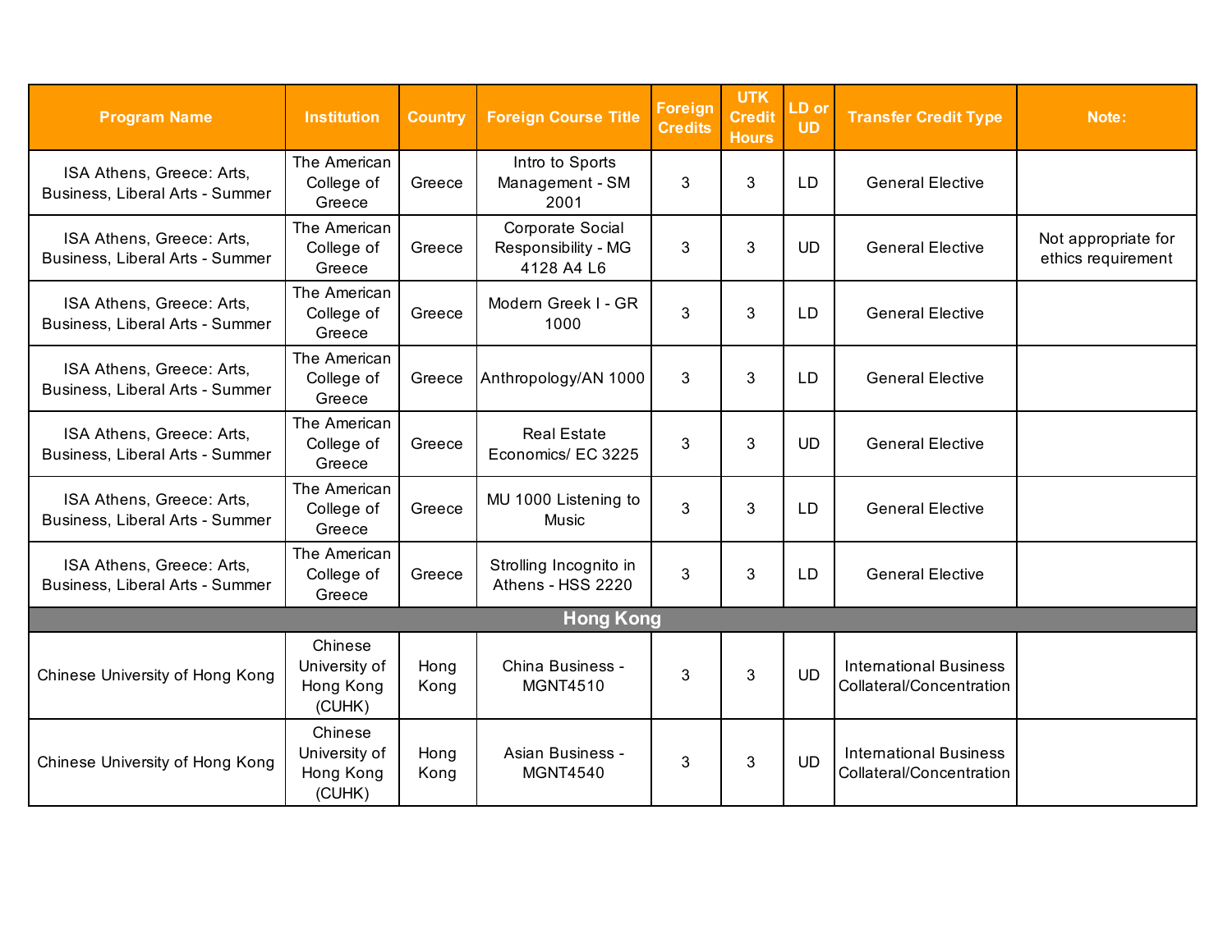| Program Name | Institution | Country | Foreign Course Title | Foreign Credits | UTK Credit Hours | LD or UD | Transfer Credit Type | Note: |
|---|---|---|---|---|---|---|---|---|
| ISA Athens, Greece: Arts, Business, Liberal Arts - Summer | The American College of Greece | Greece | Intro to Sports Management - SM 2001 | 3 | 3 | LD | General Elective | |
| ISA Athens, Greece: Arts, Business, Liberal Arts - Summer | The American College of Greece | Greece | Corporate Social Responsibility - MG 4128 A4 L6 | 3 | 3 | UD | General Elective | Not appropriate for ethics requirement |
| ISA Athens, Greece: Arts, Business, Liberal Arts - Summer | The American College of Greece | Greece | Modern Greek I - GR 1000 | 3 | 3 | LD | General Elective | |
| ISA Athens, Greece: Arts, Business, Liberal Arts - Summer | The American College of Greece | Greece | Anthropology/AN 1000 | 3 | 3 | LD | General Elective | |
| ISA Athens, Greece: Arts, Business, Liberal Arts - Summer | The American College of Greece | Greece | Real Estate Economics/ EC 3225 | 3 | 3 | UD | General Elective | |
| ISA Athens, Greece: Arts, Business, Liberal Arts - Summer | The American College of Greece | Greece | MU 1000 Listening to Music | 3 | 3 | LD | General Elective | |
| ISA Athens, Greece: Arts, Business, Liberal Arts - Summer | The American College of Greece | Greece | Strolling Incognito in Athens - HSS 2220 | 3 | 3 | LD | General Elective | |
| **Hong Kong** | | | | | | | | |
| Chinese University of Hong Kong | Chinese University of Hong Kong (CUHK) | Hong Kong | China Business - MGNT4510 | 3 | 3 | UD | International Business Collateral/Concentration | |
| Chinese University of Hong Kong | Chinese University of Hong Kong (CUHK) | Hong Kong | Asian Business - MGNT4540 | 3 | 3 | UD | International Business Collateral/Concentration | |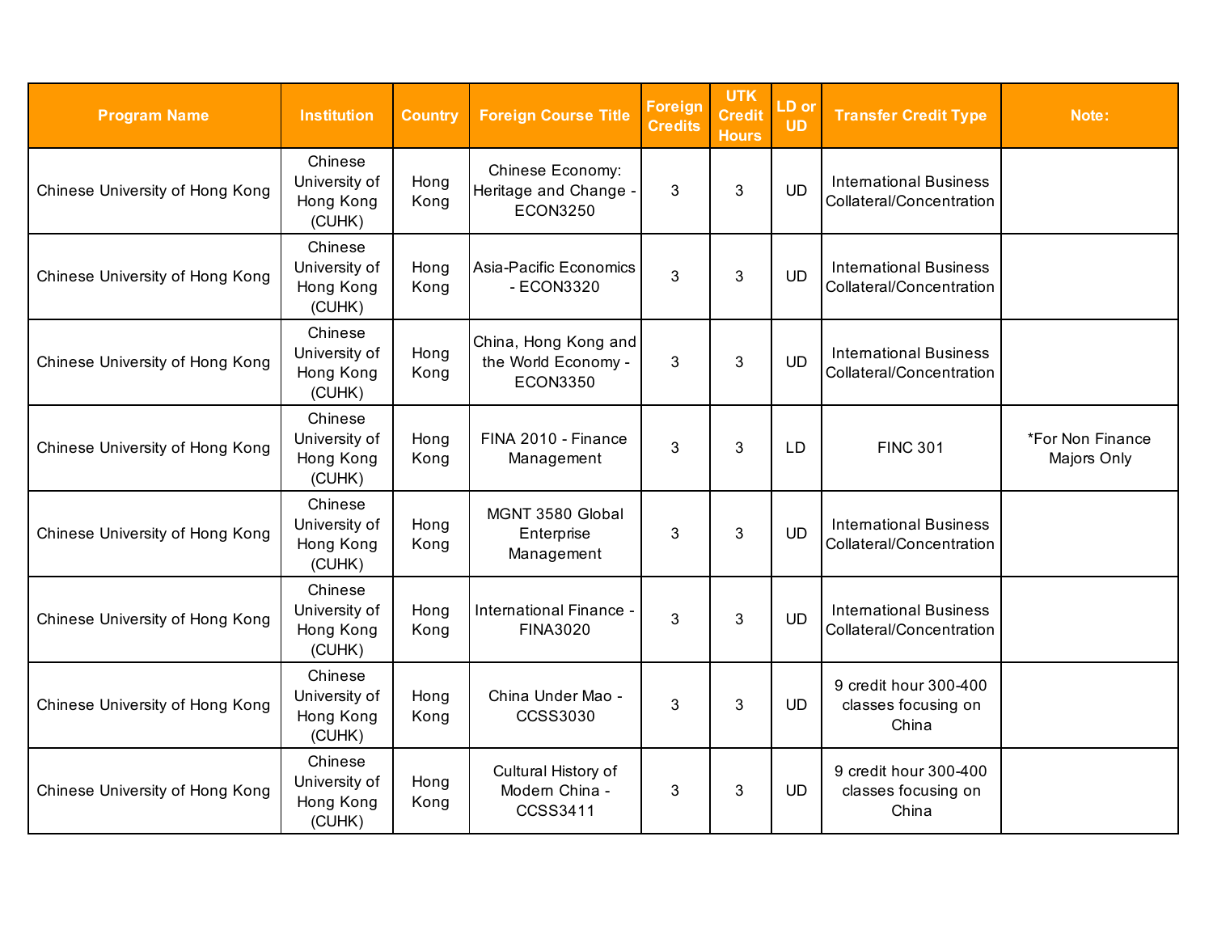| Program Name | Institution | Country | Foreign Course Title | Foreign Credits | UTK Credit Hours | LD or UD | Transfer Credit Type | Note: |
| --- | --- | --- | --- | --- | --- | --- | --- | --- |
| Chinese University of Hong Kong | Chinese University of Hong Kong (CUHK) | Hong Kong | Chinese Economy: Heritage and Change - ECON3250 | 3 | 3 | UD | International Business Collateral/Concentration | |
| Chinese University of Hong Kong | Chinese University of Hong Kong (CUHK) | Hong Kong | Asia-Pacific Economics - ECON3320 | 3 | 3 | UD | International Business Collateral/Concentration | |
| Chinese University of Hong Kong | Chinese University of Hong Kong (CUHK) | Hong Kong | China, Hong Kong and the World Economy - ECON3350 | 3 | 3 | UD | International Business Collateral/Concentration | |
| Chinese University of Hong Kong | Chinese University of Hong Kong (CUHK) | Hong Kong | FINA 2010 - Finance Management | 3 | 3 | LD | FINC 301 | *For Non Finance Majors Only |
| Chinese University of Hong Kong | Chinese University of Hong Kong (CUHK) | Hong Kong | MGNT 3580 Global Enterprise Management | 3 | 3 | UD | International Business Collateral/Concentration | |
| Chinese University of Hong Kong | Chinese University of Hong Kong (CUHK) | Hong Kong | International Finance - FINA3020 | 3 | 3 | UD | International Business Collateral/Concentration | |
| Chinese University of Hong Kong | Chinese University of Hong Kong (CUHK) | Hong Kong | China Under Mao - CCSS3030 | 3 | 3 | UD | 9 credit hour 300-400 classes focusing on China | |
| Chinese University of Hong Kong | Chinese University of Hong Kong (CUHK) | Hong Kong | Cultural History of Modern China - CCSS3411 | 3 | 3 | UD | 9 credit hour 300-400 classes focusing on China | |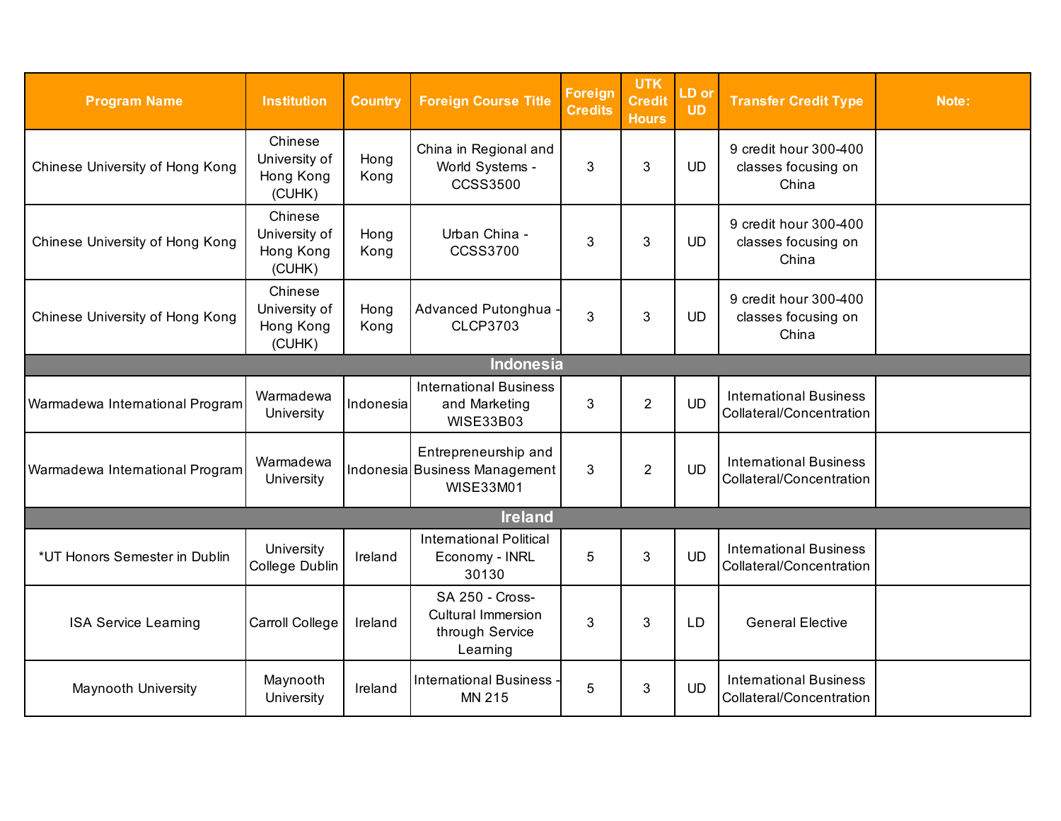| Program Name | Institution | Country | Foreign Course Title | Foreign Credits | UTK Credit Hours | LD or UD | Transfer Credit Type | Note: |
|---|---|---|---|---|---|---|---|---|
| Chinese University of Hong Kong | Chinese University of Hong Kong (CUHK) | Hong Kong | China in Regional and World Systems - CCSS3500 | 3 | 3 | UD | 9 credit hour 300-400 classes focusing on China | |
| Chinese University of Hong Kong | Chinese University of Hong Kong (CUHK) | Hong Kong | Urban China - CCSS3700 | 3 | 3 | UD | 9 credit hour 300-400 classes focusing on China | |
| Chinese University of Hong Kong | Chinese University of Hong Kong (CUHK) | Hong Kong | Advanced Putonghua - CLCP3703 | 3 | 3 | UD | 9 credit hour 300-400 classes focusing on China | |
| **Indonesia** | | | | | | | | |
| Warmadewa International Program | Warmadewa University | Indonesia | International Business and Marketing WISE33B03 | 3 | 2 | UD | International Business Collateral/Concentration | |
| Warmadewa International Program | Warmadewa University | Indonesia | Entrepreneurship and Business Management WISE33M01 | 3 | 2 | UD | International Business Collateral/Concentration | |
| **Ireland** | | | | | | | | |
| *UT Honors Semester in Dublin | University College Dublin | Ireland | International Political Economy - INRL 30130 | 5 | 3 | UD | International Business Collateral/Concentration | |
| ISA Service Learning | Carroll College | Ireland | SA 250 - Cross-Cultural Immersion through Service Learning | 3 | 3 | LD | General Elective | |
| Maynooth University | Maynooth University | Ireland | International Business - MN 215 | 5 | 3 | UD | International Business Collateral/Concentration | |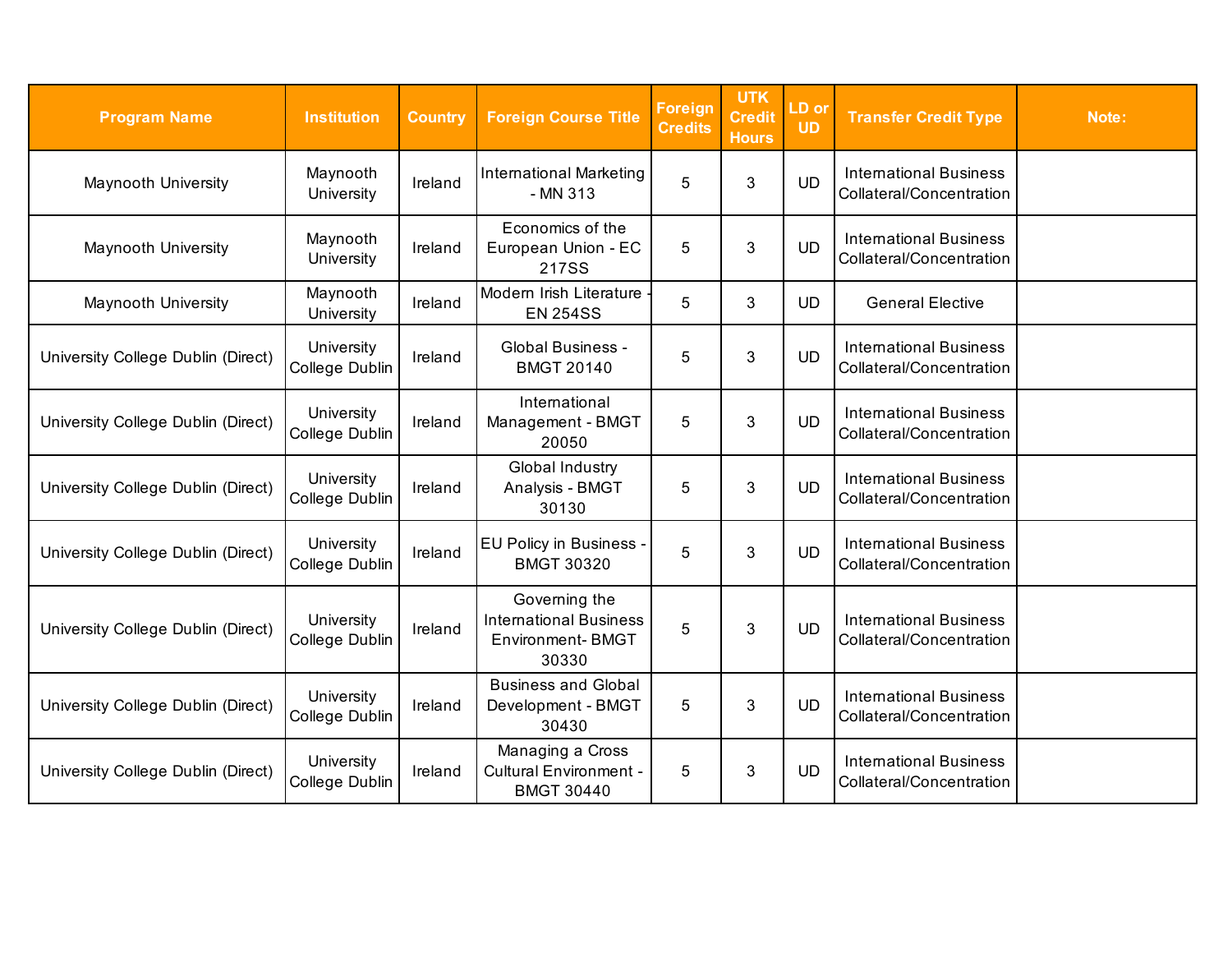| Program Name | Institution | Country | Foreign Course Title | Foreign Credits | UTK Credit Hours | LD or UD | Transfer Credit Type | Note: |
|---|---|---|---|---|---|---|---|---|
| Maynooth University | Maynooth University | Ireland | International Marketing - MN 313 | 5 | 3 | UD | International Business Collateral/Concentration | |
| Maynooth University | Maynooth University | Ireland | Economics of the European Union - EC 217SS | 5 | 3 | UD | International Business Collateral/Concentration | |
| Maynooth University | Maynooth University | Ireland | Modern Irish Literature - EN 254SS | 5 | 3 | UD | General Elective | |
| University College Dublin (Direct) | University College Dublin | Ireland | Global Business - BMGT 20140 | 5 | 3 | UD | International Business Collateral/Concentration | |
| University College Dublin (Direct) | University College Dublin | Ireland | International Management - BMGT 20050 | 5 | 3 | UD | International Business Collateral/Concentration | |
| University College Dublin (Direct) | University College Dublin | Ireland | Global Industry Analysis - BMGT 30130 | 5 | 3 | UD | International Business Collateral/Concentration | |
| University College Dublin (Direct) | University College Dublin | Ireland | EU Policy in Business - BMGT 30320 | 5 | 3 | UD | International Business Collateral/Concentration | |
| University College Dublin (Direct) | University College Dublin | Ireland | Governing the International Business Environment- BMGT 30330 | 5 | 3 | UD | International Business Collateral/Concentration | |
| University College Dublin (Direct) | University College Dublin | Ireland | Business and Global Development - BMGT 30430 | 5 | 3 | UD | International Business Collateral/Concentration | |
| University College Dublin (Direct) | University College Dublin | Ireland | Managing a Cross Cultural Environment - BMGT 30440 | 5 | 3 | UD | International Business Collateral/Concentration | |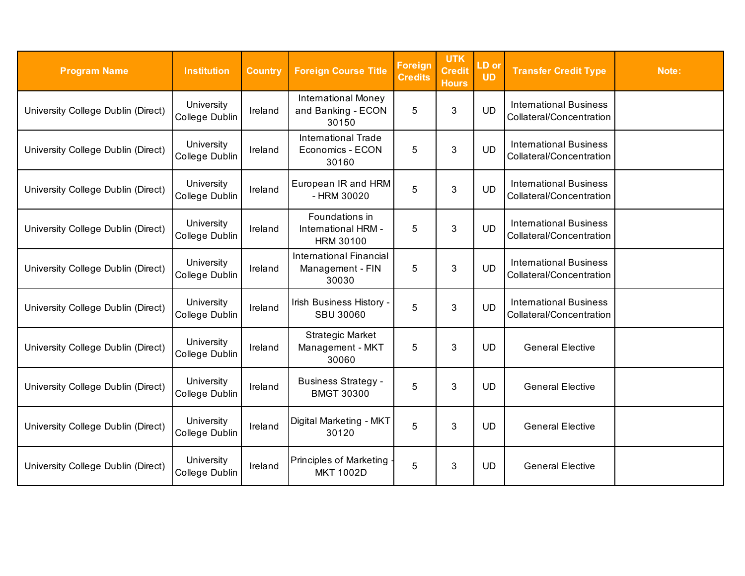| Program Name | Institution | Country | Foreign Course Title | Foreign Credits | UTK Credit Hours | LD or UD | Transfer Credit Type | Note: |
|---|---|---|---|---|---|---|---|---|
| University College Dublin (Direct) | University College Dublin | Ireland | International Money and Banking - ECON 30150 | 5 | 3 | UD | International Business Collateral/Concentration | |
| University College Dublin (Direct) | University College Dublin | Ireland | International Trade Economics - ECON 30160 | 5 | 3 | UD | International Business Collateral/Concentration | |
| University College Dublin (Direct) | University College Dublin | Ireland | European IR and HRM - HRM 30020 | 5 | 3 | UD | International Business Collateral/Concentration | |
| University College Dublin (Direct) | University College Dublin | Ireland | Foundations in International HRM - HRM 30100 | 5 | 3 | UD | International Business Collateral/Concentration | |
| University College Dublin (Direct) | University College Dublin | Ireland | International Financial Management - FIN 30030 | 5 | 3 | UD | International Business Collateral/Concentration | |
| University College Dublin (Direct) | University College Dublin | Ireland | Irish Business History - SBU 30060 | 5 | 3 | UD | International Business Collateral/Concentration | |
| University College Dublin (Direct) | University College Dublin | Ireland | Strategic Market Management - MKT 30060 | 5 | 3 | UD | General Elective | |
| University College Dublin (Direct) | University College Dublin | Ireland | Business Strategy - BMGT 30300 | 5 | 3 | UD | General Elective | |
| University College Dublin (Direct) | University College Dublin | Ireland | Digital Marketing - MKT 30120 | 5 | 3 | UD | General Elective | |
| University College Dublin (Direct) | University College Dublin | Ireland | Principles of Marketing - MKT 1002D | 5 | 3 | UD | General Elective | |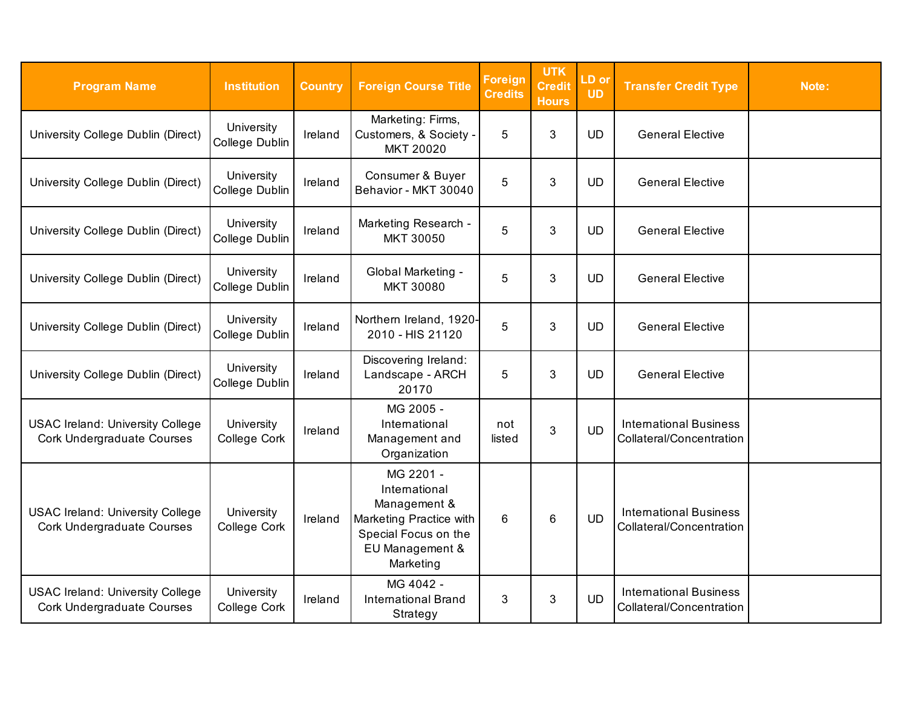| Program Name | Institution | Country | Foreign Course Title | Foreign Credits | UTK Credit Hours | LD or UD | Transfer Credit Type | Note: |
|---|---|---|---|---|---|---|---|---|
| University College Dublin (Direct) | University College Dublin | Ireland | Marketing: Firms, Customers, & Society - MKT 20020 | 5 | 3 | UD | General Elective | |
| University College Dublin (Direct) | University College Dublin | Ireland | Consumer & Buyer Behavior - MKT 30040 | 5 | 3 | UD | General Elective | |
| University College Dublin (Direct) | University College Dublin | Ireland | Marketing Research - MKT 30050 | 5 | 3 | UD | General Elective | |
| University College Dublin (Direct) | University College Dublin | Ireland | Global Marketing - MKT 30080 | 5 | 3 | UD | General Elective | |
| University College Dublin (Direct) | University College Dublin | Ireland | Northern Ireland, 1920-2010 - HIS 21120 | 5 | 3 | UD | General Elective | |
| University College Dublin (Direct) | University College Dublin | Ireland | Discovering Ireland: Landscape - ARCH 20170 | 5 | 3 | UD | General Elective | |
| USAC Ireland: University College Cork Undergraduate Courses | University College Cork | Ireland | MG 2005 - International Management and Organization | not listed | 3 | UD | International Business Collateral/Concentration | |
| USAC Ireland: University College Cork Undergraduate Courses | University College Cork | Ireland | MG 2201 - International Management & Marketing Practice with Special Focus on the EU Management & Marketing | 6 | 6 | UD | International Business Collateral/Concentration | |
| USAC Ireland: University College Cork Undergraduate Courses | University College Cork | Ireland | MG 4042 - International Brand Strategy | 3 | 3 | UD | International Business Collateral/Concentration | |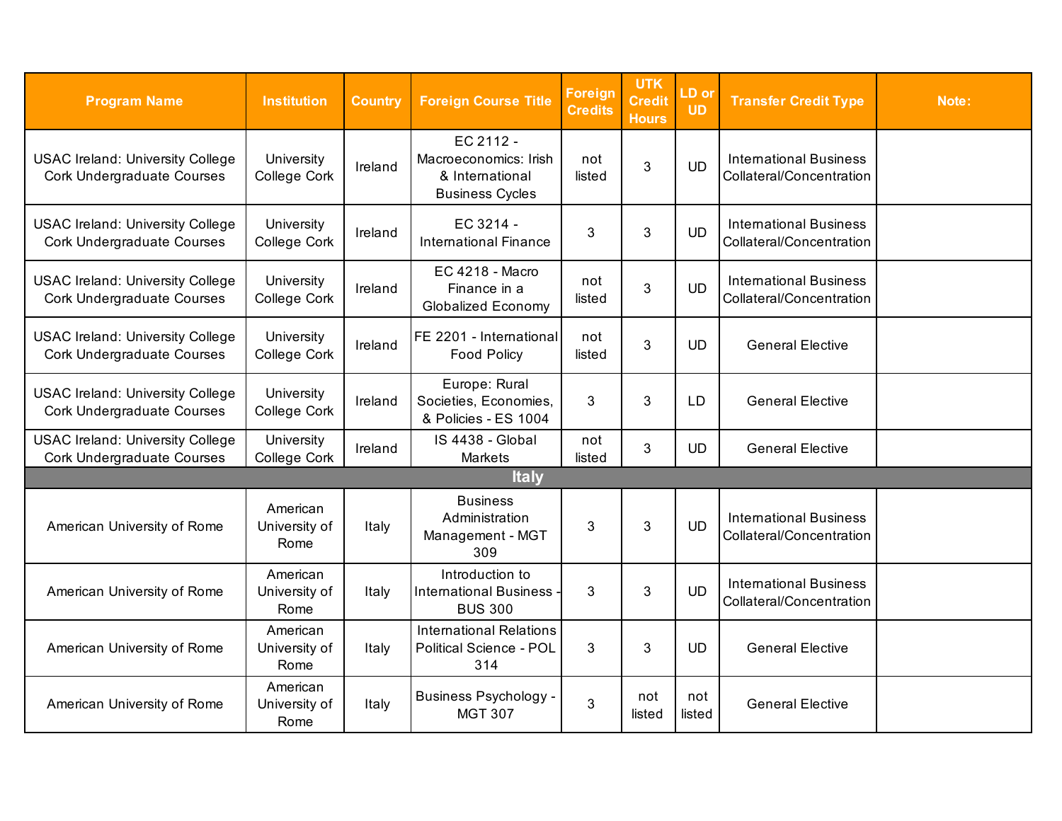| Program Name | Institution | Country | Foreign Course Title | Foreign Credits | UTK Credit Hours | LD or UD | Transfer Credit Type | Note: |
|---|---|---|---|---|---|---|---|---|
| USAC Ireland: University College Cork Undergraduate Courses | University College Cork | Ireland | EC 2112 - Macroeconomics: Irish & International Business Cycles | not listed | 3 | UD | International Business Collateral/Concentration | |
| USAC Ireland: University College Cork Undergraduate Courses | University College Cork | Ireland | EC 3214 - International Finance | 3 | 3 | UD | International Business Collateral/Concentration | |
| USAC Ireland: University College Cork Undergraduate Courses | University College Cork | Ireland | EC 4218 - Macro Finance in a Globalized Economy | not listed | 3 | UD | International Business Collateral/Concentration | |
| USAC Ireland: University College Cork Undergraduate Courses | University College Cork | Ireland | FE 2201 - International Food Policy | not listed | 3 | UD | General Elective | |
| USAC Ireland: University College Cork Undergraduate Courses | University College Cork | Ireland | Europe: Rural Societies, Economies, & Policies - ES 1004 | 3 | 3 | LD | General Elective | |
| USAC Ireland: University College Cork Undergraduate Courses | University College Cork | Ireland | IS 4438 - Global Markets | not listed | 3 | UD | General Elective | |
| **Italy** | | | | | | | | |
| American University of Rome | American University of Rome | Italy | Business Administration Management - MGT 309 | 3 | 3 | UD | International Business Collateral/Concentration | |
| American University of Rome | American University of Rome | Italy | Introduction to International Business - BUS 300 | 3 | 3 | UD | International Business Collateral/Concentration | |
| American University of Rome | American University of Rome | Italy | International Relations Political Science - POL 314 | 3 | 3 | UD | General Elective | |
| American University of Rome | American University of Rome | Italy | Business Psychology - MGT 307 | 3 | not listed | not listed | General Elective | |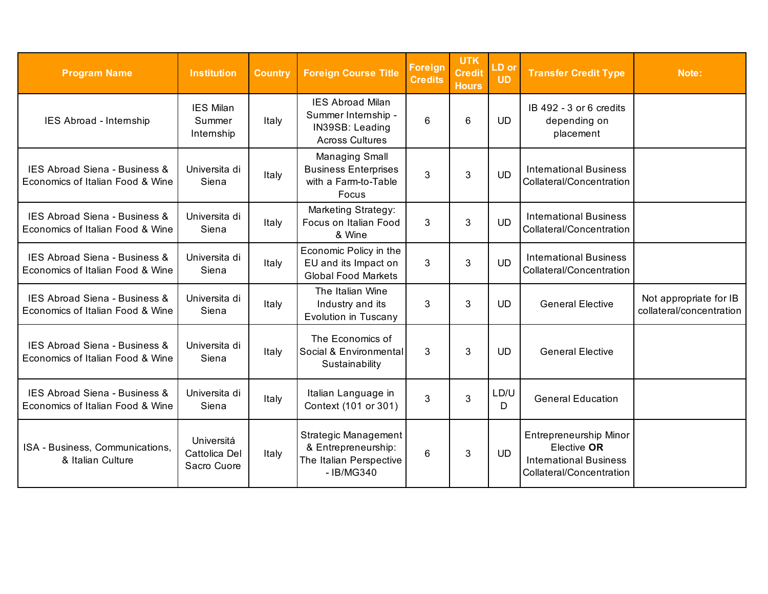| Program Name | Institution | Country | Foreign Course Title | Foreign Credits | UTK Credit Hours | LD or UD | Transfer Credit Type | Note: |
|---|---|---|---|---|---|---|---|---|
| IES Abroad - Internship | IES Milan Summer Internship | Italy | IES Abroad Milan Summer Internship - IN39SB: Leading Across Cultures | 6 | 6 | UD | IB 492 - 3 or 6 credits depending on placement | |
| IES Abroad Siena - Business & Economics of Italian Food & Wine | Universita di Siena | Italy | Managing Small Business Enterprises with a Farm-to-Table Focus | 3 | 3 | UD | International Business Collateral/Concentration | |
| IES Abroad Siena - Business & Economics of Italian Food & Wine | Universita di Siena | Italy | Marketing Strategy: Focus on Italian Food & Wine | 3 | 3 | UD | International Business Collateral/Concentration | |
| IES Abroad Siena - Business & Economics of Italian Food & Wine | Universita di Siena | Italy | Economic Policy in the EU and its Impact on Global Food Markets | 3 | 3 | UD | International Business Collateral/Concentration | |
| IES Abroad Siena - Business & Economics of Italian Food & Wine | Universita di Siena | Italy | The Italian Wine Industry and its Evolution in Tuscany | 3 | 3 | UD | General Elective | Not appropriate for IB collateral/concentration |
| IES Abroad Siena - Business & Economics of Italian Food & Wine | Universita di Siena | Italy | The Economics of Social & Environmental Sustainability | 3 | 3 | UD | General Elective | |
| IES Abroad Siena - Business & Economics of Italian Food & Wine | Universita di Siena | Italy | Italian Language in Context (101 or 301) | 3 | 3 | LD/UD | General Education | |
| ISA - Business, Communications, & Italian Culture | Universitá Cattolica Del Sacro Cuore | Italy | Strategic Management & Entrepreneurship: The Italian Perspective - IB/MG340 | 6 | 3 | UD | Entrepreneurship Minor Elective **OR** International Business Collateral/Concentration | |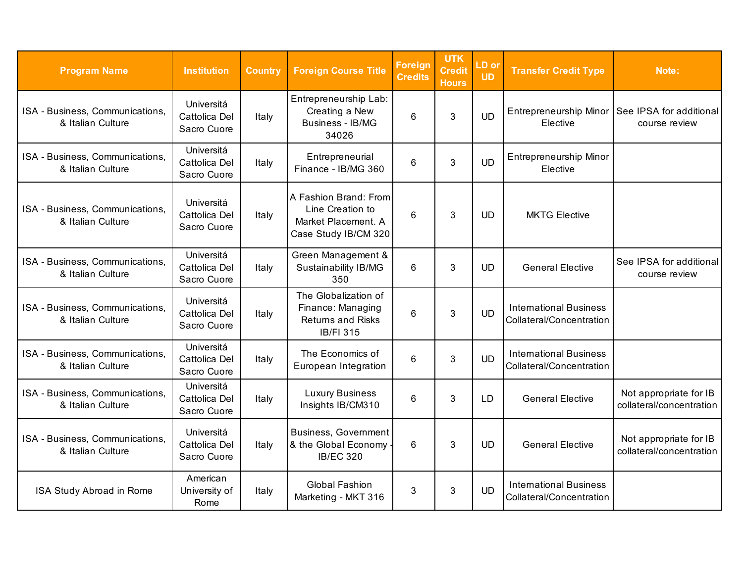| Program Name | Institution | Country | Foreign Course Title | Foreign Credits | UTK Credit Hours | LD or UD | Transfer Credit Type | Note: |
|---|---|---|---|---|---|---|---|---|
| ISA - Business, Communications, & Italian Culture | Universitá Cattolica Del Sacro Cuore | Italy | Entrepreneurship Lab: Creating a New Business - IB/MG 34026 | 6 | 3 | UD | Entrepreneurship Minor Elective | See IPSA for additional course review |
| ISA - Business, Communications, & Italian Culture | Universitá Cattolica Del Sacro Cuore | Italy | Entrepreneurial Finance - IB/MG 360 | 6 | 3 | UD | Entrepreneurship Minor Elective | |
| ISA - Business, Communications, & Italian Culture | Universitá Cattolica Del Sacro Cuore | Italy | A Fashion Brand: From Line Creation to Market Placement. A Case Study IB/CM 320 | 6 | 3 | UD | MKTG Elective | |
| ISA - Business, Communications, & Italian Culture | Universitá Cattolica Del Sacro Cuore | Italy | Green Management & Sustainability IB/MG 350 | 6 | 3 | UD | General Elective | See IPSA for additional course review |
| ISA - Business, Communications, & Italian Culture | Universitá Cattolica Del Sacro Cuore | Italy | The Globalization of Finance: Managing Returns and Risks IB/FI 315 | 6 | 3 | UD | International Business Collateral/Concentration | |
| ISA - Business, Communications, & Italian Culture | Universitá Cattolica Del Sacro Cuore | Italy | The Economics of European Integration | 6 | 3 | UD | International Business Collateral/Concentration | |
| ISA - Business, Communications, & Italian Culture | Universitá Cattolica Del Sacro Cuore | Italy | Luxury Business Insights IB/CM310 | 6 | 3 | LD | General Elective | Not appropriate for IB collateral/concentration |
| ISA - Business, Communications, & Italian Culture | Universitá Cattolica Del Sacro Cuore | Italy | Business, Government & the Global Economy - IB/EC 320 | 6 | 3 | UD | General Elective | Not appropriate for IB collateral/concentration |
| ISA Study Abroad in Rome | American University of Rome | Italy | Global Fashion Marketing - MKT 316 | 3 | 3 | UD | International Business Collateral/Concentration | |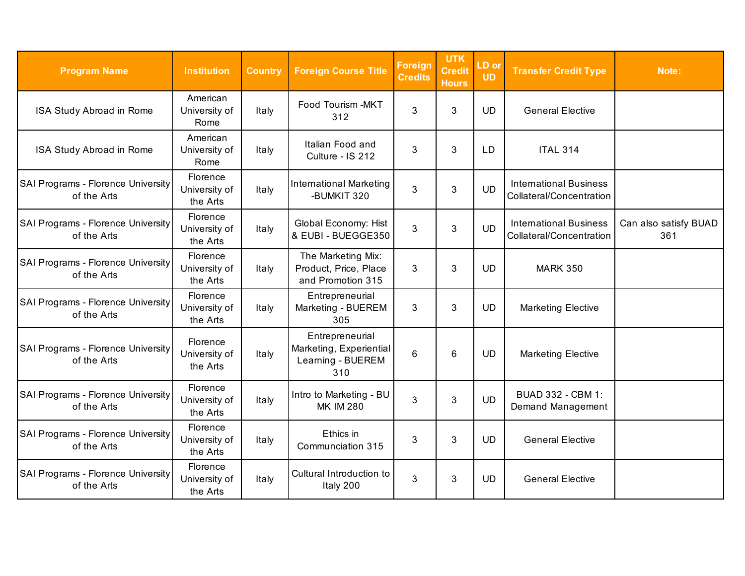| Program Name | Institution | Country | Foreign Course Title | Foreign Credits | UTK Credit Hours | LD or UD | Transfer Credit Type | Note: |
|---|---|---|---|---|---|---|---|---|
| ISA Study Abroad in Rome | American University of Rome | Italy | Food Tourism -MKT 312 | 3 | 3 | UD | General Elective | |
| ISA Study Abroad in Rome | American University of Rome | Italy | Italian Food and Culture - IS 212 | 3 | 3 | LD | ITAL 314 | |
| SAI Programs - Florence University of the Arts | Florence University of the Arts | Italy | International Marketing -BUMKIT 320 | 3 | 3 | UD | International Business Collateral/Concentration | |
| SAI Programs - Florence University of the Arts | Florence University of the Arts | Italy | Global Economy: Hist & EUBI - BUEGGE350 | 3 | 3 | UD | International Business Collateral/Concentration | Can also satisfy BUAD 361 |
| SAI Programs - Florence University of the Arts | Florence University of the Arts | Italy | The Marketing Mix: Product, Price, Place and Promotion 315 | 3 | 3 | UD | MARK 350 | |
| SAI Programs - Florence University of the Arts | Florence University of the Arts | Italy | Entrepreneurial Marketing - BUEREM 305 | 3 | 3 | UD | Marketing Elective | |
| SAI Programs - Florence University of the Arts | Florence University of the Arts | Italy | Entrepreneurial Marketing, Experiential Learning - BUEREM 310 | 6 | 6 | UD | Marketing Elective | |
| SAI Programs - Florence University of the Arts | Florence University of the Arts | Italy | Intro to Marketing - BU MK IM 280 | 3 | 3 | UD | BUAD 332 - CBM 1: Demand Management | |
| SAI Programs - Florence University of the Arts | Florence University of the Arts | Italy | Ethics in Communciation 315 | 3 | 3 | UD | General Elective | |
| SAI Programs - Florence University of the Arts | Florence University of the Arts | Italy | Cultural Introduction to Italy 200 | 3 | 3 | UD | General Elective | |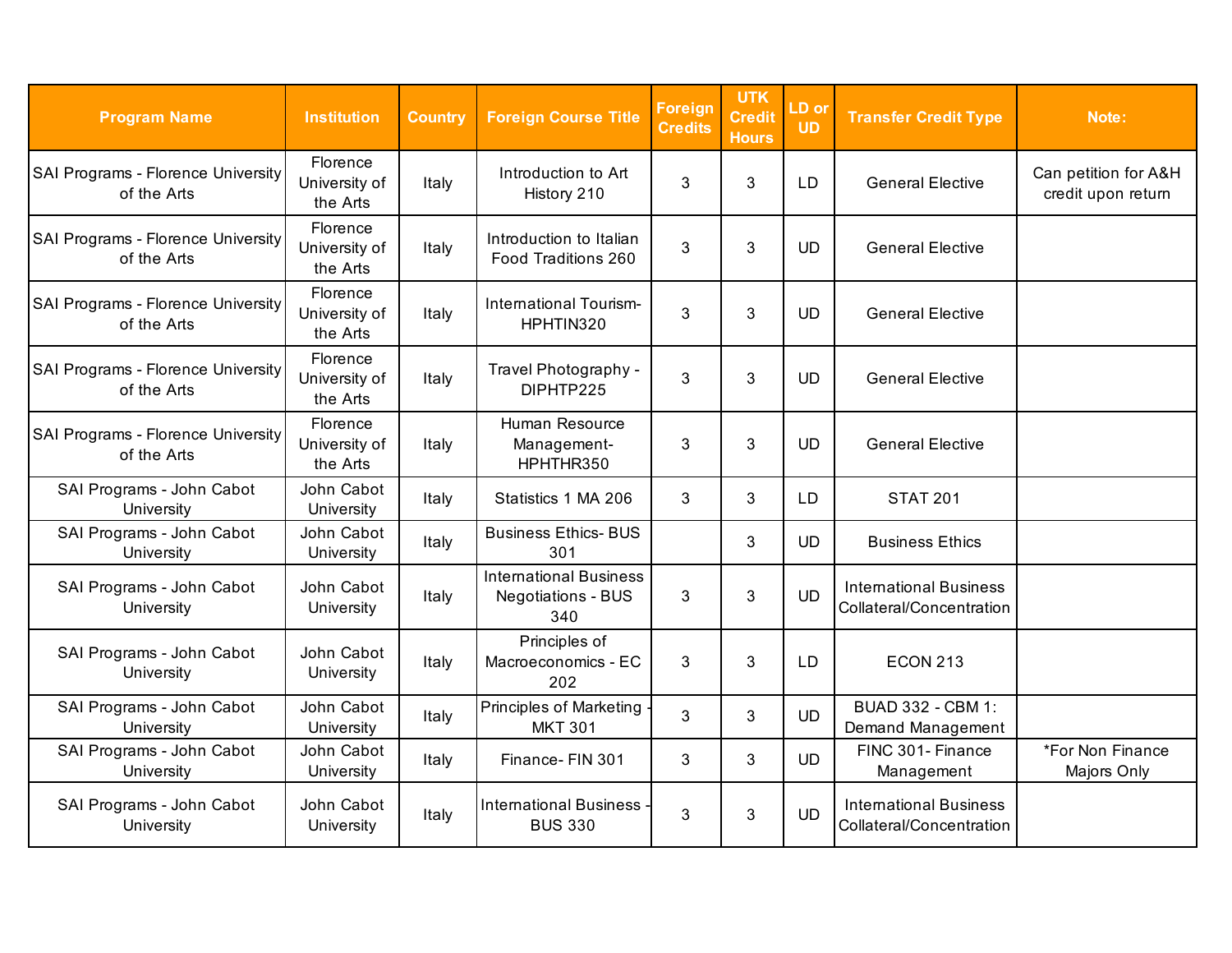| Program Name | Institution | Country | Foreign Course Title | Foreign Credits | UTK Credit Hours | LD or UD | Transfer Credit Type | Note: |
|---|---|---|---|---|---|---|---|---|
| SAI Programs - Florence University of the Arts | Florence University of the Arts | Italy | Introduction to Art History 210 | 3 | 3 | LD | General Elective | Can petition for A&H credit upon return |
| SAI Programs - Florence University of the Arts | Florence University of the Arts | Italy | Introduction to Italian Food Traditions 260 | 3 | 3 | UD | General Elective | |
| SAI Programs - Florence University of the Arts | Florence University of the Arts | Italy | International Tourism-HPHTIN320 | 3 | 3 | UD | General Elective | |
| SAI Programs - Florence University of the Arts | Florence University of the Arts | Italy | Travel Photography - DIPHTP225 | 3 | 3 | UD | General Elective | |
| SAI Programs - Florence University of the Arts | Florence University of the Arts | Italy | Human Resource Management-HPHTHR350 | 3 | 3 | UD | General Elective | |
| SAI Programs - John Cabot University | John Cabot University | Italy | Statistics 1 MA 206 | 3 | 3 | LD | STAT 201 | |
| SAI Programs - John Cabot University | John Cabot University | Italy | Business Ethics- BUS 301 | | 3 | UD | Business Ethics | |
| SAI Programs - John Cabot University | John Cabot University | Italy | International Business Negotiations - BUS 340 | 3 | 3 | UD | International Business Collateral/Concentration | |
| SAI Programs - John Cabot University | John Cabot University | Italy | Principles of Macroeconomics - EC 202 | 3 | 3 | LD | ECON 213 | |
| SAI Programs - John Cabot University | John Cabot University | Italy | Principles of Marketing - MKT 301 | 3 | 3 | UD | BUAD 332 - CBM 1: Demand Management | |
| SAI Programs - John Cabot University | John Cabot University | Italy | Finance- FIN 301 | 3 | 3 | UD | FINC 301- Finance Management | *For Non Finance Majors Only |
| SAI Programs - John Cabot University | John Cabot University | Italy | International Business - BUS 330 | 3 | 3 | UD | International Business Collateral/Concentration | |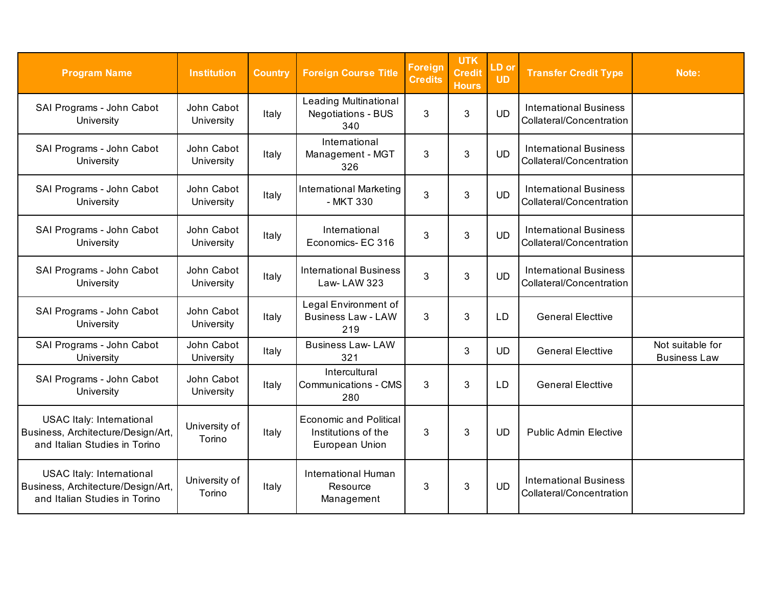| Program Name | Institution | Country | Foreign Course Title | Foreign Credits | UTK Credit Hours | LD or UD | Transfer Credit Type | Note: |
|---|---|---|---|---|---|---|---|---|
| SAI Programs - John Cabot University | John Cabot University | Italy | Leading Multinational Negotiations - BUS 340 | 3 | 3 | UD | International Business Collateral/Concentration | |
| SAI Programs - John Cabot University | John Cabot University | Italy | International Management - MGT 326 | 3 | 3 | UD | International Business Collateral/Concentration | |
| SAI Programs - John Cabot University | John Cabot University | Italy | International Marketing - MKT 330 | 3 | 3 | UD | International Business Collateral/Concentration | |
| SAI Programs - John Cabot University | John Cabot University | Italy | International Economics- EC 316 | 3 | 3 | UD | International Business Collateral/Concentration | |
| SAI Programs - John Cabot University | John Cabot University | Italy | International Business Law- LAW 323 | 3 | 3 | UD | International Business Collateral/Concentration | |
| SAI Programs - John Cabot University | John Cabot University | Italy | Legal Environment of Business Law - LAW 219 | 3 | 3 | LD | General Electtive | |
| SAI Programs - John Cabot University | John Cabot University | Italy | Business Law- LAW 321 | | 3 | UD | General Electtive | Not suitable for Business Law |
| SAI Programs - John Cabot University | John Cabot University | Italy | Intercultural Communications - CMS 280 | 3 | 3 | LD | General Electtive | |
| USAC Italy: International Business, Architecture/Design/Art, and Italian Studies in Torino | University of Torino | Italy | Economic and Political Institutions of the European Union | 3 | 3 | UD | Public Admin Elective | |
| USAC Italy: International Business, Architecture/Design/Art, and Italian Studies in Torino | University of Torino | Italy | International Human Resource Management | 3 | 3 | UD | International Business Collateral/Concentration | |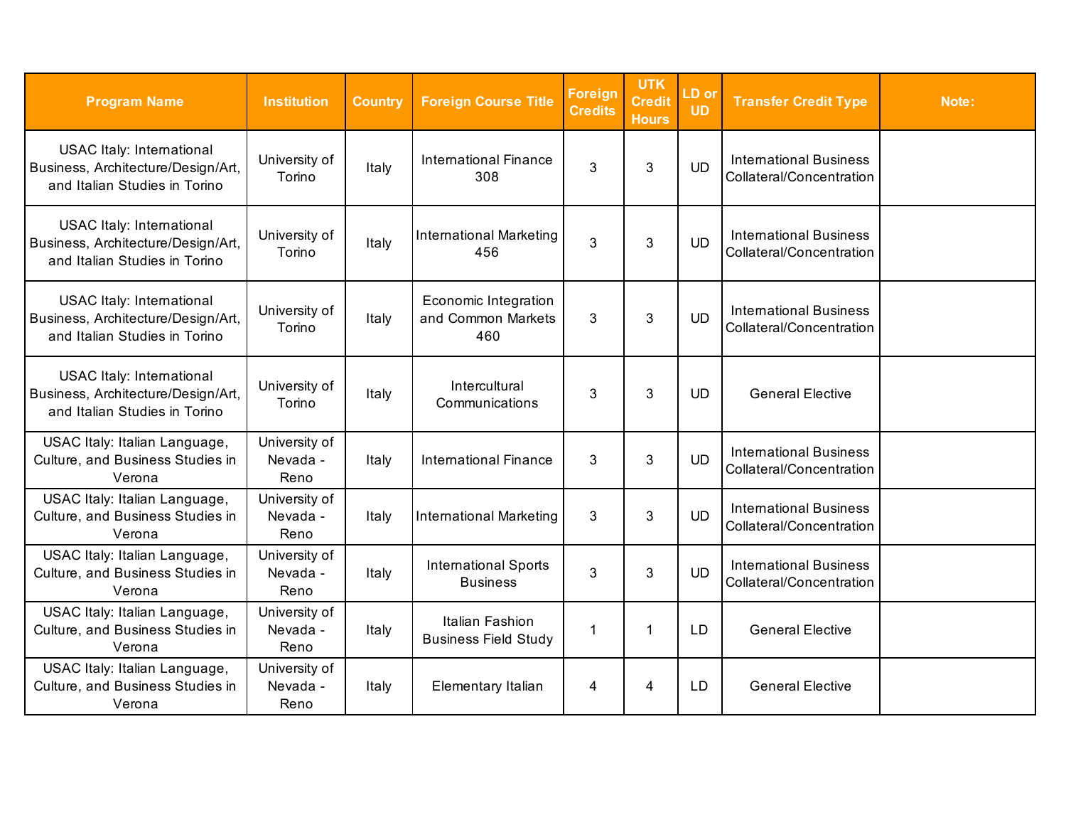| Program Name | Institution | Country | Foreign Course Title | Foreign Credits | UTK Credit Hours | LD or UD | Transfer Credit Type | Note: |
|---|---|---|---|---|---|---|---|---|
| USAC Italy: International Business, Architecture/Design/Art, and Italian Studies in Torino | University of Torino | Italy | International Finance 308 | 3 | 3 | UD | International Business Collateral/Concentration | |
| USAC Italy: International Business, Architecture/Design/Art, and Italian Studies in Torino | University of Torino | Italy | International Marketing 456 | 3 | 3 | UD | International Business Collateral/Concentration | |
| USAC Italy: International Business, Architecture/Design/Art, and Italian Studies in Torino | University of Torino | Italy | Economic Integration and Common Markets 460 | 3 | 3 | UD | International Business Collateral/Concentration | |
| USAC Italy: International Business, Architecture/Design/Art, and Italian Studies in Torino | University of Torino | Italy | Intercultural Communications | 3 | 3 | UD | General Elective | |
| USAC Italy: Italian Language, Culture, and Business Studies in Verona | University of Nevada - Reno | Italy | International Finance | 3 | 3 | UD | International Business Collateral/Concentration | |
| USAC Italy: Italian Language, Culture, and Business Studies in Verona | University of Nevada - Reno | Italy | International Marketing | 3 | 3 | UD | International Business Collateral/Concentration | |
| USAC Italy: Italian Language, Culture, and Business Studies in Verona | University of Nevada - Reno | Italy | International Sports Business | 3 | 3 | UD | International Business Collateral/Concentration | |
| USAC Italy: Italian Language, Culture, and Business Studies in Verona | University of Nevada - Reno | Italy | Italian Fashion Business Field Study | 1 | 1 | LD | General Elective | |
| USAC Italy: Italian Language, Culture, and Business Studies in Verona | University of Nevada - Reno | Italy | Elementary Italian | 4 | 4 | LD | General Elective | |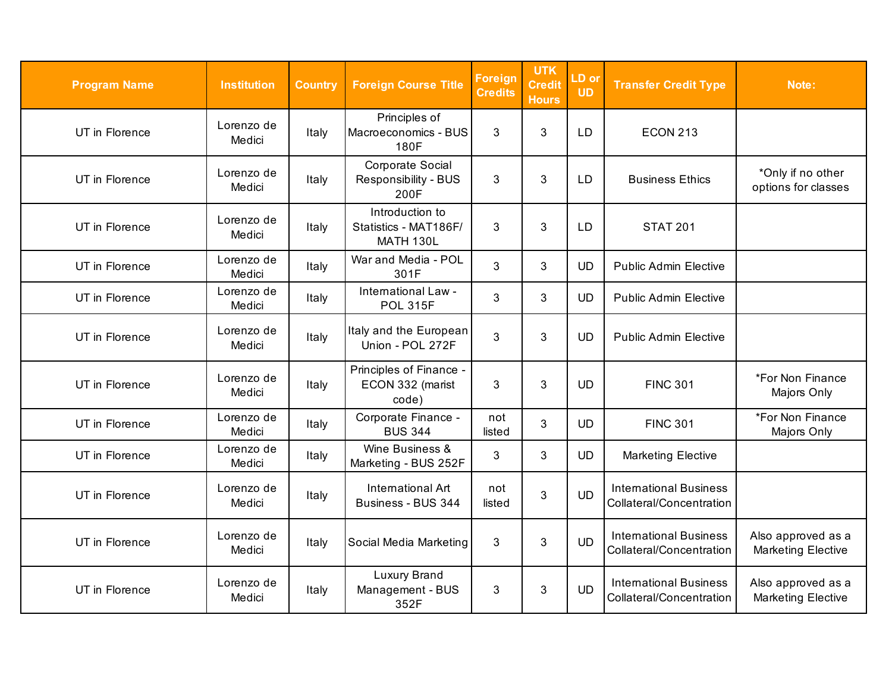| Program Name | Institution | Country | Foreign Course Title | Foreign Credits | UTK Credit Hours | LD or UD | Transfer Credit Type | Note: |
|---|---|---|---|---|---|---|---|---|
| UT in Florence | Lorenzo de Medici | Italy | Principles of Macroeconomics - BUS 180F | 3 | 3 | LD | ECON 213 | |
| UT in Florence | Lorenzo de Medici | Italy | Corporate Social Responsibility - BUS 200F | 3 | 3 | LD | Business Ethics | *Only if no other options for classes |
| UT in Florence | Lorenzo de Medici | Italy | Introduction to Statistics - MAT186F/ MATH 130L | 3 | 3 | LD | STAT 201 | |
| UT in Florence | Lorenzo de Medici | Italy | War and Media - POL 301F | 3 | 3 | UD | Public Admin Elective | |
| UT in Florence | Lorenzo de Medici | Italy | International Law - POL 315F | 3 | 3 | UD | Public Admin Elective | |
| UT in Florence | Lorenzo de Medici | Italy | Italy and the European Union - POL 272F | 3 | 3 | UD | Public Admin Elective | |
| UT in Florence | Lorenzo de Medici | Italy | Principles of Finance - ECON 332 (marist code) | 3 | 3 | UD | FINC 301 | *For Non Finance Majors Only |
| UT in Florence | Lorenzo de Medici | Italy | Corporate Finance - BUS 344 | not listed | 3 | UD | FINC 301 | *For Non Finance Majors Only |
| UT in Florence | Lorenzo de Medici | Italy | Wine Business & Marketing - BUS 252F | 3 | 3 | UD | Marketing Elective | |
| UT in Florence | Lorenzo de Medici | Italy | International Art Business - BUS 344 | not listed | 3 | UD | International Business Collateral/Concentration | |
| UT in Florence | Lorenzo de Medici | Italy | Social Media Marketing | 3 | 3 | UD | International Business Collateral/Concentration | Also approved as a Marketing Elective |
| UT in Florence | Lorenzo de Medici | Italy | Luxury Brand Management - BUS 352F | 3 | 3 | UD | International Business Collateral/Concentration | Also approved as a Marketing Elective |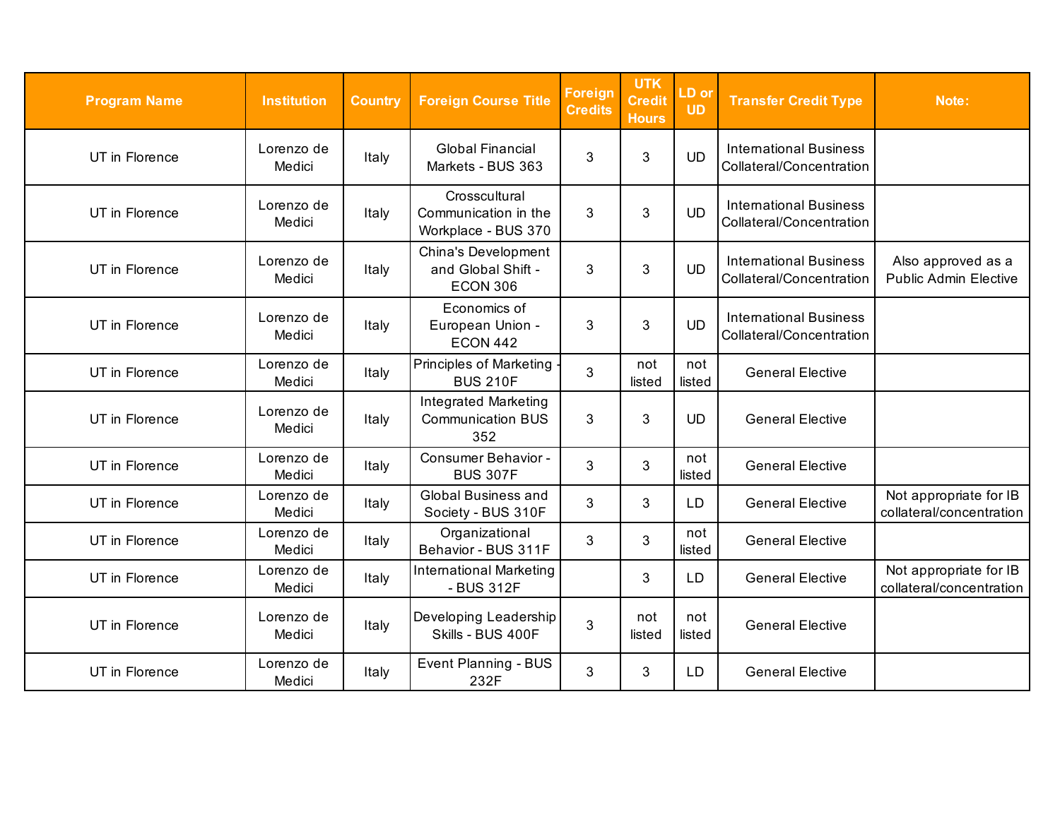| Program Name | Institution | Country | Foreign Course Title | Foreign Credits | UTK Credit Hours | LD or UD | Transfer Credit Type | Note: |
|---|---|---|---|---|---|---|---|---|
| UT in Florence | Lorenzo de Medici | Italy | Global Financial Markets - BUS 363 | 3 | 3 | UD | International Business Collateral/Concentration | |
| UT in Florence | Lorenzo de Medici | Italy | Crosscultural Communication in the Workplace - BUS 370 | 3 | 3 | UD | International Business Collateral/Concentration | |
| UT in Florence | Lorenzo de Medici | Italy | China's Development and Global Shift - ECON 306 | 3 | 3 | UD | International Business Collateral/Concentration | Also approved as a Public Admin Elective |
| UT in Florence | Lorenzo de Medici | Italy | Economics of European Union - ECON 442 | 3 | 3 | UD | International Business Collateral/Concentration | |
| UT in Florence | Lorenzo de Medici | Italy | Principles of Marketing - BUS 210F | 3 | not listed | not listed | General Elective | |
| UT in Florence | Lorenzo de Medici | Italy | Integrated Marketing Communication BUS 352 | 3 | 3 | UD | General Elective | |
| UT in Florence | Lorenzo de Medici | Italy | Consumer Behavior - BUS 307F | 3 | 3 | not listed | General Elective | |
| UT in Florence | Lorenzo de Medici | Italy | Global Business and Society - BUS 310F | 3 | 3 | LD | General Elective | Not appropriate for IB collateral/concentration |
| UT in Florence | Lorenzo de Medici | Italy | Organizational Behavior - BUS 311F | 3 | 3 | not listed | General Elective | |
| UT in Florence | Lorenzo de Medici | Italy | International Marketing - BUS 312F | | 3 | LD | General Elective | Not appropriate for IB collateral/concentration |
| UT in Florence | Lorenzo de Medici | Italy | Developing Leadership Skills - BUS 400F | 3 | not listed | not listed | General Elective | |
| UT in Florence | Lorenzo de Medici | Italy | Event Planning - BUS 232F | 3 | 3 | LD | General Elective | |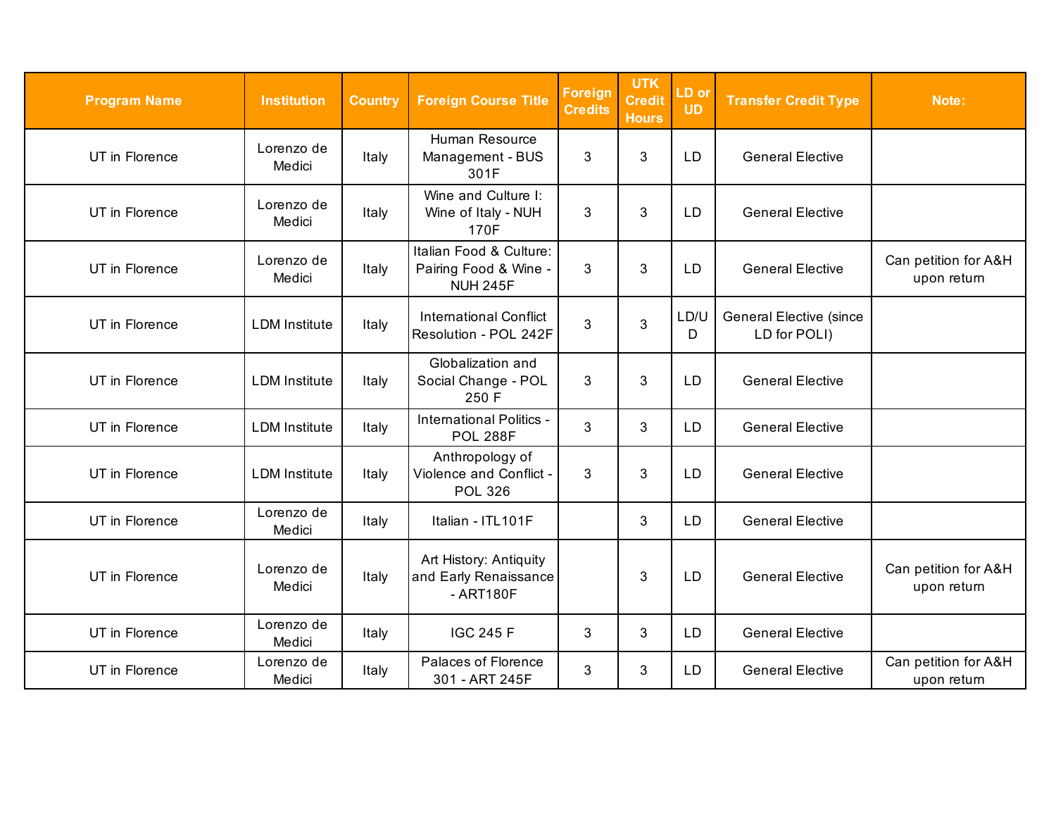| Program Name | Institution | Country | Foreign Course Title | Foreign Credits | UTK Credit Hours | LD or UD | Transfer Credit Type | Note: |
| --- | --- | --- | --- | --- | --- | --- | --- | --- |
| UT in Florence | Lorenzo de Medici | Italy | Human Resource Management - BUS 301F | 3 | 3 | LD | General Elective | |
| UT in Florence | Lorenzo de Medici | Italy | Wine and Culture I: Wine of Italy - NUH 170F | 3 | 3 | LD | General Elective | |
| UT in Florence | Lorenzo de Medici | Italy | Italian Food & Culture: Pairing Food & Wine - NUH 245F | 3 | 3 | LD | General Elective | Can petition for A&H upon return |
| UT in Florence | LDM Institute | Italy | International Conflict Resolution - POL 242F | 3 | 3 | LD/UD | General Elective (since LD for POLI) | |
| UT in Florence | LDM Institute | Italy | Globalization and Social Change - POL 250 F | 3 | 3 | LD | General Elective | |
| UT in Florence | LDM Institute | Italy | International Politics - POL 288F | 3 | 3 | LD | General Elective | |
| UT in Florence | LDM Institute | Italy | Anthropology of Violence and Conflict - POL 326 | 3 | 3 | LD | General Elective | |
| UT in Florence | Lorenzo de Medici | Italy | Italian - ITL101F | | 3 | LD | General Elective | |
| UT in Florence | Lorenzo de Medici | Italy | Art History: Antiquity and Early Renaissance - ART180F | | 3 | LD | General Elective | Can petition for A&H upon return |
| UT in Florence | Lorenzo de Medici | Italy | IGC 245 F | 3 | 3 | LD | General Elective | |
| UT in Florence | Lorenzo de Medici | Italy | Palaces of Florence 301 - ART 245F | 3 | 3 | LD | General Elective | Can petition for A&H upon return |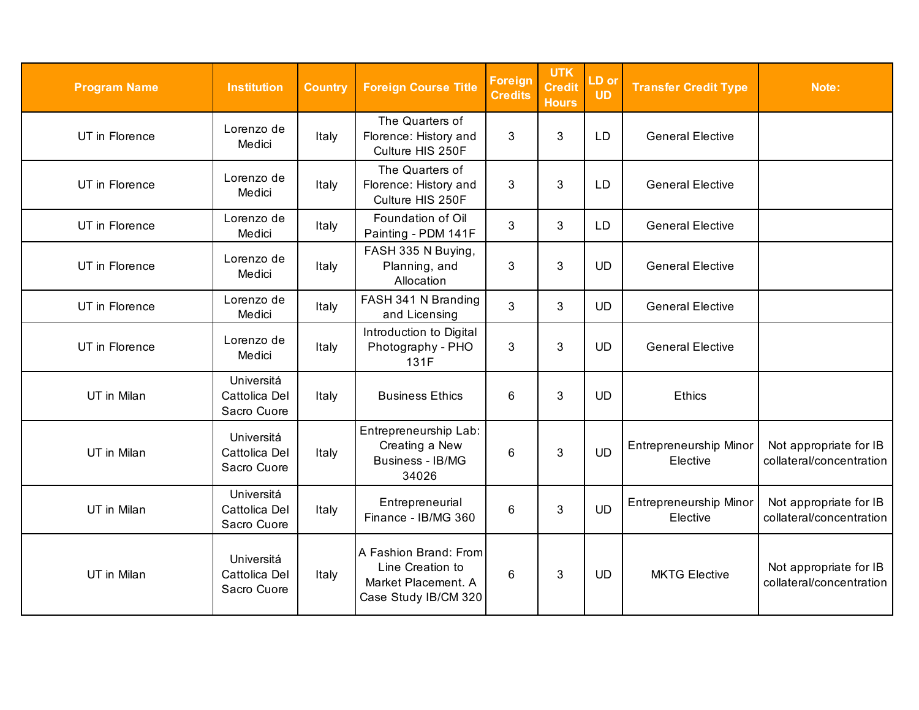| Program Name | Institution | Country | Foreign Course Title | Foreign Credits | UTK Credit Hours | LD or UD | Transfer Credit Type | Note: |
|---|---|---|---|---|---|---|---|---|
| UT in Florence | Lorenzo de Medici | Italy | The Quarters of Florence: History and Culture HIS 250F | 3 | 3 | LD | General Elective | |
| UT in Florence | Lorenzo de Medici | Italy | The Quarters of Florence: History and Culture HIS 250F | 3 | 3 | LD | General Elective | |
| UT in Florence | Lorenzo de Medici | Italy | Foundation of Oil Painting - PDM 141F | 3 | 3 | LD | General Elective | |
| UT in Florence | Lorenzo de Medici | Italy | FASH 335 N Buying, Planning, and Allocation | 3 | 3 | UD | General Elective | |
| UT in Florence | Lorenzo de Medici | Italy | FASH 341 N Branding and Licensing | 3 | 3 | UD | General Elective | |
| UT in Florence | Lorenzo de Medici | Italy | Introduction to Digital Photography - PHO 131F | 3 | 3 | UD | General Elective | |
| UT in Milan | Universitá Cattolica Del Sacro Cuore | Italy | Business Ethics | 6 | 3 | UD | Ethics | |
| UT in Milan | Universitá Cattolica Del Sacro Cuore | Italy | Entrepreneurship Lab: Creating a New Business - IB/MG 34026 | 6 | 3 | UD | Entrepreneurship Minor Elective | Not appropriate for IB collateral/concentration |
| UT in Milan | Universitá Cattolica Del Sacro Cuore | Italy | Entrepreneurial Finance - IB/MG 360 | 6 | 3 | UD | Entrepreneurship Minor Elective | Not appropriate for IB collateral/concentration |
| UT in Milan | Universitá Cattolica Del Sacro Cuore | Italy | A Fashion Brand: From Line Creation to Market Placement. A Case Study IB/CM 320 | 6 | 3 | UD | MKTG Elective | Not appropriate for IB collateral/concentration |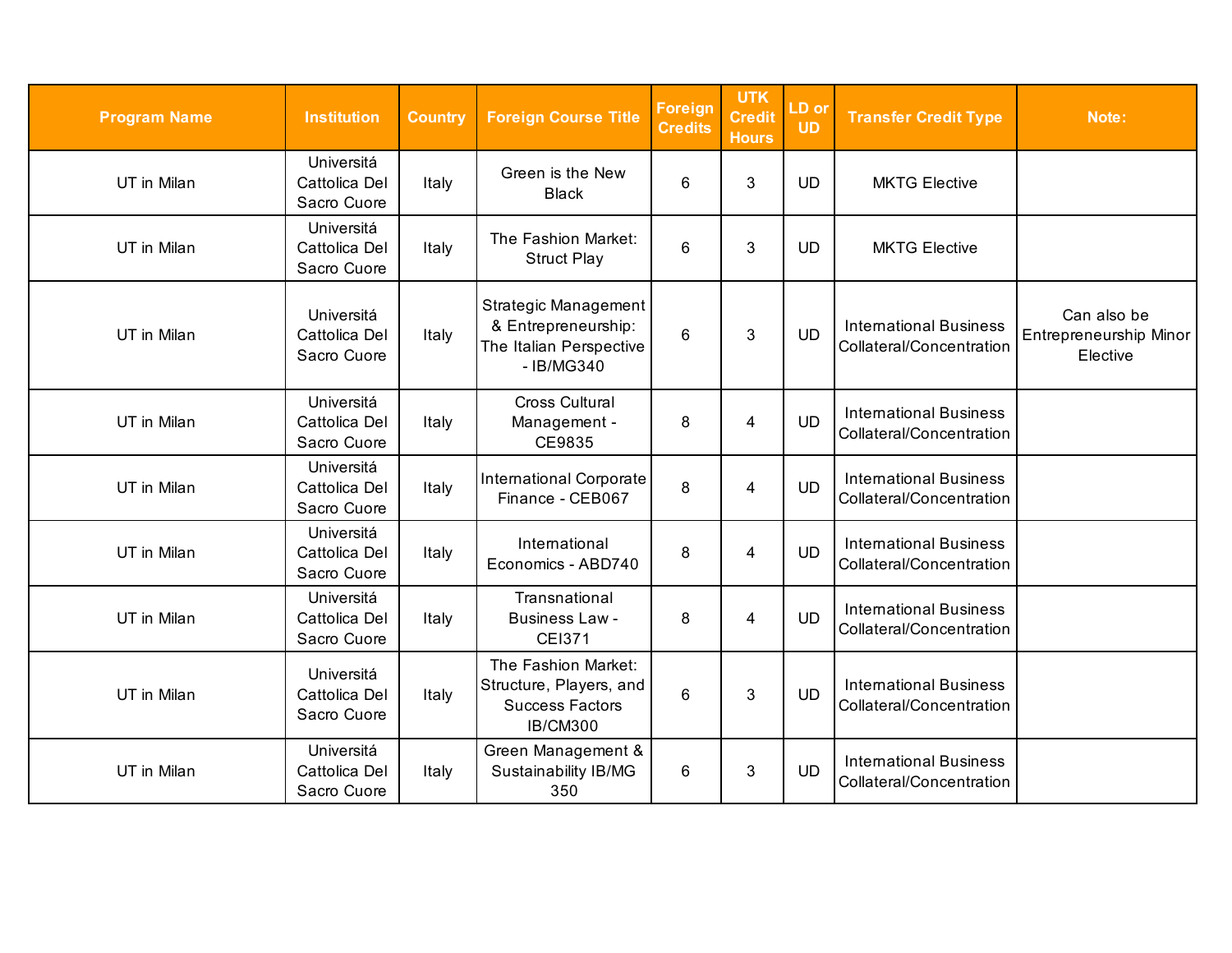| Program Name | Institution | Country | Foreign Course Title | Foreign Credits | UTK Credit Hours | LD or UD | Transfer Credit Type | Note: |
|---|---|---|---|---|---|---|---|---|
| UT in Milan | Universitá Cattolica Del Sacro Cuore | Italy | Green is the New Black | 6 | 3 | UD | MKTG Elective | |
| UT in Milan | Universitá Cattolica Del Sacro Cuore | Italy | The Fashion Market: Struct Play | 6 | 3 | UD | MKTG Elective | |
| UT in Milan | Universitá Cattolica Del Sacro Cuore | Italy | Strategic Management & Entrepreneurship: The Italian Perspective - IB/MG340 | 6 | 3 | UD | International Business Collateral/Concentration | Can also be Entrepreneurship Minor Elective |
| UT in Milan | Universitá Cattolica Del Sacro Cuore | Italy | Cross Cultural Management - CE9835 | 8 | 4 | UD | International Business Collateral/Concentration | |
| UT in Milan | Universitá Cattolica Del Sacro Cuore | Italy | International Corporate Finance - CEB067 | 8 | 4 | UD | International Business Collateral/Concentration | |
| UT in Milan | Universitá Cattolica Del Sacro Cuore | Italy | International Economics - ABD740 | 8 | 4 | UD | International Business Collateral/Concentration | |
| UT in Milan | Universitá Cattolica Del Sacro Cuore | Italy | Transnational Business Law - CEI371 | 8 | 4 | UD | International Business Collateral/Concentration | |
| UT in Milan | Universitá Cattolica Del Sacro Cuore | Italy | The Fashion Market: Structure, Players, and Success Factors IB/CM300 | 6 | 3 | UD | International Business Collateral/Concentration | |
| UT in Milan | Universitá Cattolica Del Sacro Cuore | Italy | Green Management & Sustainability IB/MG 350 | 6 | 3 | UD | International Business Collateral/Concentration | |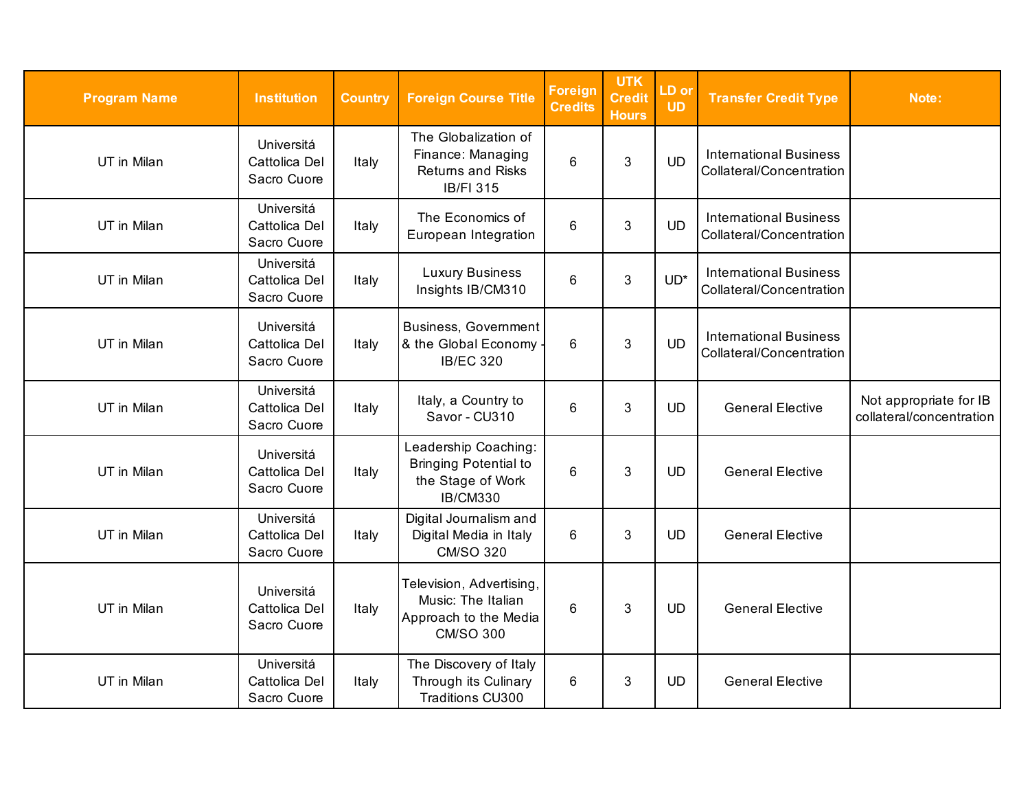| Program Name | Institution | Country | Foreign Course Title | Foreign Credits | UTK Credit Hours | LD or UD | Transfer Credit Type | Note: |
|---|---|---|---|---|---|---|---|---|
| UT in Milan | Universitá Cattolica Del Sacro Cuore | Italy | The Globalization of Finance: Managing Returns and Risks IB/FI 315 | 6 | 3 | UD | International Business Collateral/Concentration | |
| UT in Milan | Universitá Cattolica Del Sacro Cuore | Italy | The Economics of European Integration | 6 | 3 | UD | International Business Collateral/Concentration | |
| UT in Milan | Universitá Cattolica Del Sacro Cuore | Italy | Luxury Business Insights IB/CM310 | 6 | 3 | UD* | International Business Collateral/Concentration | |
| UT in Milan | Universitá Cattolica Del Sacro Cuore | Italy | Business, Government & the Global Economy - IB/EC 320 | 6 | 3 | UD | International Business Collateral/Concentration | |
| UT in Milan | Universitá Cattolica Del Sacro Cuore | Italy | Italy, a Country to Savor - CU310 | 6 | 3 | UD | General Elective | Not appropriate for IB collateral/concentration |
| UT in Milan | Universitá Cattolica Del Sacro Cuore | Italy | Leadership Coaching: Bringing Potential to the Stage of Work IB/CM330 | 6 | 3 | UD | General Elective | |
| UT in Milan | Universitá Cattolica Del Sacro Cuore | Italy | Digital Journalism and Digital Media in Italy CM/SO 320 | 6 | 3 | UD | General Elective | |
| UT in Milan | Universitá Cattolica Del Sacro Cuore | Italy | Television, Advertising, Music: The Italian Approach to the Media CM/SO 300 | 6 | 3 | UD | General Elective | |
| UT in Milan | Universitá Cattolica Del Sacro Cuore | Italy | The Discovery of Italy Through its Culinary Traditions CU300 | 6 | 3 | UD | General Elective | |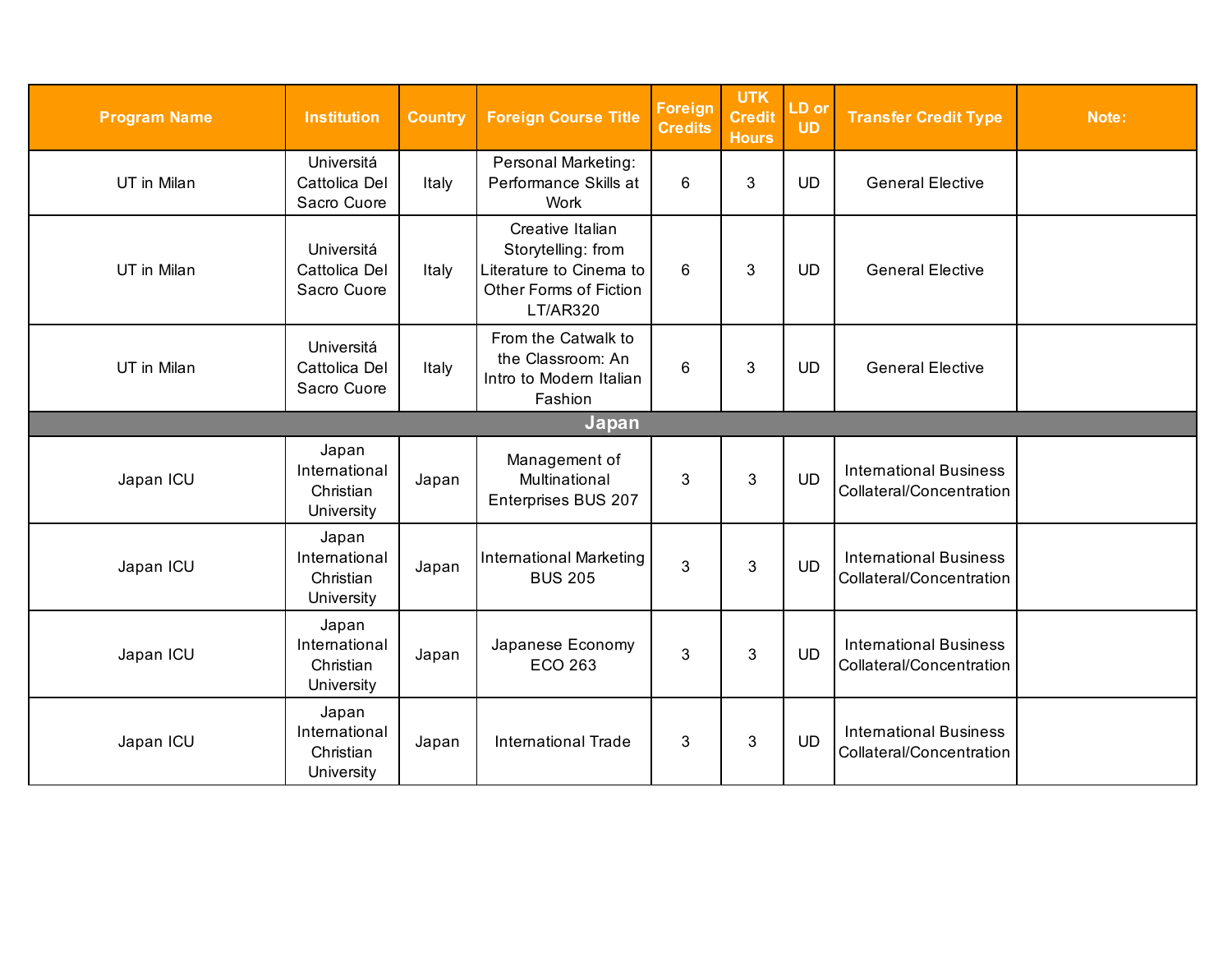| Program Name | Institution | Country | Foreign Course Title | Foreign Credits | UTK Credit Hours | LD or UD | Transfer Credit Type | Note: |
|---|---|---|---|---|---|---|---|---|
| UT in Milan | Universitá Cattolica Del Sacro Cuore | Italy | Personal Marketing: Performance Skills at Work | 6 | 3 | UD | General Elective | |
| UT in Milan | Universitá Cattolica Del Sacro Cuore | Italy | Creative Italian Storytelling: from Literature to Cinema to Other Forms of Fiction LT/AR320 | 6 | 3 | UD | General Elective | |
| UT in Milan | Universitá Cattolica Del Sacro Cuore | Italy | From the Catwalk to the Classroom: An Intro to Modern Italian Fashion | 6 | 3 | UD | General Elective | |
| **Japan** | | | | | | | | |
| Japan ICU | Japan International Christian University | Japan | Management of Multinational Enterprises BUS 207 | 3 | 3 | UD | International Business Collateral/Concentration | |
| Japan ICU | Japan International Christian University | Japan | International Marketing BUS 205 | 3 | 3 | UD | International Business Collateral/Concentration | |
| Japan ICU | Japan International Christian University | Japan | Japanese Economy ECO 263 | 3 | 3 | UD | International Business Collateral/Concentration | |
| Japan ICU | Japan International Christian University | Japan | International Trade | 3 | 3 | UD | International Business Collateral/Concentration | |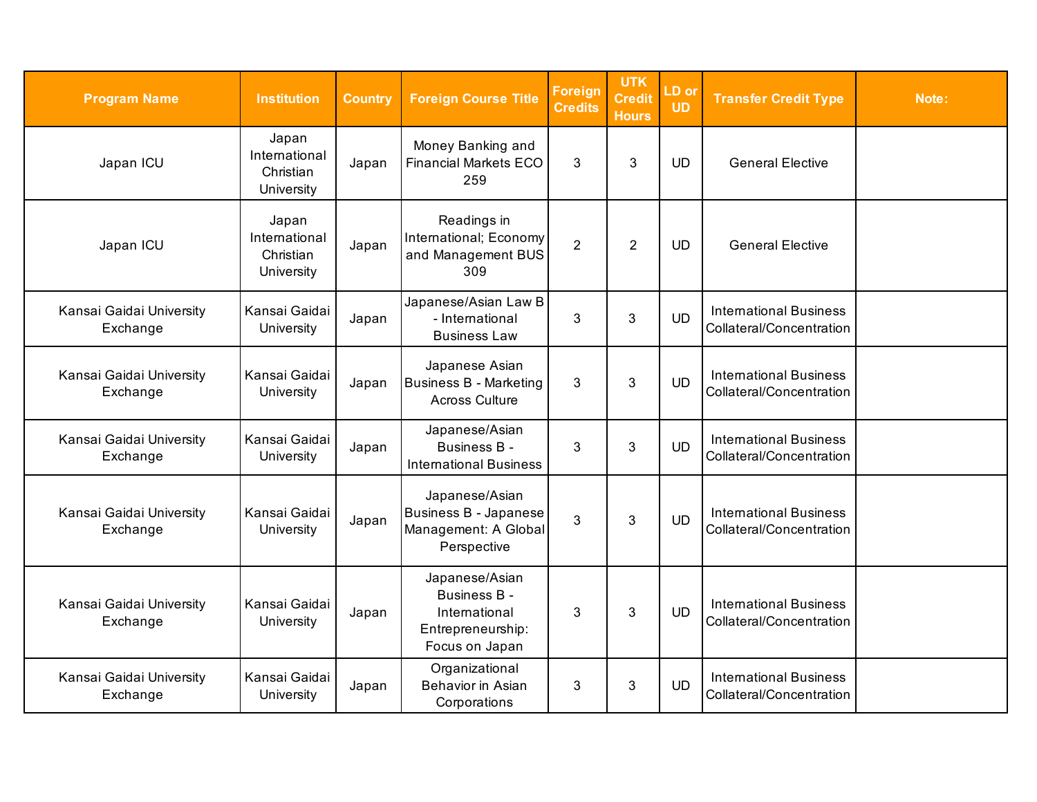| Program Name | Institution | Country | Foreign Course Title | Foreign Credits | UTK Credit Hours | LD or UD | Transfer Credit Type | Note: |
|---|---|---|---|---|---|---|---|---|
| Japan ICU | Japan International Christian University | Japan | Money Banking and Financial Markets ECO 259 | 3 | 3 | UD | General Elective | |
| Japan ICU | Japan International Christian University | Japan | Readings in International; Economy and Management BUS 309 | 2 | 2 | UD | General Elective | |
| Kansai Gaidai University Exchange | Kansai Gaidai University | Japan | Japanese/Asian Law B - International Business Law | 3 | 3 | UD | International Business Collateral/Concentration | |
| Kansai Gaidai University Exchange | Kansai Gaidai University | Japan | Japanese Asian Business B - Marketing Across Culture | 3 | 3 | UD | International Business Collateral/Concentration | |
| Kansai Gaidai University Exchange | Kansai Gaidai University | Japan | Japanese/Asian Business B - International Business | 3 | 3 | UD | International Business Collateral/Concentration | |
| Kansai Gaidai University Exchange | Kansai Gaidai University | Japan | Japanese/Asian Business B - Japanese Management: A Global Perspective | 3 | 3 | UD | International Business Collateral/Concentration | |
| Kansai Gaidai University Exchange | Kansai Gaidai University | Japan | Japanese/Asian Business B - International Entrepreneurship: Focus on Japan | 3 | 3 | UD | International Business Collateral/Concentration | |
| Kansai Gaidai University Exchange | Kansai Gaidai University | Japan | Organizational Behavior in Asian Corporations | 3 | 3 | UD | International Business Collateral/Concentration | |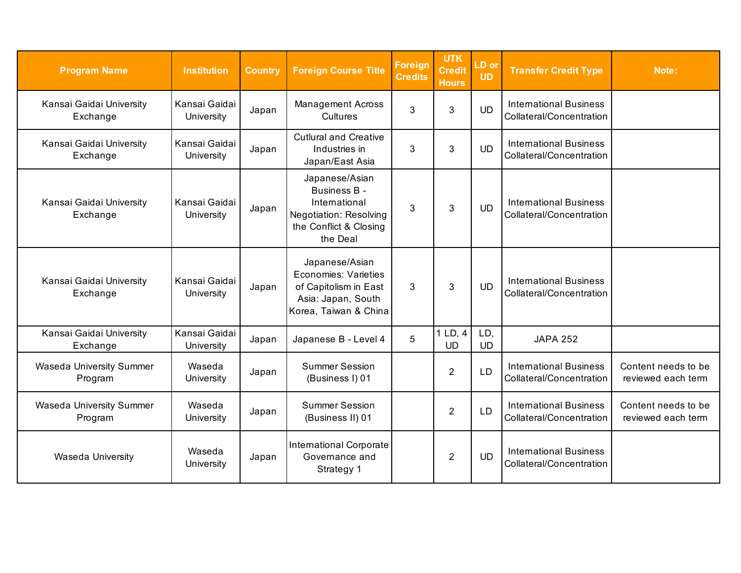| Program Name | Institution | Country | Foreign Course Title | Foreign Credits | UTK Credit Hours | LD or UD | Transfer Credit Type | Note: |
|---|---|---|---|---|---|---|---|---|
| Kansai Gaidai University Exchange | Kansai Gaidai University | Japan | Management Across Cultures | 3 | 3 | UD | International Business Collateral/Concentration | |
| Kansai Gaidai University Exchange | Kansai Gaidai University | Japan | Cutlural and Creative Industries in Japan/East Asia | 3 | 3 | UD | International Business Collateral/Concentration | |
| Kansai Gaidai University Exchange | Kansai Gaidai University | Japan | Japanese/Asian Business B - International Negotiation: Resolving the Conflict & Closing the Deal | 3 | 3 | UD | International Business Collateral/Concentration | |
| Kansai Gaidai University Exchange | Kansai Gaidai University | Japan | Japanese/Asian Economies: Varieties of Capitolism in East Asia: Japan, South Korea, Taiwan & China | 3 | 3 | UD | International Business Collateral/Concentration | |
| Kansai Gaidai University Exchange | Kansai Gaidai University | Japan | Japanese B - Level 4 | 5 | 1 LD, 4 UD | LD, UD | JAPA 252 | |
| Waseda University Summer Program | Waseda University | Japan | Summer Session (Business I) 01 | | 2 | LD | International Business Collateral/Concentration | Content needs to be reviewed each term |
| Waseda University Summer Program | Waseda University | Japan | Summer Session (Business II) 01 | | 2 | LD | International Business Collateral/Concentration | Content needs to be reviewed each term |
| Waseda University | Waseda University | Japan | International Corporate Governance and Strategy 1 | | 2 | UD | International Business Collateral/Concentration | |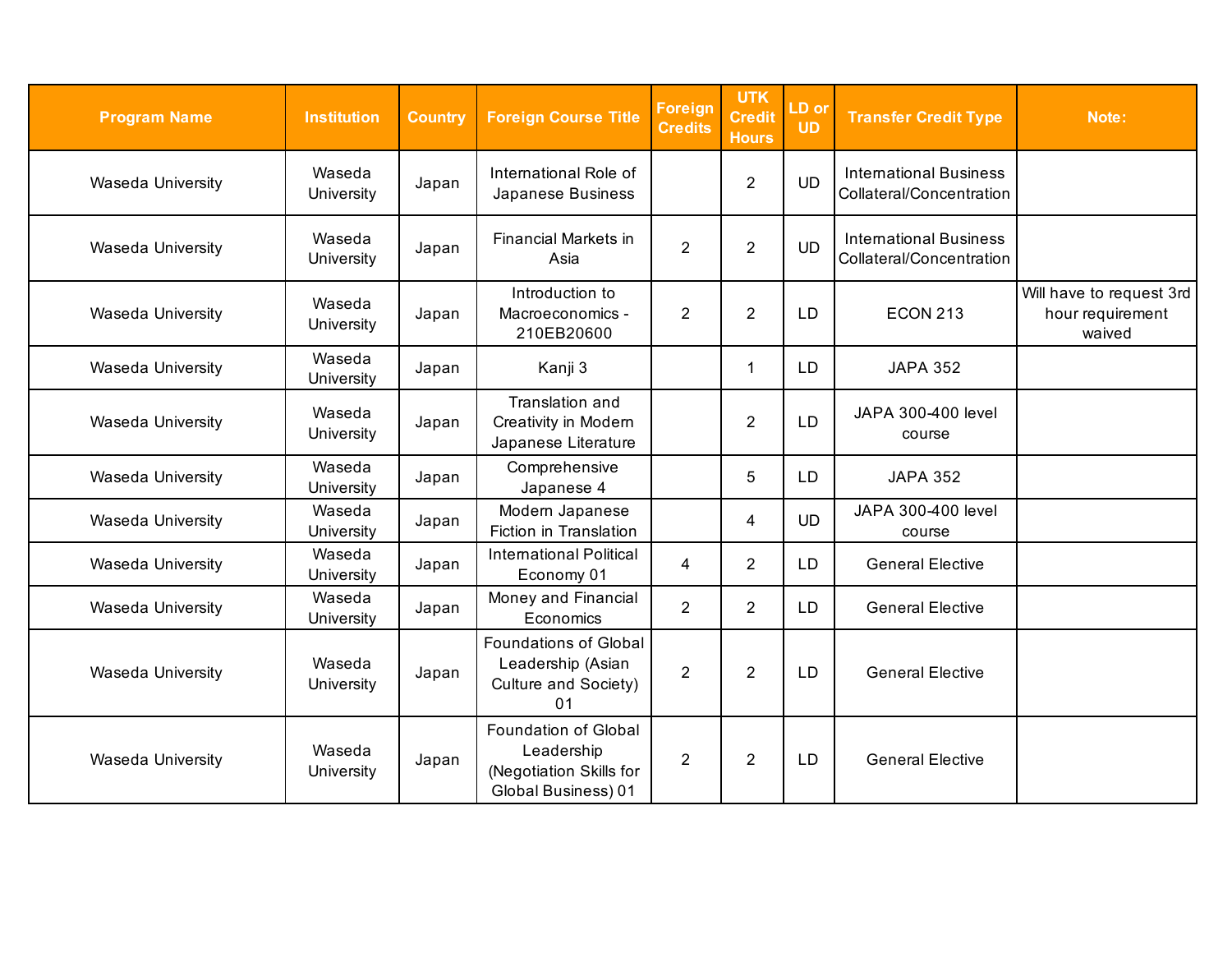| Program Name | Institution | Country | Foreign Course Title | Foreign Credits | UTK Credit Hours | LD or UD | Transfer Credit Type | Note: |
|---|---|---|---|---|---|---|---|---|
| Waseda University | Waseda University | Japan | International Role of Japanese Business | | 2 | UD | International Business Collateral/Concentration | |
| Waseda University | Waseda University | Japan | Financial Markets in Asia | 2 | 2 | UD | International Business Collateral/Concentration | |
| Waseda University | Waseda University | Japan | Introduction to Macroeconomics - 210EB20600 | 2 | 2 | LD | ECON 213 | Will have to request 3rd hour requirement waived |
| Waseda University | Waseda University | Japan | Kanji 3 | | 1 | LD | JAPA 352 | |
| Waseda University | Waseda University | Japan | Translation and Creativity in Modern Japanese Literature | | 2 | LD | JAPA 300-400 level course | |
| Waseda University | Waseda University | Japan | Comprehensive Japanese 4 | | 5 | LD | JAPA 352 | |
| Waseda University | Waseda University | Japan | Modern Japanese Fiction in Translation | | 4 | UD | JAPA 300-400 level course | |
| Waseda University | Waseda University | Japan | International Political Economy 01 | 4 | 2 | LD | General Elective | |
| Waseda University | Waseda University | Japan | Money and Financial Economics | 2 | 2 | LD | General Elective | |
| Waseda University | Waseda University | Japan | Foundations of Global Leadership (Asian Culture and Society) 01 | 2 | 2 | LD | General Elective | |
| Waseda University | Waseda University | Japan | Foundation of Global Leadership (Negotiation Skills for Global Business) 01 | 2 | 2 | LD | General Elective | |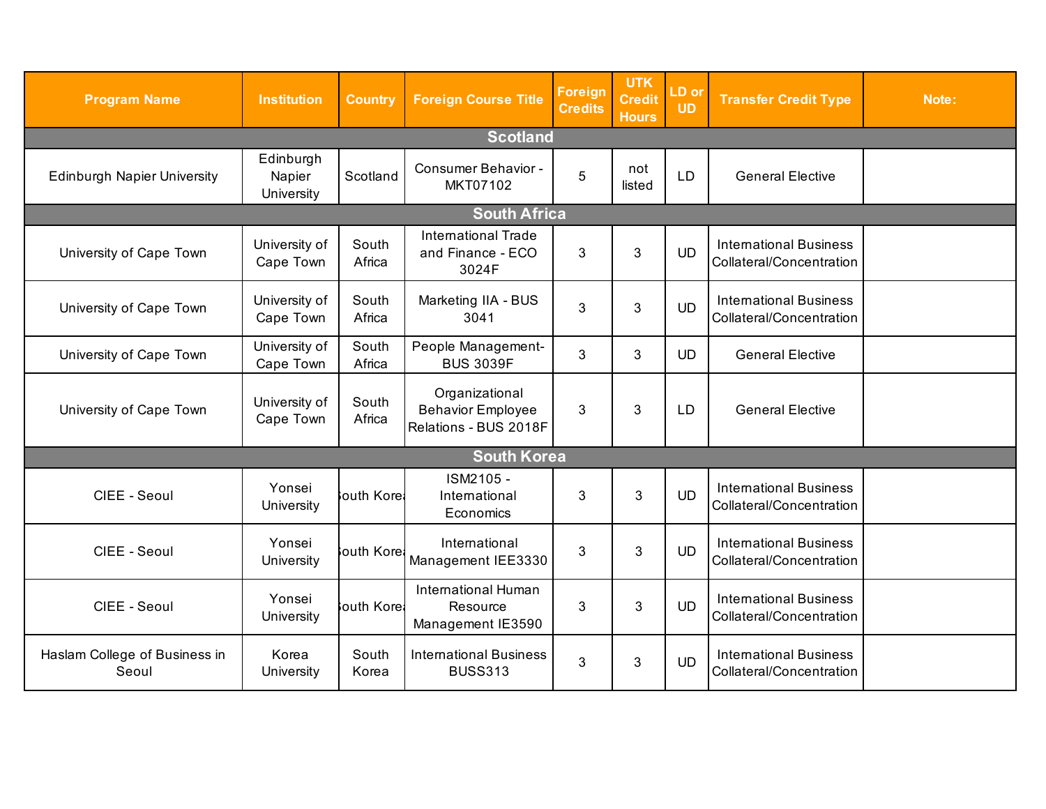| Program Name | Institution | Country | Foreign Course Title | Foreign Credits | UTK Credit Hours | LD or UD | Transfer Credit Type | Note: |
|---|---|---|---|---|---|---|---|---|
| **Scotland** | | | | | | | | |
| Edinburgh Napier University | Edinburgh Napier University | Scotland | Consumer Behavior - MKT07102 | 5 | not listed | LD | General Elective | |
| **South Africa** | | | | | | | | |
| University of Cape Town | University of Cape Town | South Africa | International Trade and Finance - ECO 3024F | 3 | 3 | UD | International Business Collateral/Concentration | |
| University of Cape Town | University of Cape Town | South Africa | Marketing IIA - BUS 3041 | 3 | 3 | UD | International Business Collateral/Concentration | |
| University of Cape Town | University of Cape Town | South Africa | People Management- BUS 3039F | 3 | 3 | UD | General Elective | |
| University of Cape Town | University of Cape Town | South Africa | Organizational Behavior Employee Relations - BUS 2018F | 3 | 3 | LD | General Elective | |
| **South Korea** | | | | | | | | |
| CIEE - Seoul | Yonsei University | South Korea | ISM2105 - International Economics | 3 | 3 | UD | International Business Collateral/Concentration | |
| CIEE - Seoul | Yonsei University | South Korea | International Management IEE3330 | 3 | 3 | UD | International Business Collateral/Concentration | |
| CIEE - Seoul | Yonsei University | South Korea | International Human Resource Management IE3590 | 3 | 3 | UD | International Business Collateral/Concentration | |
| Haslam College of Business in Seoul | Korea University | South Korea | International Business BUSS313 | 3 | 3 | UD | International Business Collateral/Concentration | |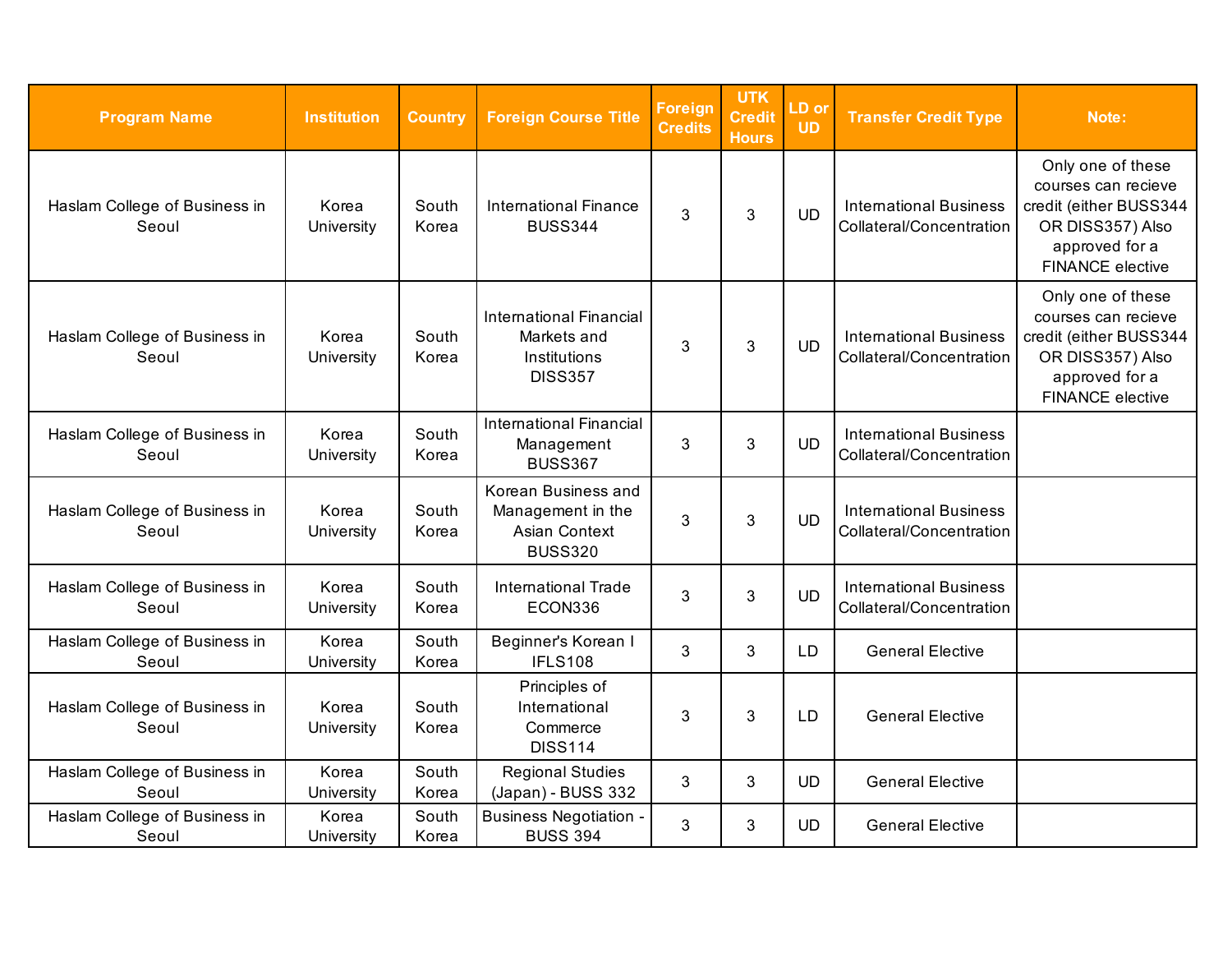| Program Name | Institution | Country | Foreign Course Title | Foreign Credits | UTK Credit Hours | LD or UD | Transfer Credit Type | Note: |
|---|---|---|---|---|---|---|---|---|
| Haslam College of Business in Seoul | Korea University | South Korea | International Finance BUSS344 | 3 | 3 | UD | International Business Collateral/Concentration | Only one of these courses can recieve credit (either BUSS344 OR DISS357) Also approved for a FINANCE elective |
| Haslam College of Business in Seoul | Korea University | South Korea | International Financial Markets and Institutions DISS357 | 3 | 3 | UD | International Business Collateral/Concentration | Only one of these courses can recieve credit (either BUSS344 OR DISS357) Also approved for a FINANCE elective |
| Haslam College of Business in Seoul | Korea University | South Korea | International Financial Management BUSS367 | 3 | 3 | UD | International Business Collateral/Concentration | |
| Haslam College of Business in Seoul | Korea University | South Korea | Korean Business and Management in the Asian Context BUSS320 | 3 | 3 | UD | International Business Collateral/Concentration | |
| Haslam College of Business in Seoul | Korea University | South Korea | International Trade ECON336 | 3 | 3 | UD | International Business Collateral/Concentration | |
| Haslam College of Business in Seoul | Korea University | South Korea | Beginner's Korean I IFLS108 | 3 | 3 | LD | General Elective | |
| Haslam College of Business in Seoul | Korea University | South Korea | Principles of International Commerce DISS114 | 3 | 3 | LD | General Elective | |
| Haslam College of Business in Seoul | Korea University | South Korea | Regional Studies (Japan) - BUSS 332 | 3 | 3 | UD | General Elective | |
| Haslam College of Business in Seoul | Korea University | South Korea | Business Negotiation - BUSS 394 | 3 | 3 | UD | General Elective | |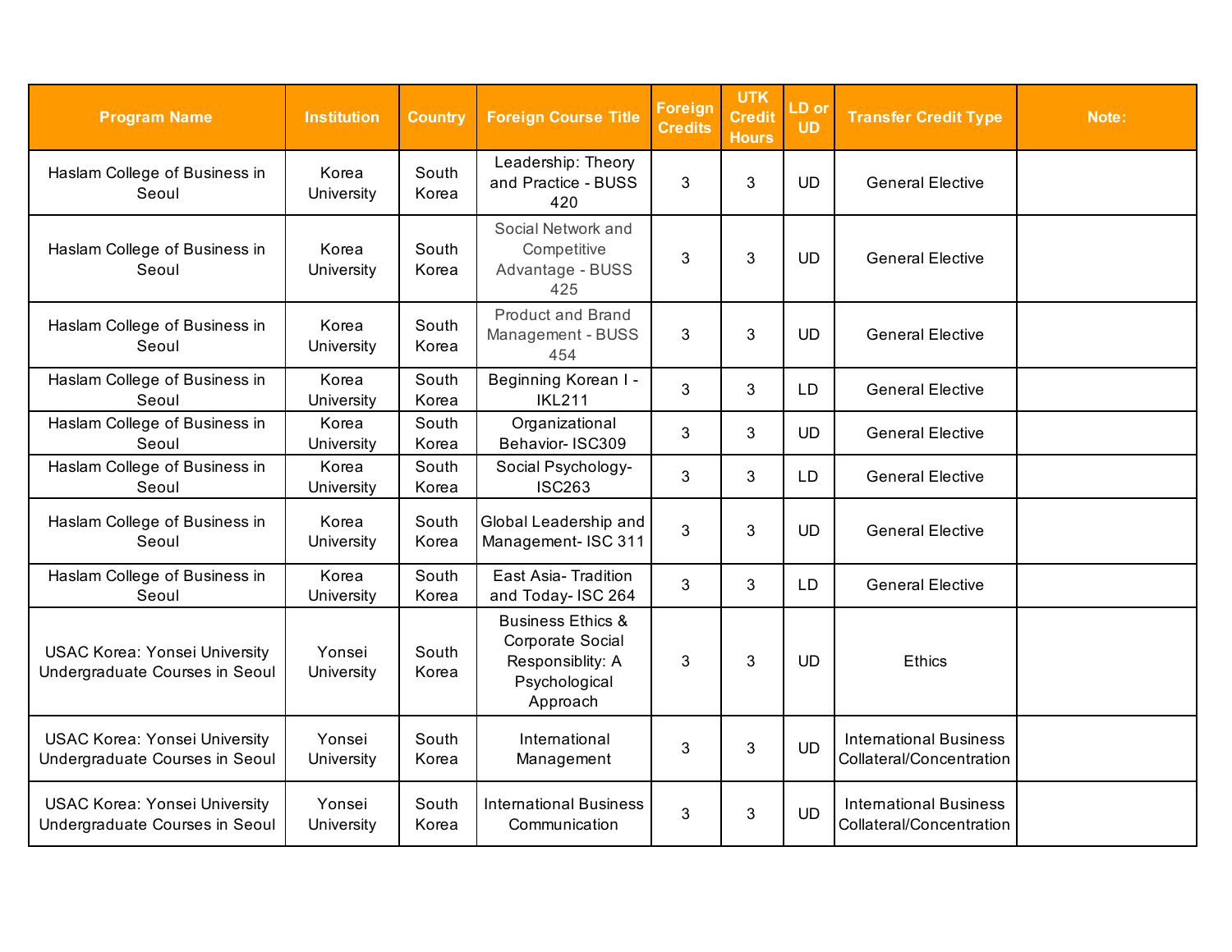| Program Name | Institution | Country | Foreign Course Title | Foreign Credits | UTK Credit Hours | LD or UD | Transfer Credit Type | Note: |
|---|---|---|---|---|---|---|---|---|
| Haslam College of Business in Seoul | Korea University | South Korea | Leadership: Theory and Practice - BUSS 420 | 3 | 3 | UD | General Elective | |
| Haslam College of Business in Seoul | Korea University | South Korea | Social Network and Competitive Advantage - BUSS 425 | 3 | 3 | UD | General Elective | |
| Haslam College of Business in Seoul | Korea University | South Korea | Product and Brand Management - BUSS 454 | 3 | 3 | UD | General Elective | |
| Haslam College of Business in Seoul | Korea University | South Korea | Beginning Korean I - IKL211 | 3 | 3 | LD | General Elective | |
| Haslam College of Business in Seoul | Korea University | South Korea | Organizational Behavior- ISC309 | 3 | 3 | UD | General Elective | |
| Haslam College of Business in Seoul | Korea University | South Korea | Social Psychology- ISC263 | 3 | 3 | LD | General Elective | |
| Haslam College of Business in Seoul | Korea University | South Korea | Global Leadership and Management- ISC 311 | 3 | 3 | UD | General Elective | |
| Haslam College of Business in Seoul | Korea University | South Korea | East Asia- Tradition and Today- ISC 264 | 3 | 3 | LD | General Elective | |
| USAC Korea: Yonsei University Undergraduate Courses in Seoul | Yonsei University | South Korea | Business Ethics & Corporate Social Responsiblity: A Psychological Approach | 3 | 3 | UD | Ethics | |
| USAC Korea: Yonsei University Undergraduate Courses in Seoul | Yonsei University | South Korea | International Management | 3 | 3 | UD | International Business Collateral/Concentration | |
| USAC Korea: Yonsei University Undergraduate Courses in Seoul | Yonsei University | South Korea | International Business Communication | 3 | 3 | UD | International Business Collateral/Concentration | |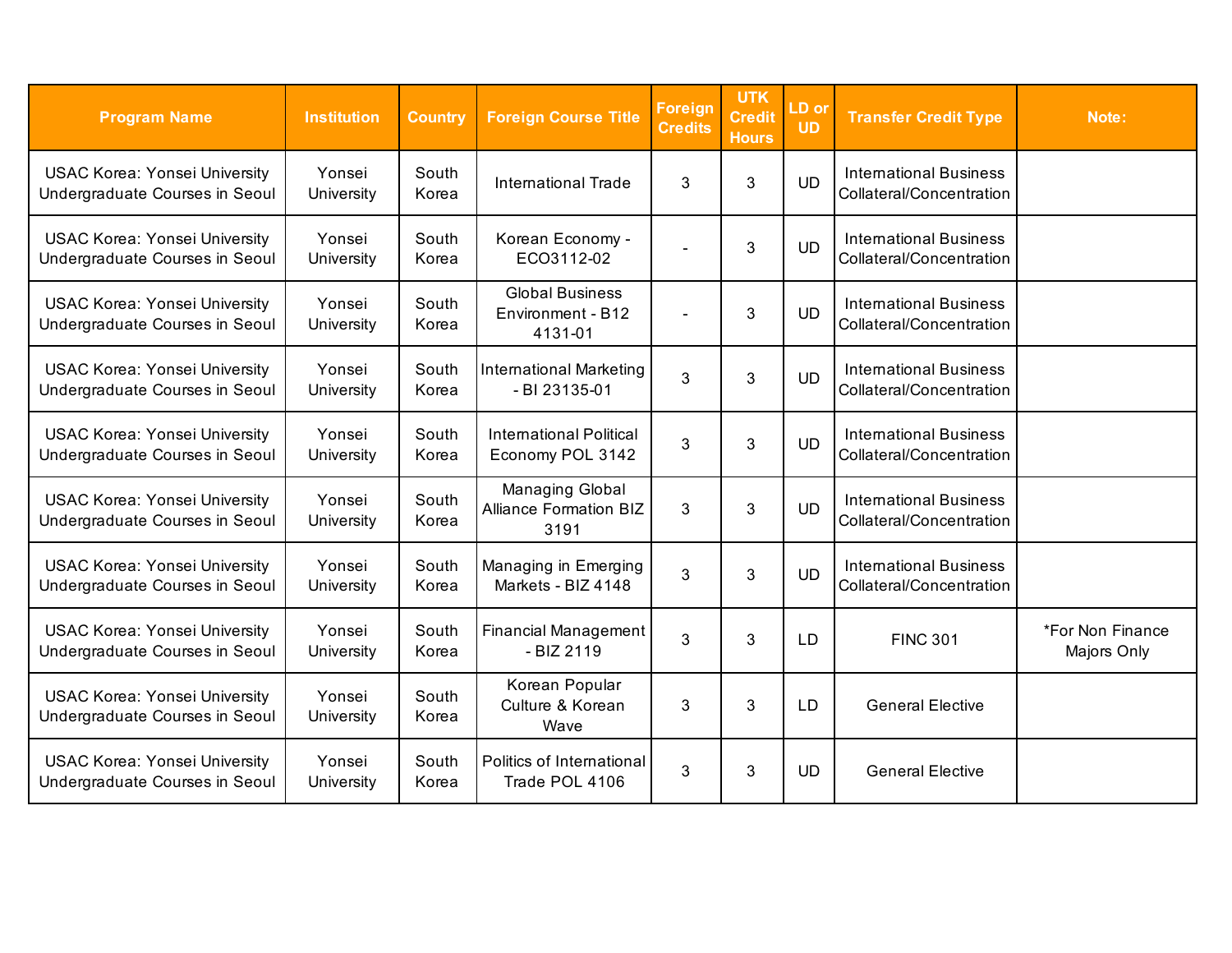| Program Name | Institution | Country | Foreign Course Title | Foreign Credits | UTK Credit Hours | LD or UD | Transfer Credit Type | Note: |
|---|---|---|---|---|---|---|---|---|
| USAC Korea: Yonsei University Undergraduate Courses in Seoul | Yonsei University | South Korea | International Trade | 3 | 3 | UD | International Business Collateral/Concentration | |
| USAC Korea: Yonsei University Undergraduate Courses in Seoul | Yonsei University | South Korea | Korean Economy - ECO3112-02 | - | 3 | UD | International Business Collateral/Concentration | |
| USAC Korea: Yonsei University Undergraduate Courses in Seoul | Yonsei University | South Korea | Global Business Environment - B12 4131-01 | - | 3 | UD | International Business Collateral/Concentration | |
| USAC Korea: Yonsei University Undergraduate Courses in Seoul | Yonsei University | South Korea | International Marketing - BI 23135-01 | 3 | 3 | UD | International Business Collateral/Concentration | |
| USAC Korea: Yonsei University Undergraduate Courses in Seoul | Yonsei University | South Korea | International Political Economy POL 3142 | 3 | 3 | UD | International Business Collateral/Concentration | |
| USAC Korea: Yonsei University Undergraduate Courses in Seoul | Yonsei University | South Korea | Managing Global Alliance Formation BIZ 3191 | 3 | 3 | UD | International Business Collateral/Concentration | |
| USAC Korea: Yonsei University Undergraduate Courses in Seoul | Yonsei University | South Korea | Managing in Emerging Markets - BIZ 4148 | 3 | 3 | UD | International Business Collateral/Concentration | |
| USAC Korea: Yonsei University Undergraduate Courses in Seoul | Yonsei University | South Korea | Financial Management - BIZ 2119 | 3 | 3 | LD | FINC 301 | *For Non Finance Majors Only |
| USAC Korea: Yonsei University Undergraduate Courses in Seoul | Yonsei University | South Korea | Korean Popular Culture & Korean Wave | 3 | 3 | LD | General Elective | |
| USAC Korea: Yonsei University Undergraduate Courses in Seoul | Yonsei University | South Korea | Politics of International Trade POL 4106 | 3 | 3 | UD | General Elective | |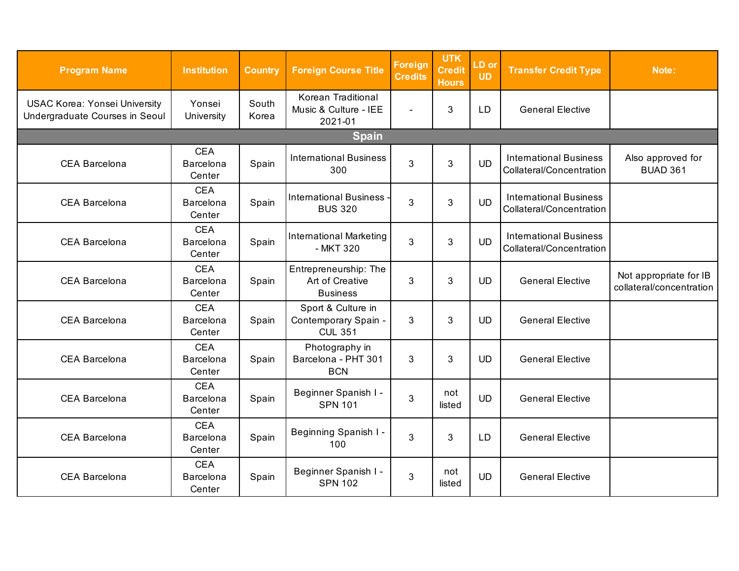| Program Name | Institution | Country | Foreign Course Title | Foreign Credits | UTK Credit Hours | LD or UD | Transfer Credit Type | Note: |
|---|---|---|---|---|---|---|---|---|
| USAC Korea: Yonsei University Undergraduate Courses in Seoul | Yonsei University | South Korea | Korean Traditional Music & Culture - IEE 2021-01 | - | 3 | LD | General Elective | |
| **Spain** | | | | | | | | |
| CEA Barcelona | CEA Barcelona Center | Spain | International Business 300 | 3 | 3 | UD | International Business Collateral/Concentration | Also approved for BUAD 361 |
| CEA Barcelona | CEA Barcelona Center | Spain | International Business - BUS 320 | 3 | 3 | UD | International Business Collateral/Concentration | |
| CEA Barcelona | CEA Barcelona Center | Spain | International Marketing - MKT 320 | 3 | 3 | UD | International Business Collateral/Concentration | |
| CEA Barcelona | CEA Barcelona Center | Spain | Entrepreneurship: The Art of Creative Business | 3 | 3 | UD | General Elective | Not appropriate for IB collateral/concentration |
| CEA Barcelona | CEA Barcelona Center | Spain | Sport & Culture in Contemporary Spain - CUL 351 | 3 | 3 | UD | General Elective | |
| CEA Barcelona | CEA Barcelona Center | Spain | Photography in Barcelona - PHT 301 BCN | 3 | 3 | UD | General Elective | |
| CEA Barcelona | CEA Barcelona Center | Spain | Beginner Spanish I - SPN 101 | 3 | not listed | UD | General Elective | |
| CEA Barcelona | CEA Barcelona Center | Spain | Beginning Spanish I - 100 | 3 | 3 | LD | General Elective | |
| CEA Barcelona | CEA Barcelona Center | Spain | Beginner Spanish I - SPN 102 | 3 | not listed | UD | General Elective | |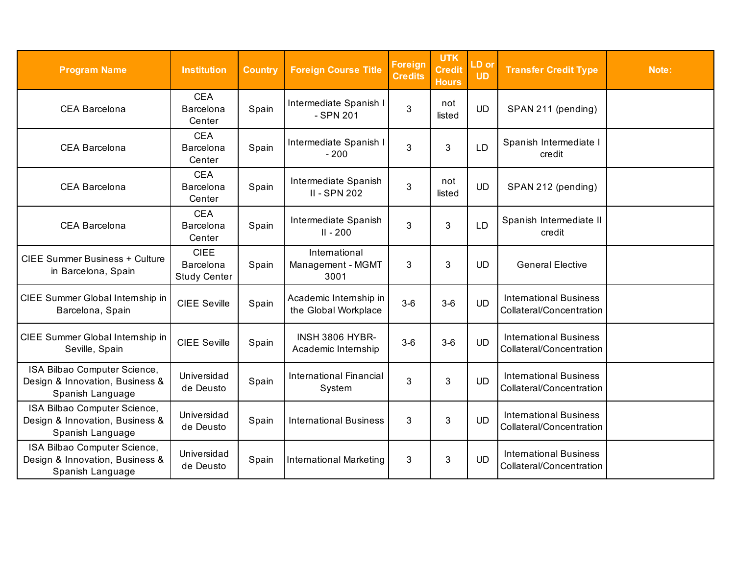| Program Name | Institution | Country | Foreign Course Title | Foreign Credits | UTK Credit Hours | LD or UD | Transfer Credit Type | Note: |
|---|---|---|---|---|---|---|---|---|
| CEA Barcelona | CEA Barcelona Center | Spain | Intermediate Spanish I - SPN 201 | 3 | not listed | UD | SPAN 211 (pending) | |
| CEA Barcelona | CEA Barcelona Center | Spain | Intermediate Spanish I - 200 | 3 | 3 | LD | Spanish Intermediate I credit | |
| CEA Barcelona | CEA Barcelona Center | Spain | Intermediate Spanish II - SPN 202 | 3 | not listed | UD | SPAN 212 (pending) | |
| CEA Barcelona | CEA Barcelona Center | Spain | Intermediate Spanish II - 200 | 3 | 3 | LD | Spanish Intermediate II credit | |
| CIEE Summer Business + Culture in Barcelona, Spain | CIEE Barcelona Study Center | Spain | International Management - MGMT 3001 | 3 | 3 | UD | General Elective | |
| CIEE Summer Global Internship in Barcelona, Spain | CIEE Seville | Spain | Academic Internship in the Global Workplace | 3-6 | 3-6 | UD | International Business Collateral/Concentration | |
| CIEE Summer Global Internship in Seville, Spain | CIEE Seville | Spain | INSH 3806 HYBR-Academic Internship | 3-6 | 3-6 | UD | International Business Collateral/Concentration | |
| ISA Bilbao Computer Science, Design & Innovation, Business & Spanish Language | Universidad de Deusto | Spain | International Financial System | 3 | 3 | UD | International Business Collateral/Concentration | |
| ISA Bilbao Computer Science, Design & Innovation, Business & Spanish Language | Universidad de Deusto | Spain | International Business | 3 | 3 | UD | International Business Collateral/Concentration | |
| ISA Bilbao Computer Science, Design & Innovation, Business & Spanish Language | Universidad de Deusto | Spain | International Marketing | 3 | 3 | UD | International Business Collateral/Concentration | |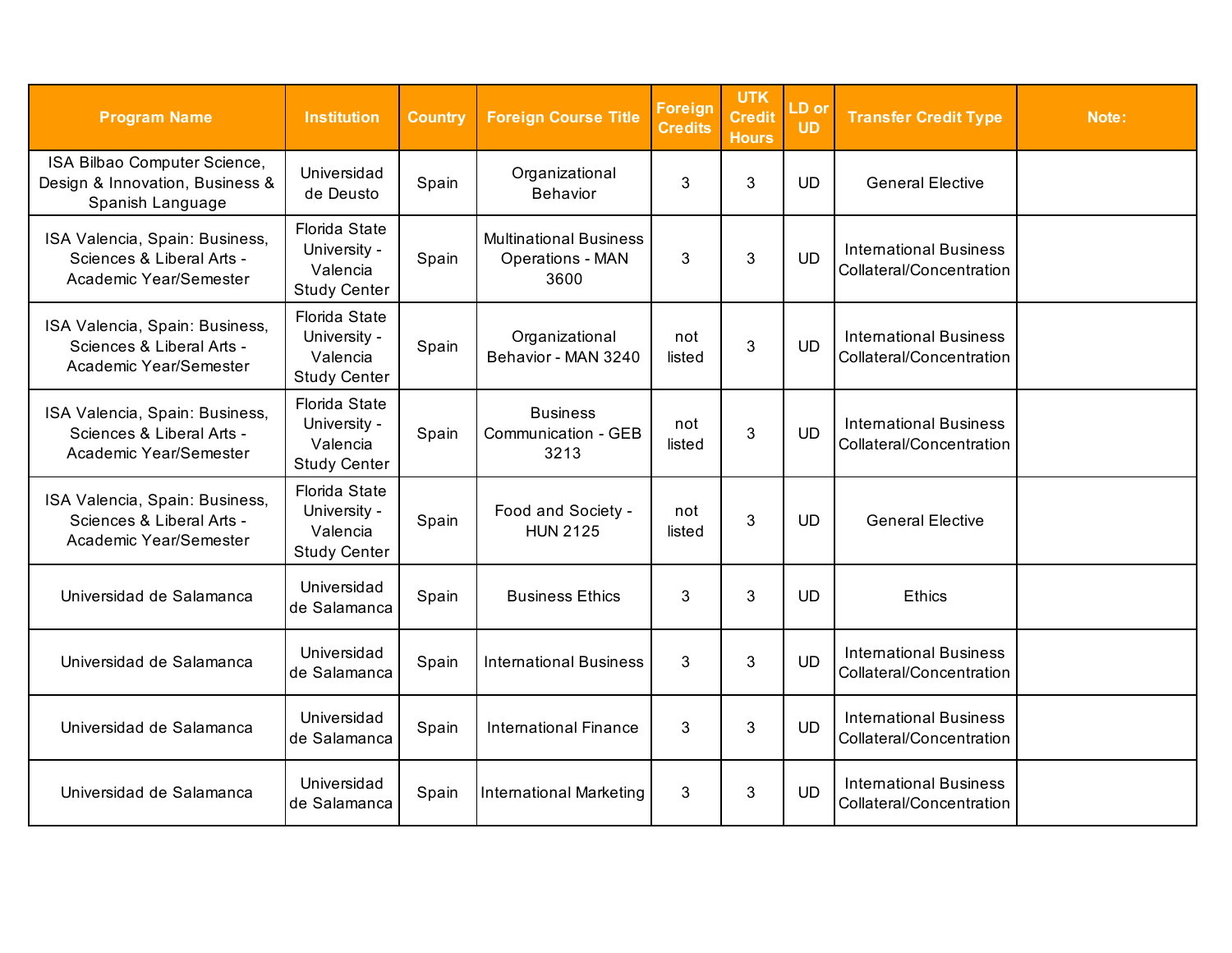| Program Name | Institution | Country | Foreign Course Title | Foreign Credits | UTK Credit Hours | LD or UD | Transfer Credit Type | Note: |
|---|---|---|---|---|---|---|---|---|
| ISA Bilbao Computer Science, Design & Innovation, Business & Spanish Language | Universidad de Deusto | Spain | Organizational Behavior | 3 | 3 | UD | General Elective | |
| ISA Valencia, Spain: Business, Sciences & Liberal Arts - Academic Year/Semester | Florida State University - Valencia Study Center | Spain | Multinational Business Operations - MAN 3600 | 3 | 3 | UD | International Business Collateral/Concentration | |
| ISA Valencia, Spain: Business, Sciences & Liberal Arts - Academic Year/Semester | Florida State University - Valencia Study Center | Spain | Organizational Behavior - MAN 3240 | not listed | 3 | UD | International Business Collateral/Concentration | |
| ISA Valencia, Spain: Business, Sciences & Liberal Arts - Academic Year/Semester | Florida State University - Valencia Study Center | Spain | Business Communication - GEB 3213 | not listed | 3 | UD | International Business Collateral/Concentration | |
| ISA Valencia, Spain: Business, Sciences & Liberal Arts - Academic Year/Semester | Florida State University - Valencia Study Center | Spain | Food and Society - HUN 2125 | not listed | 3 | UD | General Elective | |
| Universidad de Salamanca | Universidad de Salamanca | Spain | Business Ethics | 3 | 3 | UD | Ethics | |
| Universidad de Salamanca | Universidad de Salamanca | Spain | International Business | 3 | 3 | UD | International Business Collateral/Concentration | |
| Universidad de Salamanca | Universidad de Salamanca | Spain | International Finance | 3 | 3 | UD | International Business Collateral/Concentration | |
| Universidad de Salamanca | Universidad de Salamanca | Spain | International Marketing | 3 | 3 | UD | International Business Collateral/Concentration | |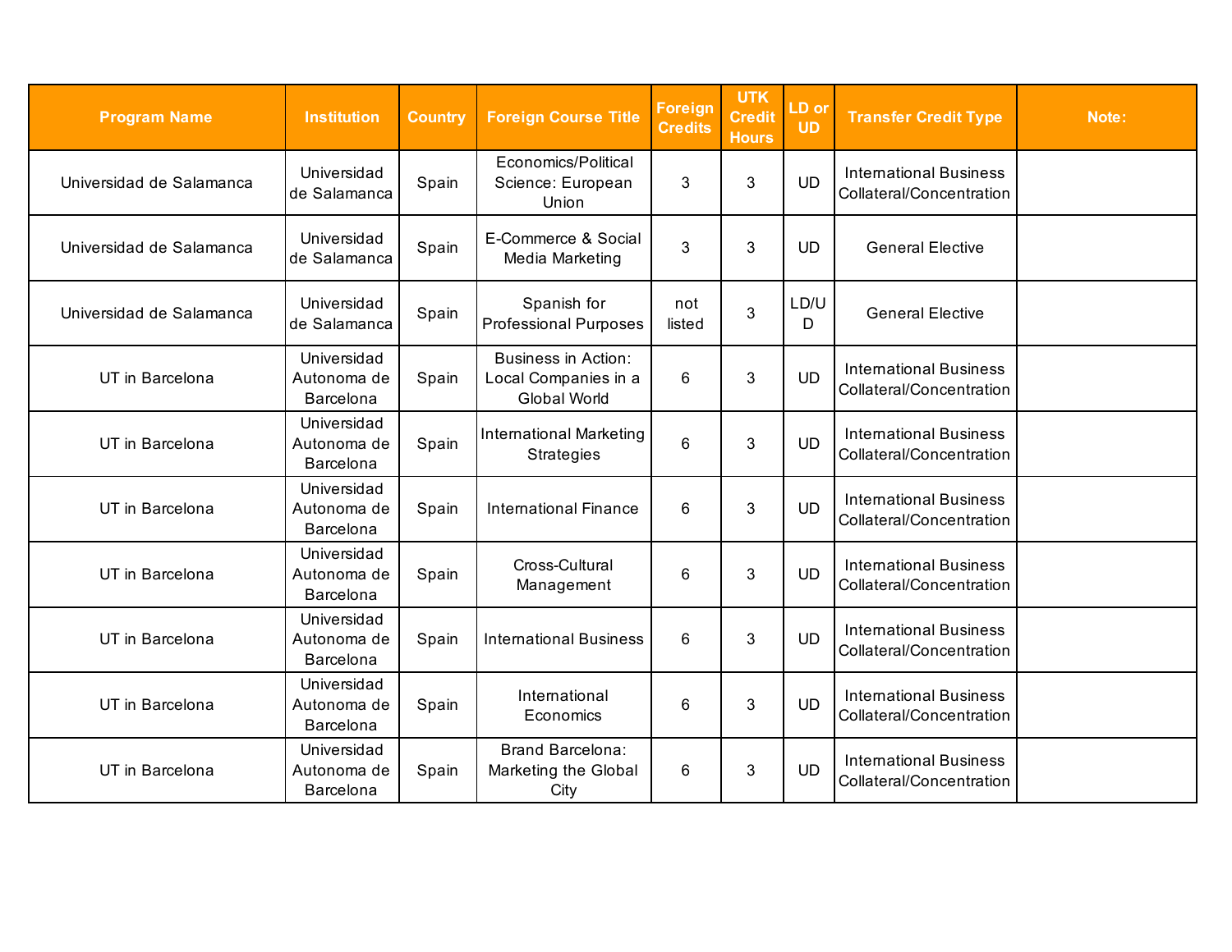| Program Name | Institution | Country | Foreign Course Title | Foreign Credits | UTK Credit Hours | LD or UD | Transfer Credit Type | Note: |
|---|---|---|---|---|---|---|---|---|
| Universidad de Salamanca | Universidad de Salamanca | Spain | Economics/Political Science: European Union | 3 | 3 | UD | International Business Collateral/Concentration | |
| Universidad de Salamanca | Universidad de Salamanca | Spain | E-Commerce & Social Media Marketing | 3 | 3 | UD | General Elective | |
| Universidad de Salamanca | Universidad de Salamanca | Spain | Spanish for Professional Purposes | not listed | 3 | LD/UD | General Elective | |
| UT in Barcelona | Universidad Autonoma de Barcelona | Spain | Business in Action: Local Companies in a Global World | 6 | 3 | UD | International Business Collateral/Concentration | |
| UT in Barcelona | Universidad Autonoma de Barcelona | Spain | International Marketing Strategies | 6 | 3 | UD | International Business Collateral/Concentration | |
| UT in Barcelona | Universidad Autonoma de Barcelona | Spain | International Finance | 6 | 3 | UD | International Business Collateral/Concentration | |
| UT in Barcelona | Universidad Autonoma de Barcelona | Spain | Cross-Cultural Management | 6 | 3 | UD | International Business Collateral/Concentration | |
| UT in Barcelona | Universidad Autonoma de Barcelona | Spain | International Business | 6 | 3 | UD | International Business Collateral/Concentration | |
| UT in Barcelona | Universidad Autonoma de Barcelona | Spain | International Economics | 6 | 3 | UD | International Business Collateral/Concentration | |
| UT in Barcelona | Universidad Autonoma de Barcelona | Spain | Brand Barcelona: Marketing the Global City | 6 | 3 | UD | International Business Collateral/Concentration | |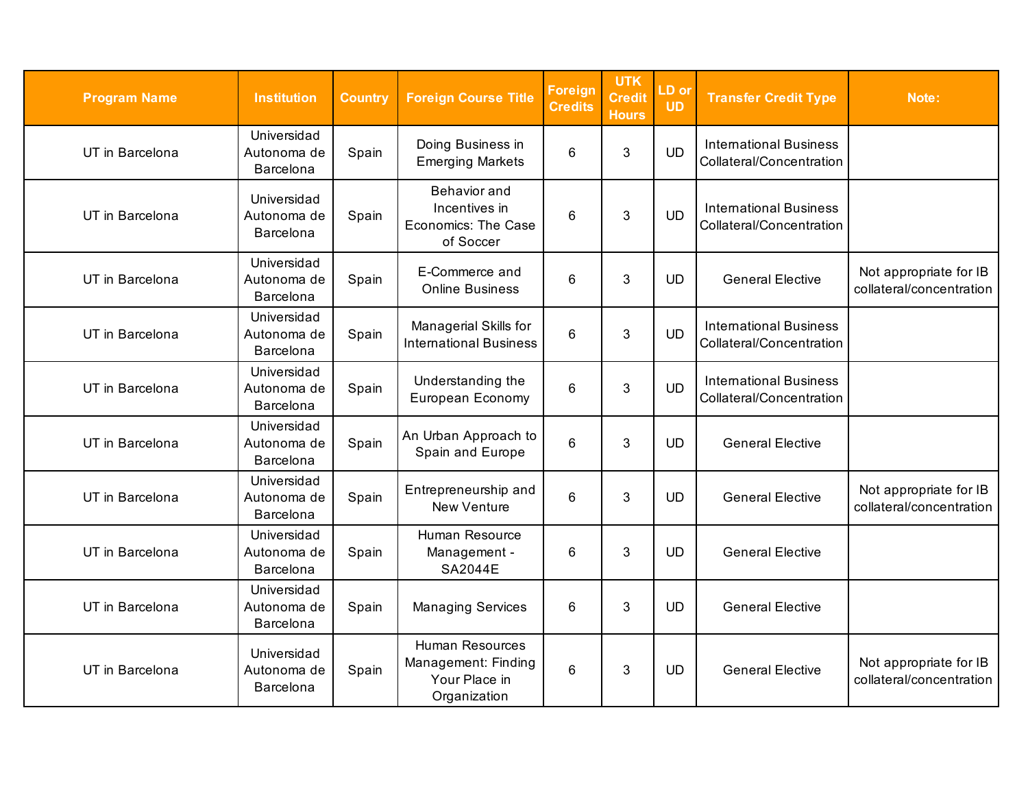| Program Name | Institution | Country | Foreign Course Title | Foreign Credits | UTK Credit Hours | LD or UD | Transfer Credit Type | Note: |
| --- | --- | --- | --- | --- | --- | --- | --- | --- |
| UT in Barcelona | Universidad Autonoma de Barcelona | Spain | Doing Business in Emerging Markets | 6 | 3 | UD | International Business Collateral/Concentration | |
| UT in Barcelona | Universidad Autonoma de Barcelona | Spain | Behavior and Incentives in Economics: The Case of Soccer | 6 | 3 | UD | International Business Collateral/Concentration | |
| UT in Barcelona | Universidad Autonoma de Barcelona | Spain | E-Commerce and Online Business | 6 | 3 | UD | General Elective | Not appropriate for IB collateral/concentration |
| UT in Barcelona | Universidad Autonoma de Barcelona | Spain | Managerial Skills for International Business | 6 | 3 | UD | International Business Collateral/Concentration | |
| UT in Barcelona | Universidad Autonoma de Barcelona | Spain | Understanding the European Economy | 6 | 3 | UD | International Business Collateral/Concentration | |
| UT in Barcelona | Universidad Autonoma de Barcelona | Spain | An Urban Approach to Spain and Europe | 6 | 3 | UD | General Elective | |
| UT in Barcelona | Universidad Autonoma de Barcelona | Spain | Entrepreneurship and New Venture | 6 | 3 | UD | General Elective | Not appropriate for IB collateral/concentration |
| UT in Barcelona | Universidad Autonoma de Barcelona | Spain | Human Resource Management - SA2044E | 6 | 3 | UD | General Elective | |
| UT in Barcelona | Universidad Autonoma de Barcelona | Spain | Managing Services | 6 | 3 | UD | General Elective | |
| UT in Barcelona | Universidad Autonoma de Barcelona | Spain | Human Resources Management: Finding Your Place in Organization | 6 | 3 | UD | General Elective | Not appropriate for IB collateral/concentration |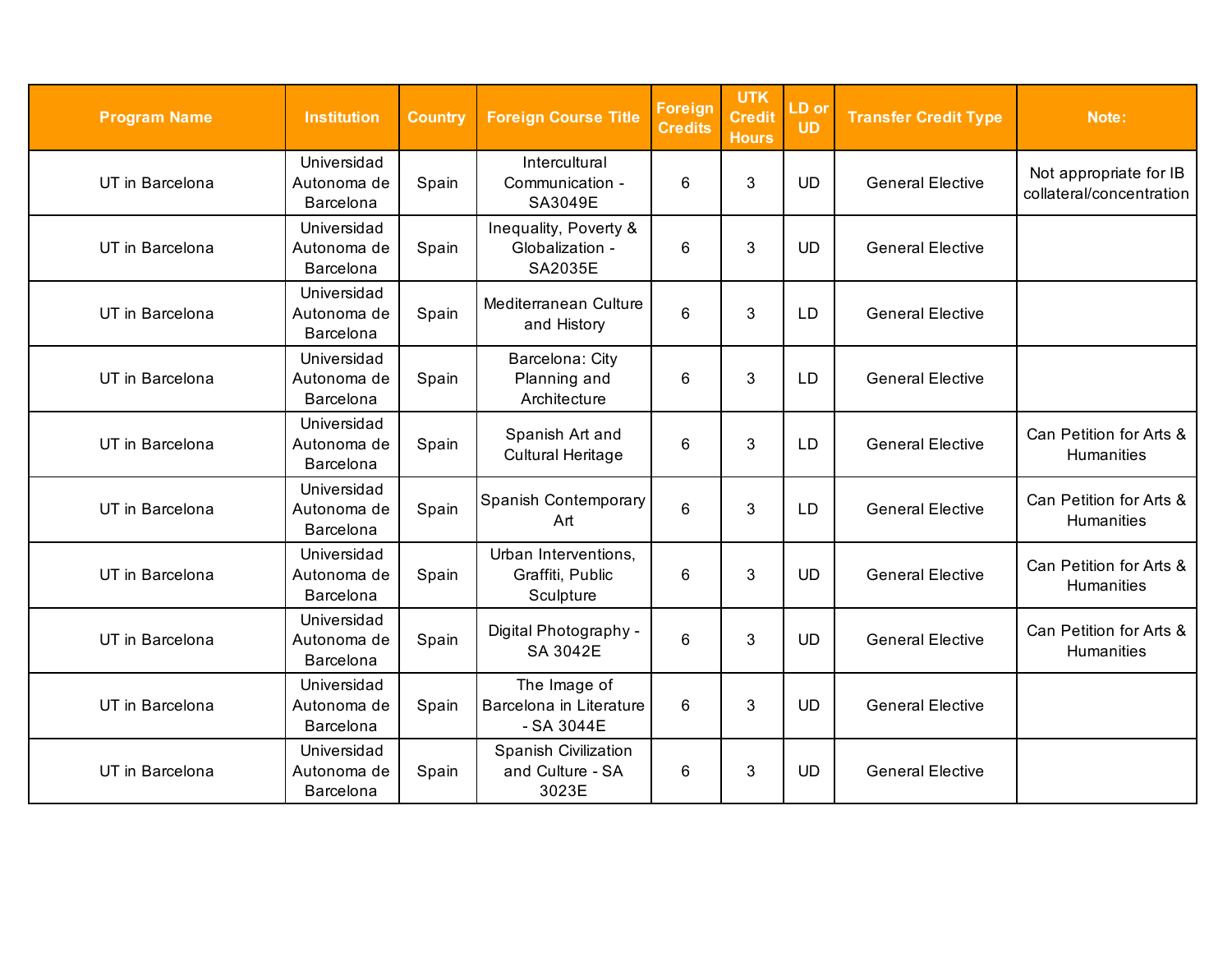| Program Name | Institution | Country | Foreign Course Title | Foreign Credits | UTK Credit Hours | LD or UD | Transfer Credit Type | Note: |
| --- | --- | --- | --- | --- | --- | --- | --- | --- |
| UT in Barcelona | Universidad Autonoma de Barcelona | Spain | Intercultural Communication - SA3049E | 6 | 3 | UD | General Elective | Not appropriate for IB collateral/concentration |
| UT in Barcelona | Universidad Autonoma de Barcelona | Spain | Inequality, Poverty & Globalization - SA2035E | 6 | 3 | UD | General Elective | |
| UT in Barcelona | Universidad Autonoma de Barcelona | Spain | Mediterranean Culture and History | 6 | 3 | LD | General Elective | |
| UT in Barcelona | Universidad Autonoma de Barcelona | Spain | Barcelona: City Planning and Architecture | 6 | 3 | LD | General Elective | |
| UT in Barcelona | Universidad Autonoma de Barcelona | Spain | Spanish Art and Cultural Heritage | 6 | 3 | LD | General Elective | Can Petition for Arts & Humanities |
| UT in Barcelona | Universidad Autonoma de Barcelona | Spain | Spanish Contemporary Art | 6 | 3 | LD | General Elective | Can Petition for Arts & Humanities |
| UT in Barcelona | Universidad Autonoma de Barcelona | Spain | Urban Interventions, Graffiti, Public Sculpture | 6 | 3 | UD | General Elective | Can Petition for Arts & Humanities |
| UT in Barcelona | Universidad Autonoma de Barcelona | Spain | Digital Photography - SA 3042E | 6 | 3 | UD | General Elective | Can Petition for Arts & Humanities |
| UT in Barcelona | Universidad Autonoma de Barcelona | Spain | The Image of Barcelona in Literature - SA 3044E | 6 | 3 | UD | General Elective | |
| UT in Barcelona | Universidad Autonoma de Barcelona | Spain | Spanish Civilization and Culture - SA 3023E | 6 | 3 | UD | General Elective | |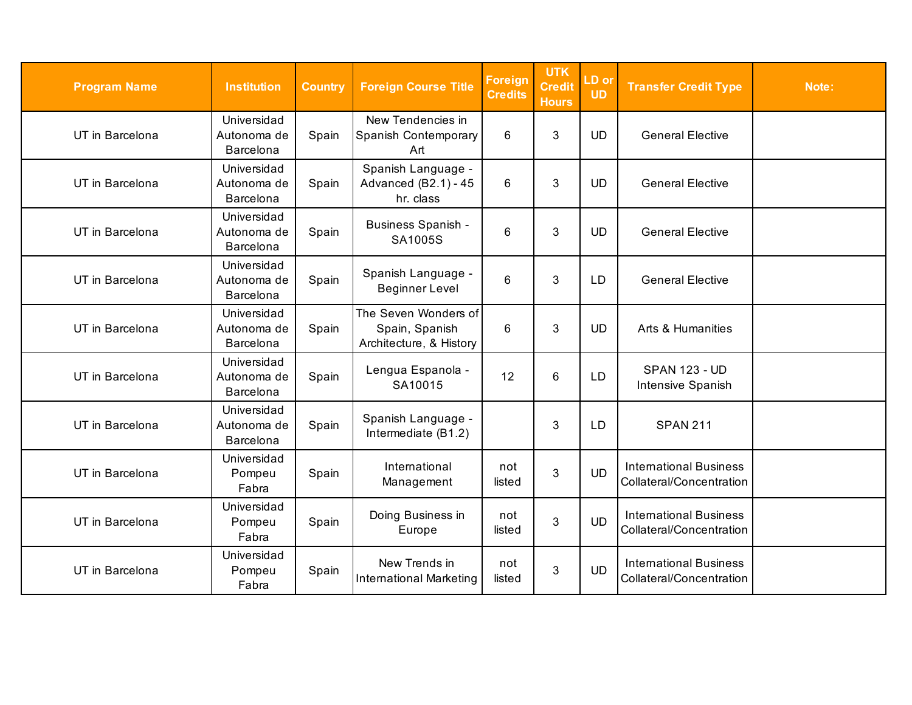| Program Name | Institution | Country | Foreign Course Title | Foreign Credits | UTK Credit Hours | LD or UD | Transfer Credit Type | Note: |
|---|---|---|---|---|---|---|---|---|
| UT in Barcelona | Universidad Autonoma de Barcelona | Spain | New Tendencies in Spanish Contemporary Art | 6 | 3 | UD | General Elective | |
| UT in Barcelona | Universidad Autonoma de Barcelona | Spain | Spanish Language - Advanced (B2.1) - 45 hr. class | 6 | 3 | UD | General Elective | |
| UT in Barcelona | Universidad Autonoma de Barcelona | Spain | Business Spanish - SA1005S | 6 | 3 | UD | General Elective | |
| UT in Barcelona | Universidad Autonoma de Barcelona | Spain | Spanish Language - Beginner Level | 6 | 3 | LD | General Elective | |
| UT in Barcelona | Universidad Autonoma de Barcelona | Spain | The Seven Wonders of Spain, Spanish Architecture, & History | 6 | 3 | UD | Arts & Humanities | |
| UT in Barcelona | Universidad Autonoma de Barcelona | Spain | Lengua Espanola - SA10015 | 12 | 6 | LD | SPAN 123 - UD Intensive Spanish | |
| UT in Barcelona | Universidad Autonoma de Barcelona | Spain | Spanish Language - Intermediate (B1.2) | | 3 | LD | SPAN 211 | |
| UT in Barcelona | Universidad Pompeu Fabra | Spain | International Management | not listed | 3 | UD | International Business Collateral/Concentration | |
| UT in Barcelona | Universidad Pompeu Fabra | Spain | Doing Business in Europe | not listed | 3 | UD | International Business Collateral/Concentration | |
| UT in Barcelona | Universidad Pompeu Fabra | Spain | New Trends in International Marketing | not listed | 3 | UD | International Business Collateral/Concentration | |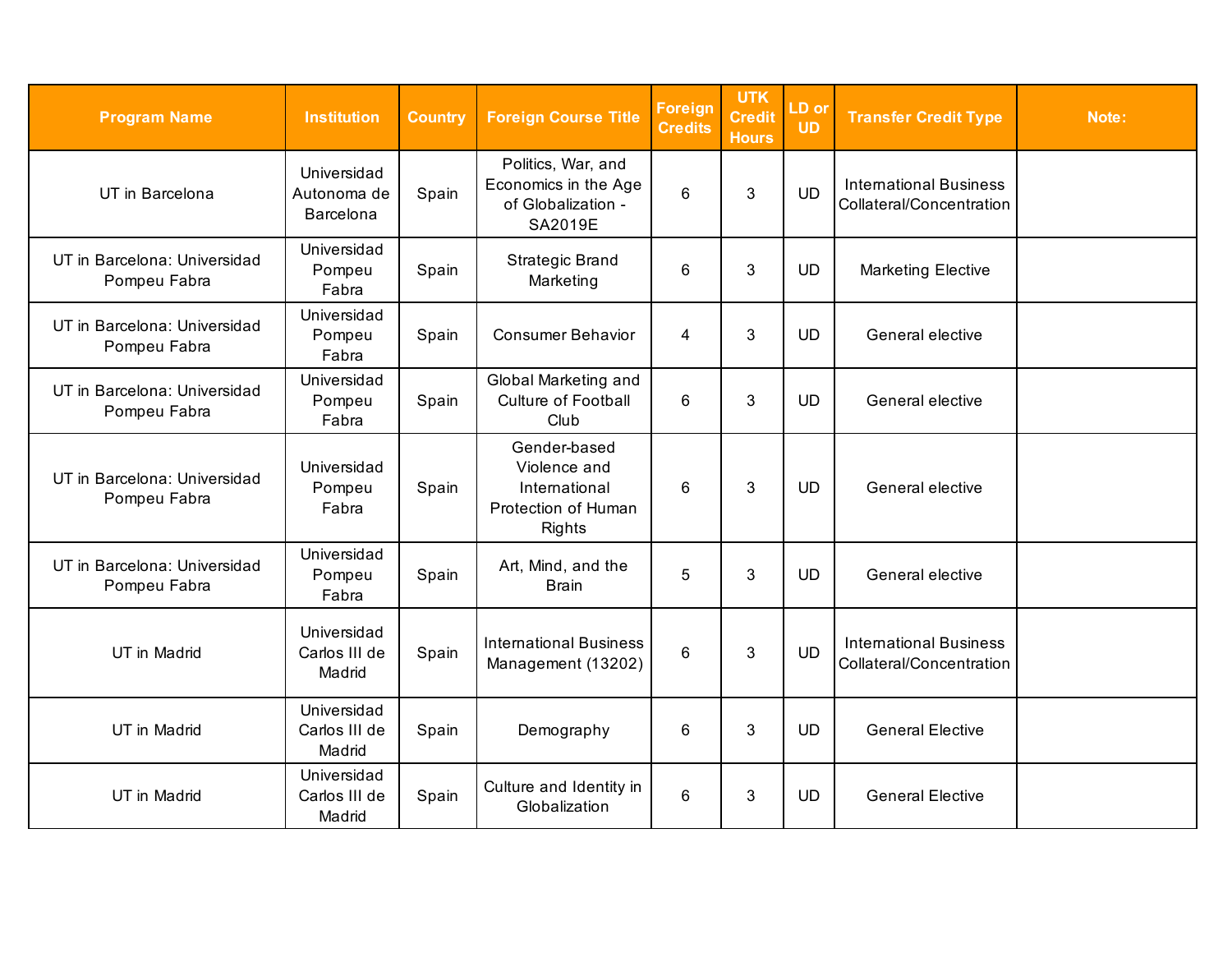| Program Name | Institution | Country | Foreign Course Title | Foreign Credits | UTK Credit Hours | LD or UD | Transfer Credit Type | Note: |
|---|---|---|---|---|---|---|---|---|
| UT in Barcelona | Universidad Autonoma de Barcelona | Spain | Politics, War, and Economics in the Age of Globalization - SA2019E | 6 | 3 | UD | International Business Collateral/Concentration | |
| UT in Barcelona: Universidad Pompeu Fabra | Universidad Pompeu Fabra | Spain | Strategic Brand Marketing | 6 | 3 | UD | Marketing Elective | |
| UT in Barcelona: Universidad Pompeu Fabra | Universidad Pompeu Fabra | Spain | Consumer Behavior | 4 | 3 | UD | General elective | |
| UT in Barcelona: Universidad Pompeu Fabra | Universidad Pompeu Fabra | Spain | Global Marketing and Culture of Football Club | 6 | 3 | UD | General elective | |
| UT in Barcelona: Universidad Pompeu Fabra | Universidad Pompeu Fabra | Spain | Gender-based Violence and International Protection of Human Rights | 6 | 3 | UD | General elective | |
| UT in Barcelona: Universidad Pompeu Fabra | Universidad Pompeu Fabra | Spain | Art, Mind, and the Brain | 5 | 3 | UD | General elective | |
| UT in Madrid | Universidad Carlos III de Madrid | Spain | International Business Management (13202) | 6 | 3 | UD | International Business Collateral/Concentration | |
| UT in Madrid | Universidad Carlos III de Madrid | Spain | Demography | 6 | 3 | UD | General Elective | |
| UT in Madrid | Universidad Carlos III de Madrid | Spain | Culture and Identity in Globalization | 6 | 3 | UD | General Elective | |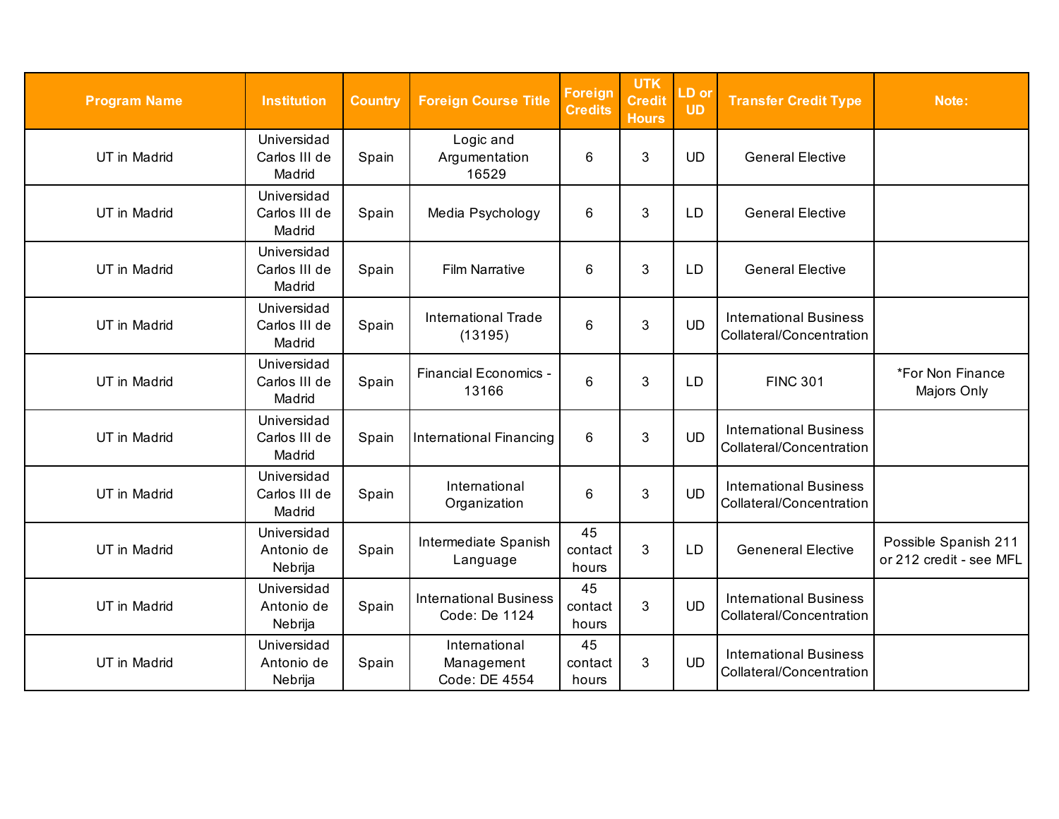| Program Name | Institution | Country | Foreign Course Title | Foreign Credits | UTK Credit Hours | LD or UD | Transfer Credit Type | Note: |
|---|---|---|---|---|---|---|---|---|
| UT in Madrid | Universidad Carlos III de Madrid | Spain | Logic and Argumentation 16529 | 6 | 3 | UD | General Elective | |
| UT in Madrid | Universidad Carlos III de Madrid | Spain | Media Psychology | 6 | 3 | LD | General Elective | |
| UT in Madrid | Universidad Carlos III de Madrid | Spain | Film Narrative | 6 | 3 | LD | General Elective | |
| UT in Madrid | Universidad Carlos III de Madrid | Spain | International Trade (13195) | 6 | 3 | UD | International Business Collateral/Concentration | |
| UT in Madrid | Universidad Carlos III de Madrid | Spain | Financial Economics - 13166 | 6 | 3 | LD | FINC 301 | *For Non Finance Majors Only |
| UT in Madrid | Universidad Carlos III de Madrid | Spain | International Financing | 6 | 3 | UD | International Business Collateral/Concentration | |
| UT in Madrid | Universidad Carlos III de Madrid | Spain | International Organization | 6 | 3 | UD | International Business Collateral/Concentration | |
| UT in Madrid | Universidad Antonio de Nebrija | Spain | Intermediate Spanish Language | 45 contact hours | 3 | LD | Geneneral Elective | Possible Spanish 211 or 212 credit - see MFL |
| UT in Madrid | Universidad Antonio de Nebrija | Spain | International Business Code: De 1124 | 45 contact hours | 3 | UD | International Business Collateral/Concentration | |
| UT in Madrid | Universidad Antonio de Nebrija | Spain | International Management Code: DE 4554 | 45 contact hours | 3 | UD | International Business Collateral/Concentration | |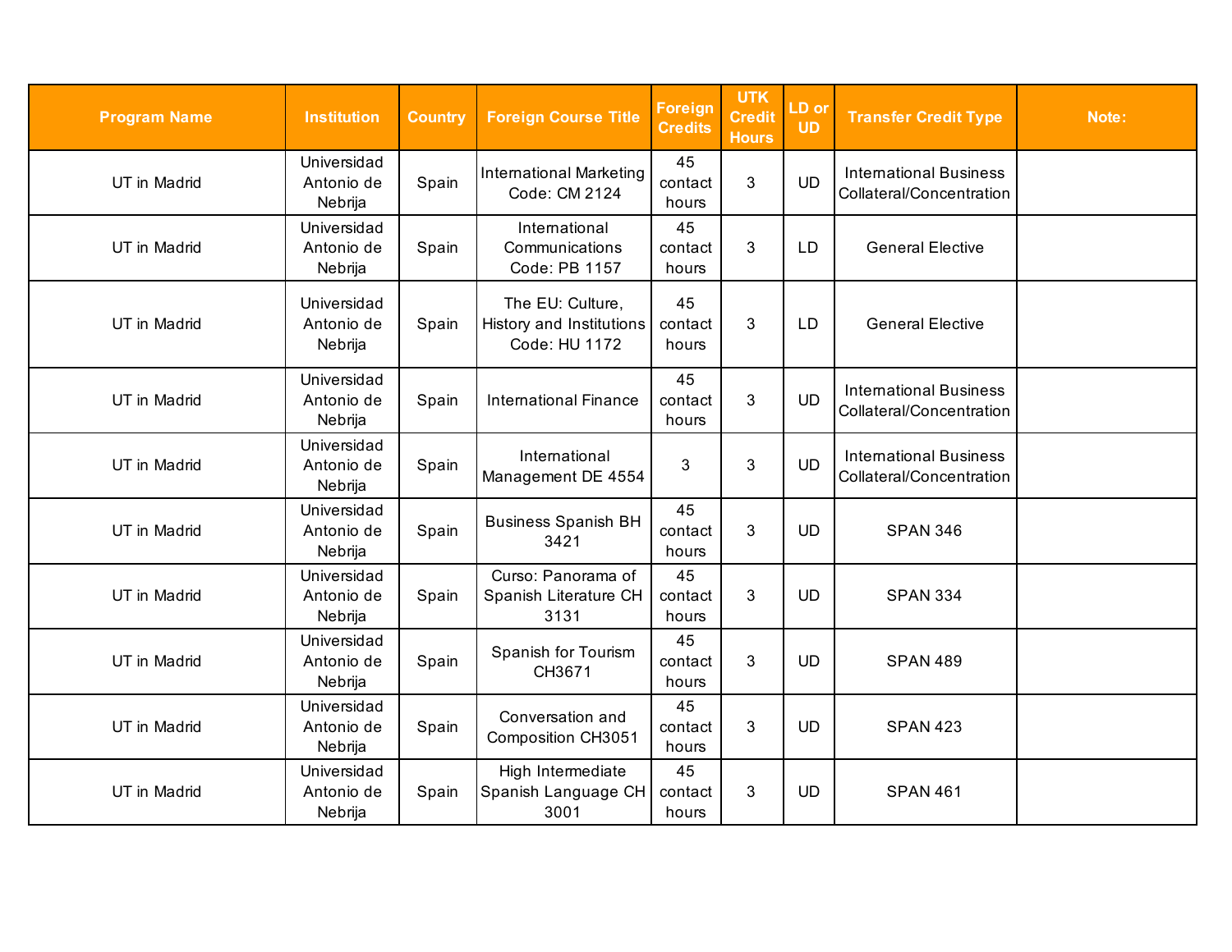| Program Name | Institution | Country | Foreign Course Title | Foreign Credits | UTK Credit Hours | LD or UD | Transfer Credit Type | Note: |
|---|---|---|---|---|---|---|---|---|
| UT in Madrid | Universidad Antonio de Nebrija | Spain | International Marketing Code: CM 2124 | 45 contact hours | 3 | UD | International Business Collateral/Concentration | |
| UT in Madrid | Universidad Antonio de Nebrija | Spain | International Communications Code: PB 1157 | 45 contact hours | 3 | LD | General Elective | |
| UT in Madrid | Universidad Antonio de Nebrija | Spain | The EU: Culture, History and Institutions Code: HU 1172 | 45 contact hours | 3 | LD | General Elective | |
| UT in Madrid | Universidad Antonio de Nebrija | Spain | International Finance | 45 contact hours | 3 | UD | International Business Collateral/Concentration | |
| UT in Madrid | Universidad Antonio de Nebrija | Spain | International Management DE 4554 | 3 | 3 | UD | International Business Collateral/Concentration | |
| UT in Madrid | Universidad Antonio de Nebrija | Spain | Business Spanish BH 3421 | 45 contact hours | 3 | UD | SPAN 346 | |
| UT in Madrid | Universidad Antonio de Nebrija | Spain | Curso: Panorama of Spanish Literature CH 3131 | 45 contact hours | 3 | UD | SPAN 334 | |
| UT in Madrid | Universidad Antonio de Nebrija | Spain | Spanish for Tourism CH3671 | 45 contact hours | 3 | UD | SPAN 489 | |
| UT in Madrid | Universidad Antonio de Nebrija | Spain | Conversation and Composition CH3051 | 45 contact hours | 3 | UD | SPAN 423 | |
| UT in Madrid | Universidad Antonio de Nebrija | Spain | High Intermediate Spanish Language CH 3001 | 45 contact hours | 3 | UD | SPAN 461 | |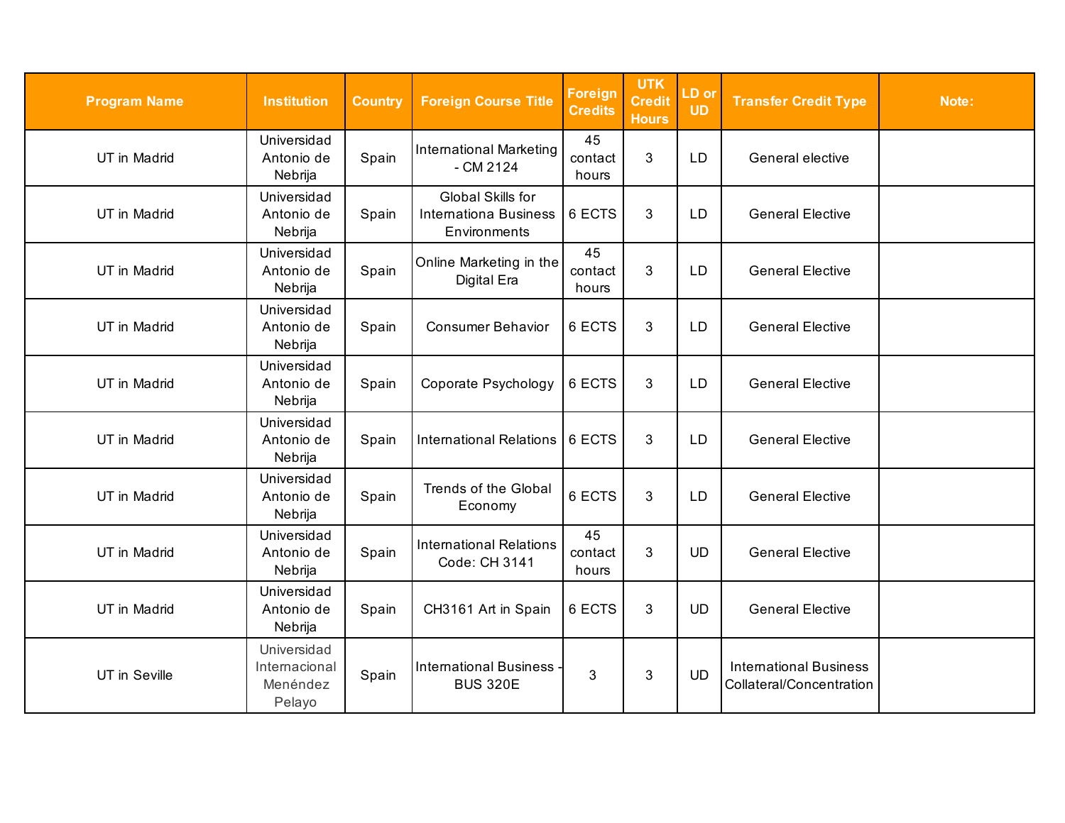| Program Name | Institution | Country | Foreign Course Title | Foreign Credits | UTK Credit Hours | LD or UD | Transfer Credit Type | Note: |
|---|---|---|---|---|---|---|---|---|
| UT in Madrid | Universidad Antonio de Nebrija | Spain | International Marketing - CM 2124 | 45 contact hours | 3 | LD | General elective | |
| UT in Madrid | Universidad Antonio de Nebrija | Spain | Global Skills for Internationa Business Environments | 6 ECTS | 3 | LD | General Elective | |
| UT in Madrid | Universidad Antonio de Nebrija | Spain | Online Marketing in the Digital Era | 45 contact hours | 3 | LD | General Elective | |
| UT in Madrid | Universidad Antonio de Nebrija | Spain | Consumer Behavior | 6 ECTS | 3 | LD | General Elective | |
| UT in Madrid | Universidad Antonio de Nebrija | Spain | Coporate Psychology | 6 ECTS | 3 | LD | General Elective | |
| UT in Madrid | Universidad Antonio de Nebrija | Spain | International Relations | 6 ECTS | 3 | LD | General Elective | |
| UT in Madrid | Universidad Antonio de Nebrija | Spain | Trends of the Global Economy | 6 ECTS | 3 | LD | General Elective | |
| UT in Madrid | Universidad Antonio de Nebrija | Spain | International Relations Code: CH 3141 | 45 contact hours | 3 | UD | General Elective | |
| UT in Madrid | Universidad Antonio de Nebrija | Spain | CH3161 Art in Spain | 6 ECTS | 3 | UD | General Elective | |
| UT in Seville | Universidad Internacional Menéndez Pelayo | Spain | International Business - BUS 320E | 3 | 3 | UD | International Business Collateral/Concentration | |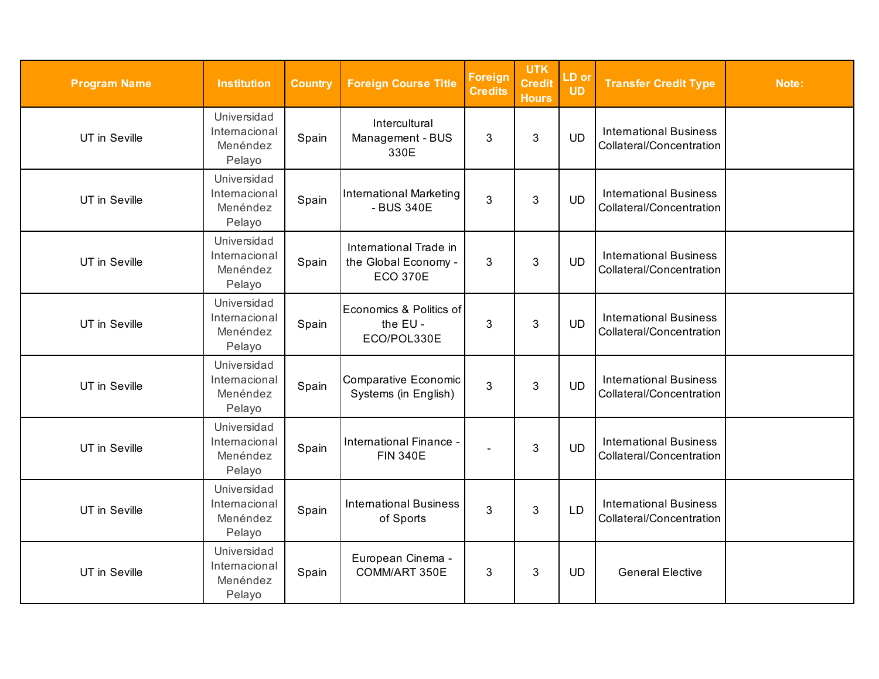| Program Name | Institution | Country | Foreign Course Title | Foreign Credits | UTK Credit Hours | LD or UD | Transfer Credit Type | Note: |
|---|---|---|---|---|---|---|---|---|
| UT in Seville | Universidad Internacional Menéndez Pelayo | Spain | Intercultural Management - BUS 330E | 3 | 3 | UD | International Business Collateral/Concentration | |
| UT in Seville | Universidad Internacional Menéndez Pelayo | Spain | International Marketing - BUS 340E | 3 | 3 | UD | International Business Collateral/Concentration | |
| UT in Seville | Universidad Internacional Menéndez Pelayo | Spain | International Trade in the Global Economy - ECO 370E | 3 | 3 | UD | International Business Collateral/Concentration | |
| UT in Seville | Universidad Internacional Menéndez Pelayo | Spain | Economics & Politics of the EU - ECO/POL330E | 3 | 3 | UD | International Business Collateral/Concentration | |
| UT in Seville | Universidad Internacional Menéndez Pelayo | Spain | Comparative Economic Systems (in English) | 3 | 3 | UD | International Business Collateral/Concentration | |
| UT in Seville | Universidad Internacional Menéndez Pelayo | Spain | International Finance - FIN 340E | - | 3 | UD | International Business Collateral/Concentration | |
| UT in Seville | Universidad Internacional Menéndez Pelayo | Spain | International Business of Sports | 3 | 3 | LD | International Business Collateral/Concentration | |
| UT in Seville | Universidad Internacional Menéndez Pelayo | Spain | European Cinema - COMM/ART 350E | 3 | 3 | UD | General Elective | |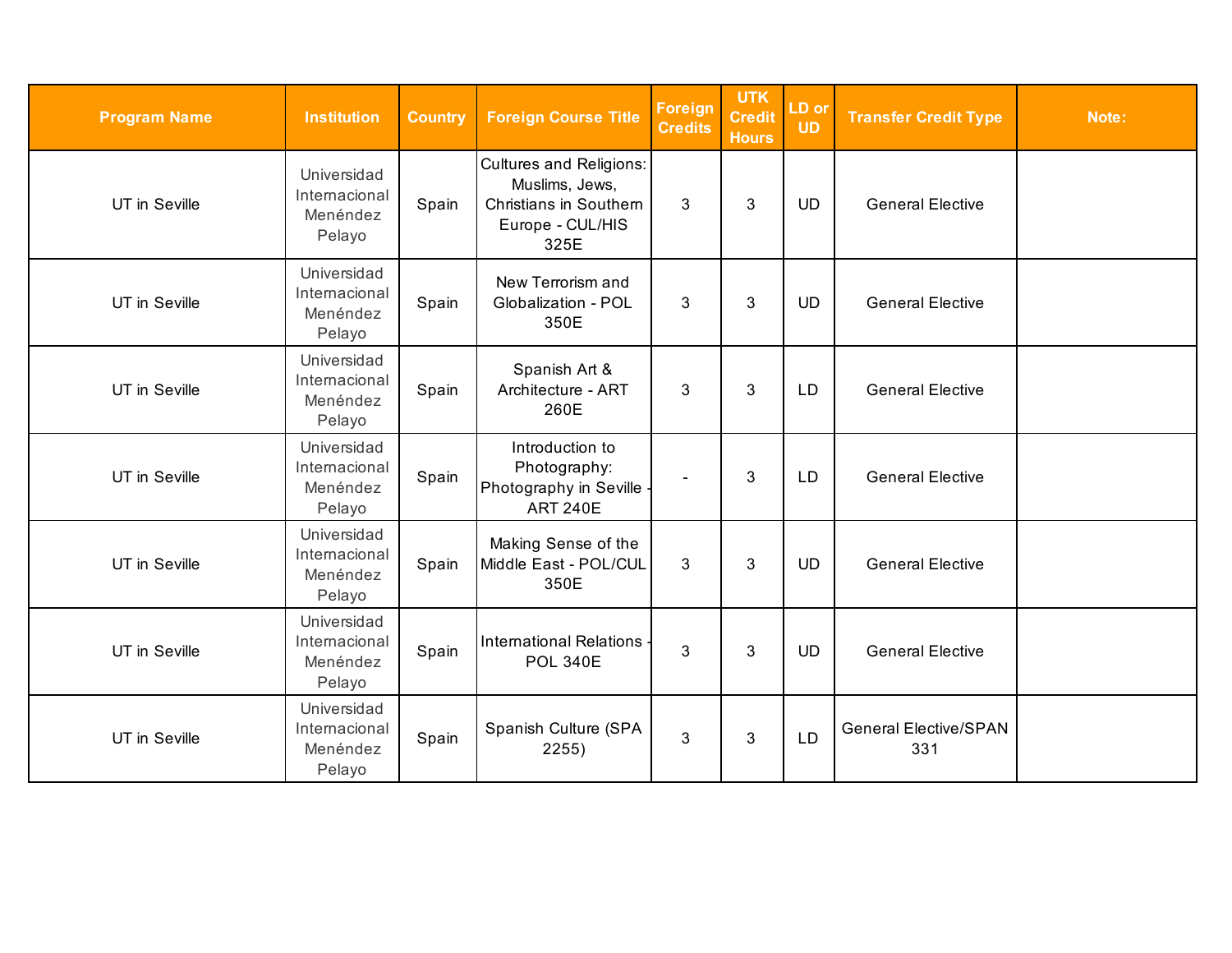| Program Name | Institution | Country | Foreign Course Title | Foreign Credits | UTK Credit Hours | LD or UD | Transfer Credit Type | Note: |
| --- | --- | --- | --- | --- | --- | --- | --- | --- |
| UT in Seville | Universidad Internacional Menéndez Pelayo | Spain | Cultures and Religions: Muslims, Jews, Christians in Southern Europe - CUL/HIS 325E | 3 | 3 | UD | General Elective | |
| UT in Seville | Universidad Internacional Menéndez Pelayo | Spain | New Terrorism and Globalization - POL 350E | 3 | 3 | UD | General Elective | |
| UT in Seville | Universidad Internacional Menéndez Pelayo | Spain | Spanish Art & Architecture - ART 260E | 3 | 3 | LD | General Elective | |
| UT in Seville | Universidad Internacional Menéndez Pelayo | Spain | Introduction to Photography: Photography in Seville - ART 240E | - | 3 | LD | General Elective | |
| UT in Seville | Universidad Internacional Menéndez Pelayo | Spain | Making Sense of the Middle East - POL/CUL 350E | 3 | 3 | UD | General Elective | |
| UT in Seville | Universidad Internacional Menéndez Pelayo | Spain | International Relations - POL 340E | 3 | 3 | UD | General Elective | |
| UT in Seville | Universidad Internacional Menéndez Pelayo | Spain | Spanish Culture (SPA 2255) | 3 | 3 | LD | General Elective/SPAN 331 | |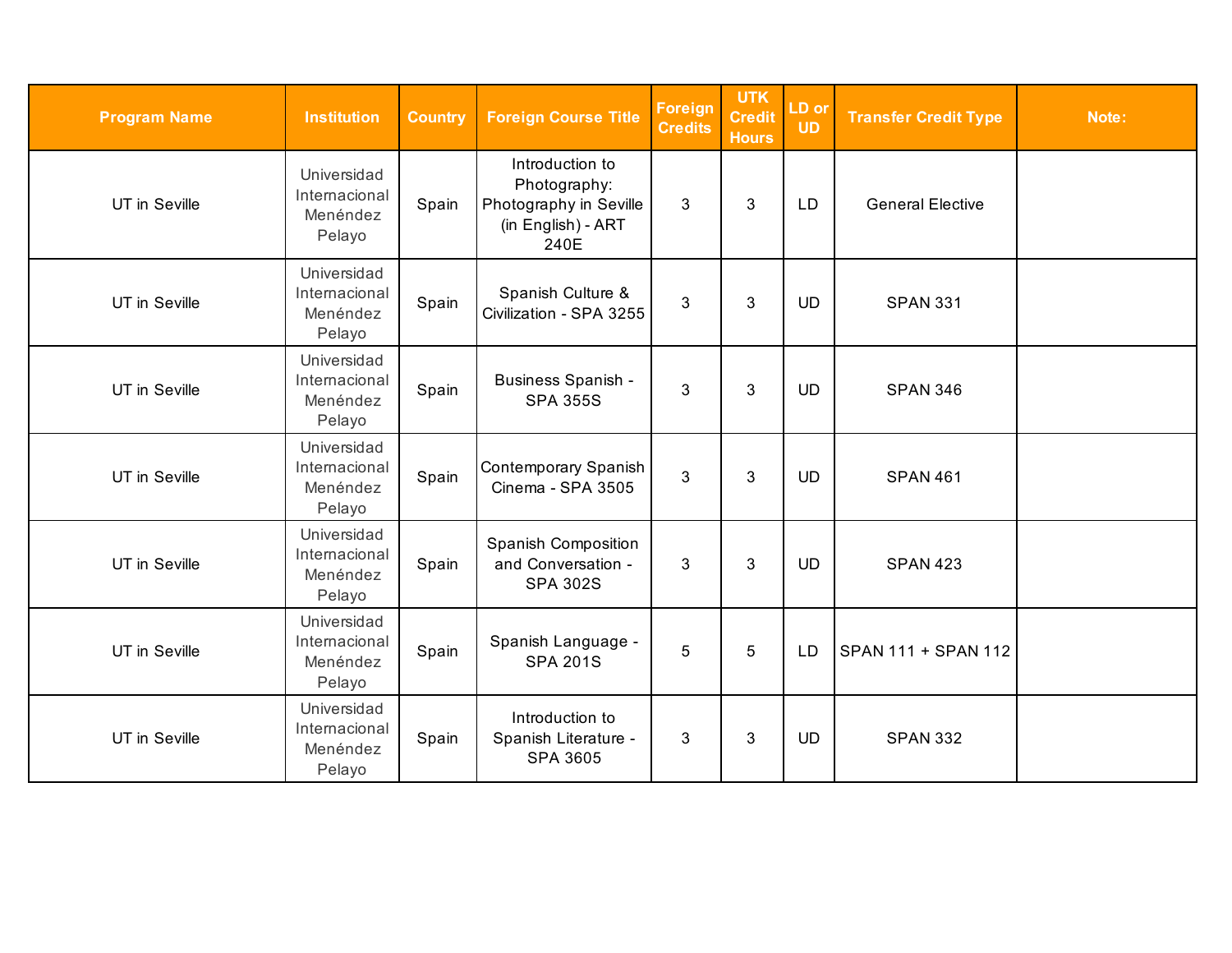| Program Name | Institution | Country | Foreign Course Title | Foreign Credits | UTK Credit Hours | LD or UD | Transfer Credit Type | Note: |
|---|---|---|---|---|---|---|---|---|
| UT in Seville | Universidad Internacional Menéndez Pelayo | Spain | Introduction to Photography: Photography in Seville (in English) - ART 240E | 3 | 3 | LD | General Elective | |
| UT in Seville | Universidad Internacional Menéndez Pelayo | Spain | Spanish Culture & Civilization - SPA 3255 | 3 | 3 | UD | SPAN 331 | |
| UT in Seville | Universidad Internacional Menéndez Pelayo | Spain | Business Spanish - SPA 355S | 3 | 3 | UD | SPAN 346 | |
| UT in Seville | Universidad Internacional Menéndez Pelayo | Spain | Contemporary Spanish Cinema - SPA 3505 | 3 | 3 | UD | SPAN 461 | |
| UT in Seville | Universidad Internacional Menéndez Pelayo | Spain | Spanish Composition and Conversation - SPA 302S | 3 | 3 | UD | SPAN 423 | |
| UT in Seville | Universidad Internacional Menéndez Pelayo | Spain | Spanish Language - SPA 201S | 5 | 5 | LD | SPAN 111 + SPAN 112 | |
| UT in Seville | Universidad Internacional Menéndez Pelayo | Spain | Introduction to Spanish Literature - SPA 3605 | 3 | 3 | UD | SPAN 332 | |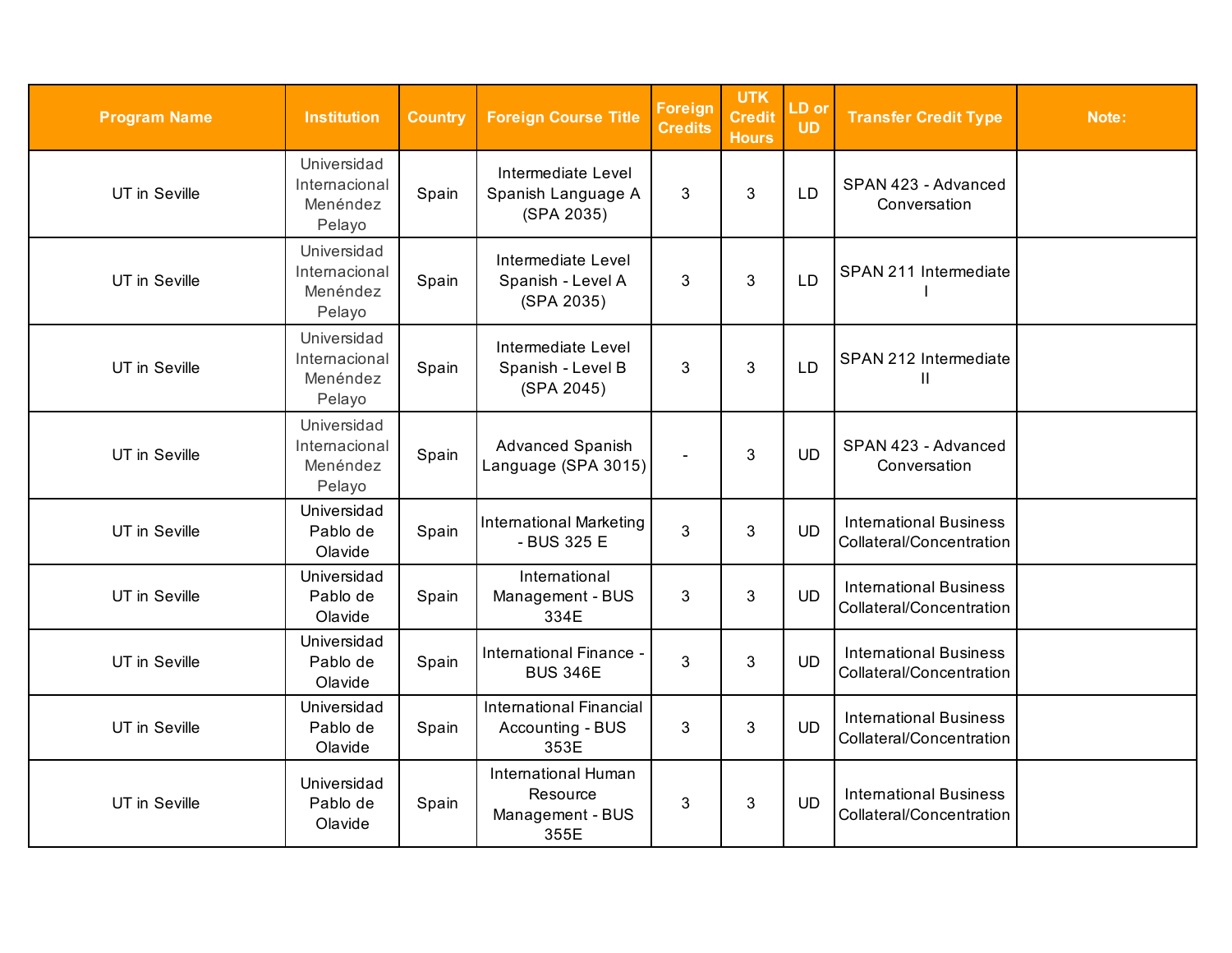| Program Name | Institution | Country | Foreign Course Title | Foreign Credits | UTK Credit Hours | LD or UD | Transfer Credit Type | Note: |
|---|---|---|---|---|---|---|---|---|
| UT in Seville | Universidad Internacional Menéndez Pelayo | Spain | Intermediate Level Spanish Language A (SPA 2035) | 3 | 3 | LD | SPAN 423 - Advanced Conversation | |
| UT in Seville | Universidad Internacional Menéndez Pelayo | Spain | Intermediate Level Spanish - Level A (SPA 2035) | 3 | 3 | LD | SPAN 211 Intermediate I | |
| UT in Seville | Universidad Internacional Menéndez Pelayo | Spain | Intermediate Level Spanish - Level B (SPA 2045) | 3 | 3 | LD | SPAN 212 Intermediate II | |
| UT in Seville | Universidad Internacional Menéndez Pelayo | Spain | Advanced Spanish Language (SPA 3015) | - | 3 | UD | SPAN 423 - Advanced Conversation | |
| UT in Seville | Universidad Pablo de Olavide | Spain | International Marketing - BUS 325 E | 3 | 3 | UD | International Business Collateral/Concentration | |
| UT in Seville | Universidad Pablo de Olavide | Spain | International Management - BUS 334E | 3 | 3 | UD | International Business Collateral/Concentration | |
| UT in Seville | Universidad Pablo de Olavide | Spain | International Finance - BUS 346E | 3 | 3 | UD | International Business Collateral/Concentration | |
| UT in Seville | Universidad Pablo de Olavide | Spain | International Financial Accounting - BUS 353E | 3 | 3 | UD | International Business Collateral/Concentration | |
| UT in Seville | Universidad Pablo de Olavide | Spain | International Human Resource Management - BUS 355E | 3 | 3 | UD | International Business Collateral/Concentration | |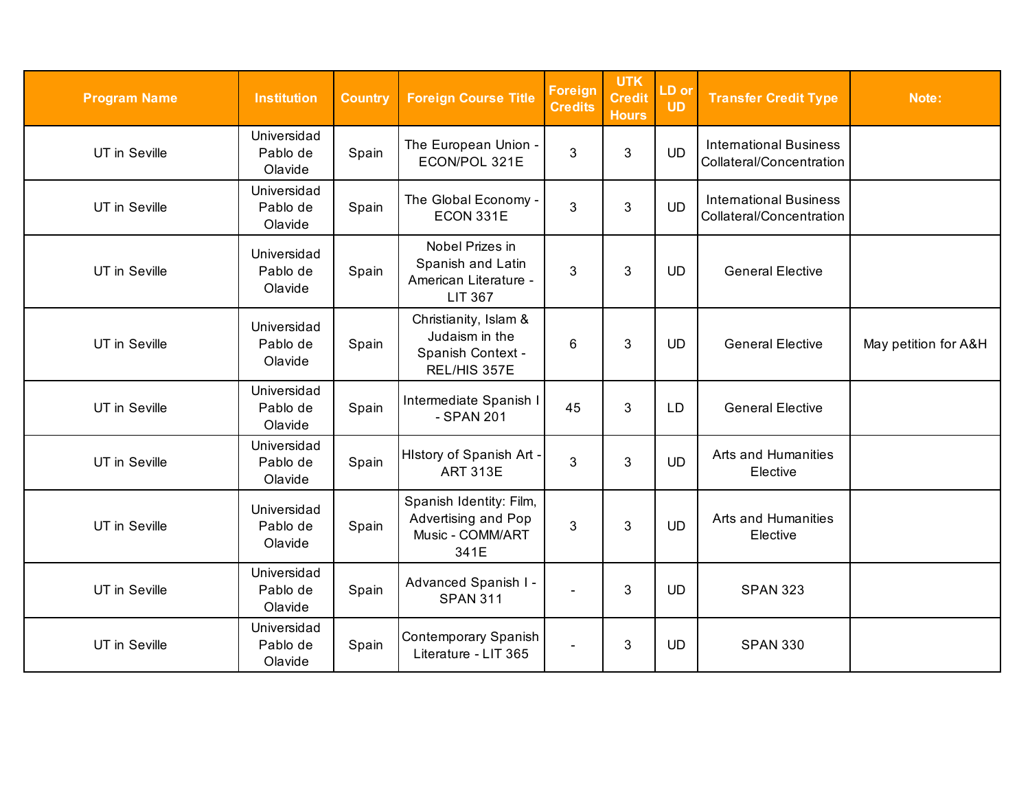| Program Name | Institution | Country | Foreign Course Title | Foreign Credits | UTK Credit Hours | LD or UD | Transfer Credit Type | Note: |
|---|---|---|---|---|---|---|---|---|
| UT in Seville | Universidad Pablo de Olavide | Spain | The European Union - ECON/POL 321E | 3 | 3 | UD | International Business Collateral/Concentration | |
| UT in Seville | Universidad Pablo de Olavide | Spain | The Global Economy - ECON 331E | 3 | 3 | UD | International Business Collateral/Concentration | |
| UT in Seville | Universidad Pablo de Olavide | Spain | Nobel Prizes in Spanish and Latin American Literature - LIT 367 | 3 | 3 | UD | General Elective | |
| UT in Seville | Universidad Pablo de Olavide | Spain | Christianity, Islam & Judaism in the Spanish Context - REL/HIS 357E | 6 | 3 | UD | General Elective | May petition for A&H |
| UT in Seville | Universidad Pablo de Olavide | Spain | Intermediate Spanish I - SPAN 201 | 45 | 3 | LD | General Elective | |
| UT in Seville | Universidad Pablo de Olavide | Spain | HIstory of Spanish Art - ART 313E | 3 | 3 | UD | Arts and Humanities Elective | |
| UT in Seville | Universidad Pablo de Olavide | Spain | Spanish Identity: Film, Advertising and Pop Music - COMM/ART 341E | 3 | 3 | UD | Arts and Humanities Elective | |
| UT in Seville | Universidad Pablo de Olavide | Spain | Advanced Spanish I - SPAN 311 | - | 3 | UD | SPAN 323 | |
| UT in Seville | Universidad Pablo de Olavide | Spain | Contemporary Spanish Literature - LIT 365 | - | 3 | UD | SPAN 330 | |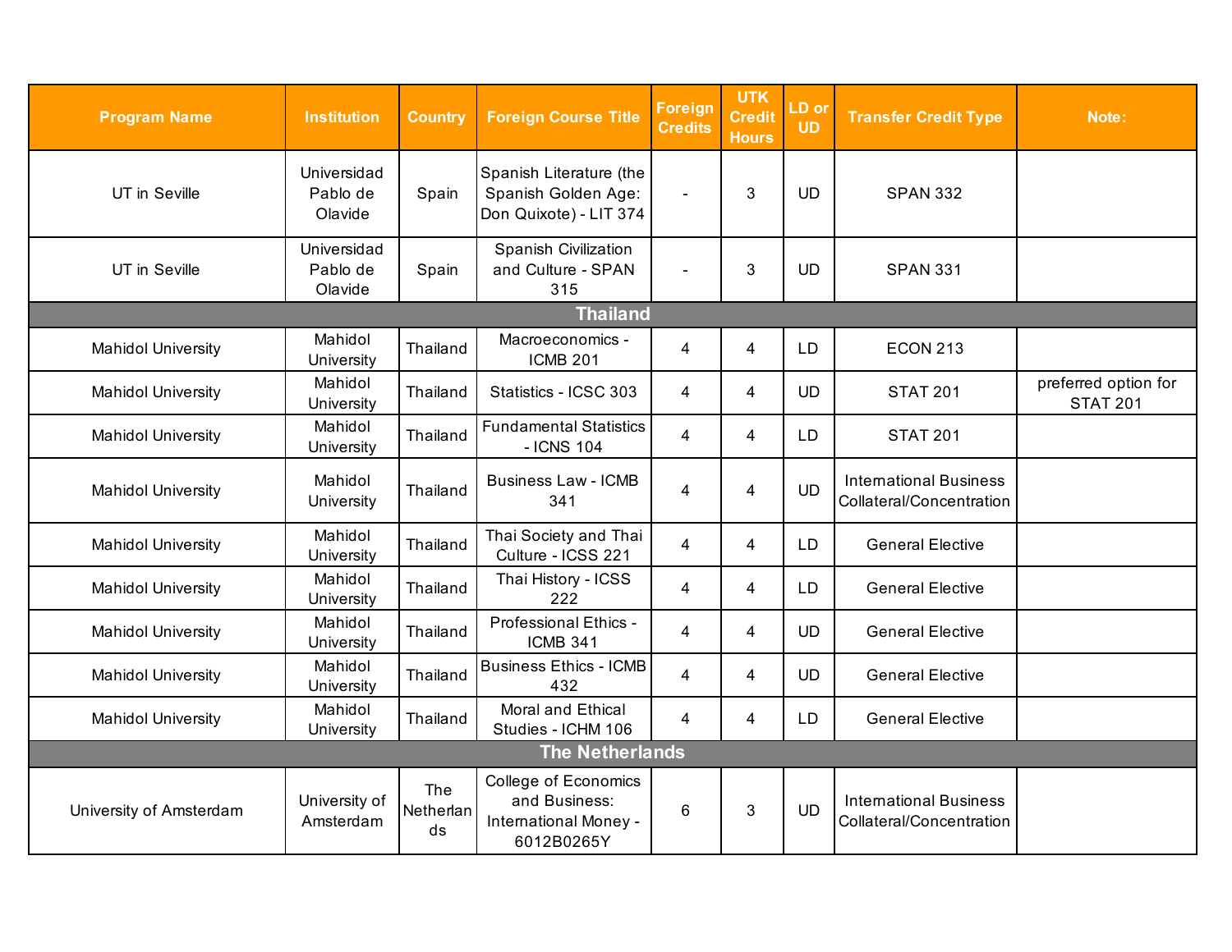| Program Name | Institution | Country | Foreign Course Title | Foreign Credits | UTK Credit Hours | LD or UD | Transfer Credit Type | Note: |
|---|---|---|---|---|---|---|---|---|
| UT in Seville | Universidad Pablo de Olavide | Spain | Spanish Literature (the Spanish Golden Age: Don Quixote) - LIT 374 | - | 3 | UD | SPAN 332 | |
| UT in Seville | Universidad Pablo de Olavide | Spain | Spanish Civilization and Culture - SPAN 315 | - | 3 | UD | SPAN 331 | |
| **Thailand** | | | | | | | | |
| Mahidol University | Mahidol University | Thailand | Macroeconomics - ICMB 201 | 4 | 4 | LD | ECON 213 | |
| Mahidol University | Mahidol University | Thailand | Statistics - ICSC 303 | 4 | 4 | UD | STAT 201 | preferred option for STAT 201 |
| Mahidol University | Mahidol University | Thailand | Fundamental Statistics - ICNS 104 | 4 | 4 | LD | STAT 201 | |
| Mahidol University | Mahidol University | Thailand | Business Law - ICMB 341 | 4 | 4 | UD | International Business Collateral/Concentration | |
| Mahidol University | Mahidol University | Thailand | Thai Society and Thai Culture - ICSS 221 | 4 | 4 | LD | General Elective | |
| Mahidol University | Mahidol University | Thailand | Thai History - ICSS 222 | 4 | 4 | LD | General Elective | |
| Mahidol University | Mahidol University | Thailand | Professional Ethics - ICMB 341 | 4 | 4 | UD | General Elective | |
| Mahidol University | Mahidol University | Thailand | Business Ethics - ICMB 432 | 4 | 4 | UD | General Elective | |
| Mahidol University | Mahidol University | Thailand | Moral and Ethical Studies - ICHM 106 | 4 | 4 | LD | General Elective | |
| **The Netherlands** | | | | | | | | |
| University of Amsterdam | University of Amsterdam | The Netherlands | College of Economics and Business: International Money - 6012B0265Y | 6 | 3 | UD | International Business Collateral/Concentration | |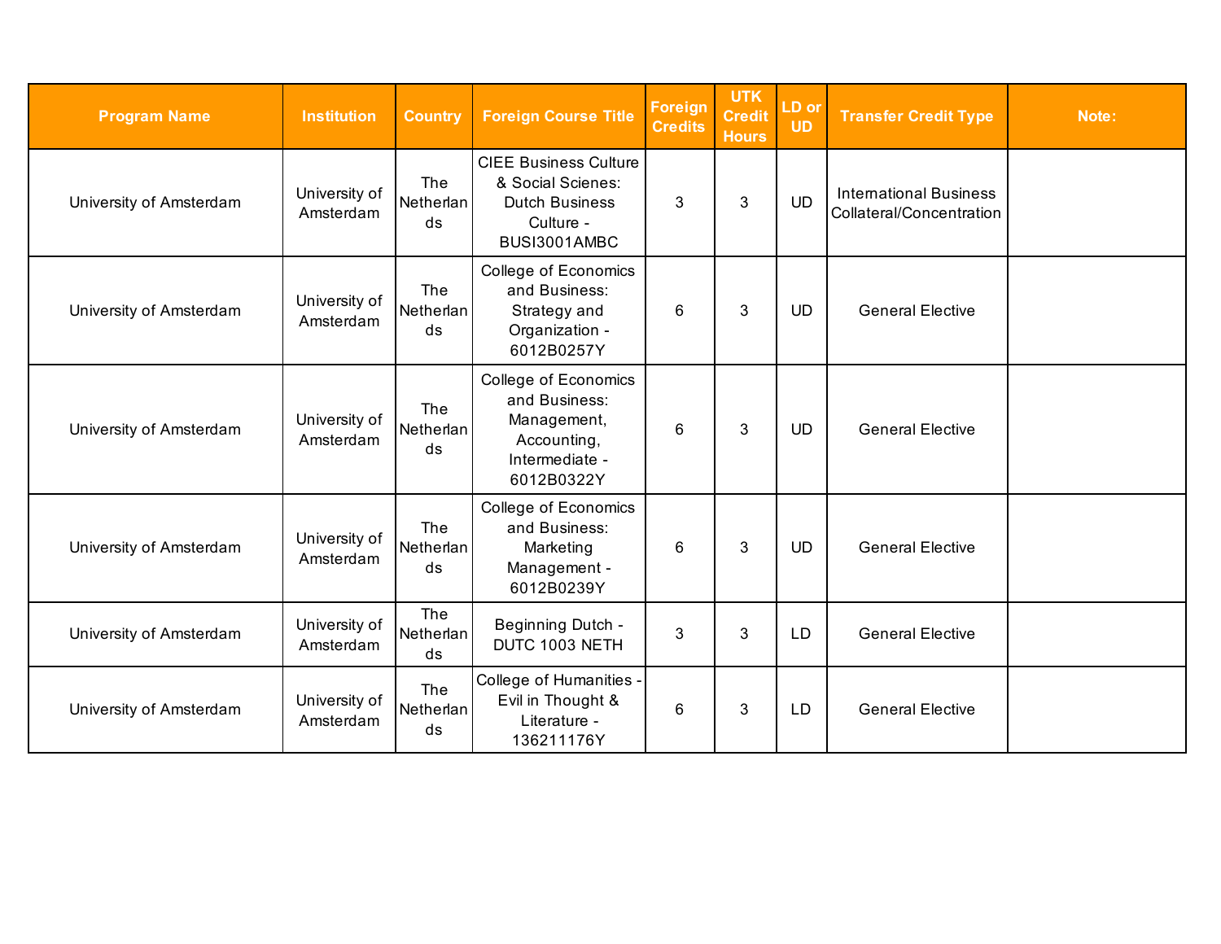| Program Name | Institution | Country | Foreign Course Title | Foreign Credits | UTK Credit Hours | LD or UD | Transfer Credit Type | Note: |
|---|---|---|---|---|---|---|---|---|
| University of Amsterdam | University of Amsterdam | The Netherlands | CIEE Business Culture & Social Scienes: Dutch Business Culture - BUSI3001AMBC | 3 | 3 | UD | International Business Collateral/Concentration | |
| University of Amsterdam | University of Amsterdam | The Netherlands | College of Economics and Business: Strategy and Organization - 6012B0257Y | 6 | 3 | UD | General Elective | |
| University of Amsterdam | University of Amsterdam | The Netherlands | College of Economics and Business: Management, Accounting, Intermediate - 6012B0322Y | 6 | 3 | UD | General Elective | |
| University of Amsterdam | University of Amsterdam | The Netherlands | College of Economics and Business: Marketing Management - 6012B0239Y | 6 | 3 | UD | General Elective | |
| University of Amsterdam | University of Amsterdam | The Netherlands | Beginning Dutch - DUTC 1003 NETH | 3 | 3 | LD | General Elective | |
| University of Amsterdam | University of Amsterdam | The Netherlands | College of Humanities - Evil in Thought & Literature - 136211176Y | 6 | 3 | LD | General Elective | |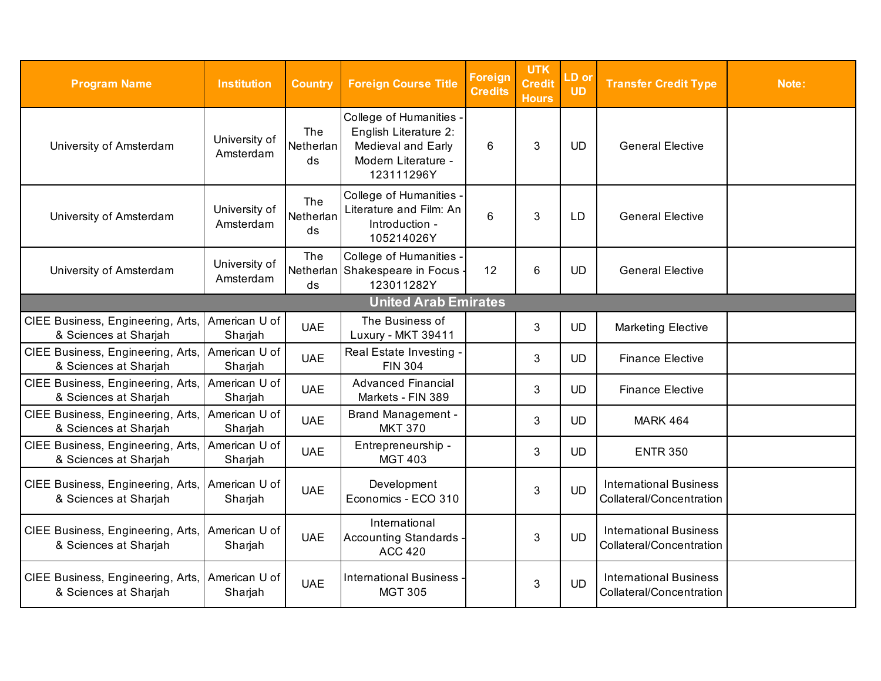| Program Name | Institution | Country | Foreign Course Title | Foreign Credits | UTK Credit Hours | LD or UD | Transfer Credit Type | Note: |
|---|---|---|---|---|---|---|---|---|
| University of Amsterdam | University of Amsterdam | The Netherlands | College of Humanities - English Literature 2: Medieval and Early Modern Literature - 123111296Y | 6 | 3 | UD | General Elective | |
| University of Amsterdam | University of Amsterdam | The Netherlands | College of Humanities - Literature and Film: An Introduction - 105214026Y | 6 | 3 | LD | General Elective | |
| University of Amsterdam | University of Amsterdam | The Netherlands | College of Humanities - Shakespeare in Focus - 123011282Y | 12 | 6 | UD | General Elective | |
| **United Arab Emirates** | | | | | | | | |
| CIEE Business, Engineering, Arts, & Sciences at Sharjah | American U of Sharjah | UAE | The Business of Luxury - MKT 39411 | | 3 | UD | Marketing Elective | |
| CIEE Business, Engineering, Arts, & Sciences at Sharjah | American U of Sharjah | UAE | Real Estate Investing - FIN 304 | | 3 | UD | Finance Elective | |
| CIEE Business, Engineering, Arts, & Sciences at Sharjah | American U of Sharjah | UAE | Advanced Financial Markets - FIN 389 | | 3 | UD | Finance Elective | |
| CIEE Business, Engineering, Arts, & Sciences at Sharjah | American U of Sharjah | UAE | Brand Management - MKT 370 | | 3 | UD | MARK 464 | |
| CIEE Business, Engineering, Arts, & Sciences at Sharjah | American U of Sharjah | UAE | Entrepreneurship - MGT 403 | | 3 | UD | ENTR 350 | |
| CIEE Business, Engineering, Arts, & Sciences at Sharjah | American U of Sharjah | UAE | Development Economics - ECO 310 | | 3 | UD | International Business Collateral/Concentration | |
| CIEE Business, Engineering, Arts, & Sciences at Sharjah | American U of Sharjah | UAE | International Accounting Standards - ACC 420 | | 3 | UD | International Business Collateral/Concentration | |
| CIEE Business, Engineering, Arts, & Sciences at Sharjah | American U of Sharjah | UAE | International Business - MGT 305 | | 3 | UD | International Business Collateral/Concentration | |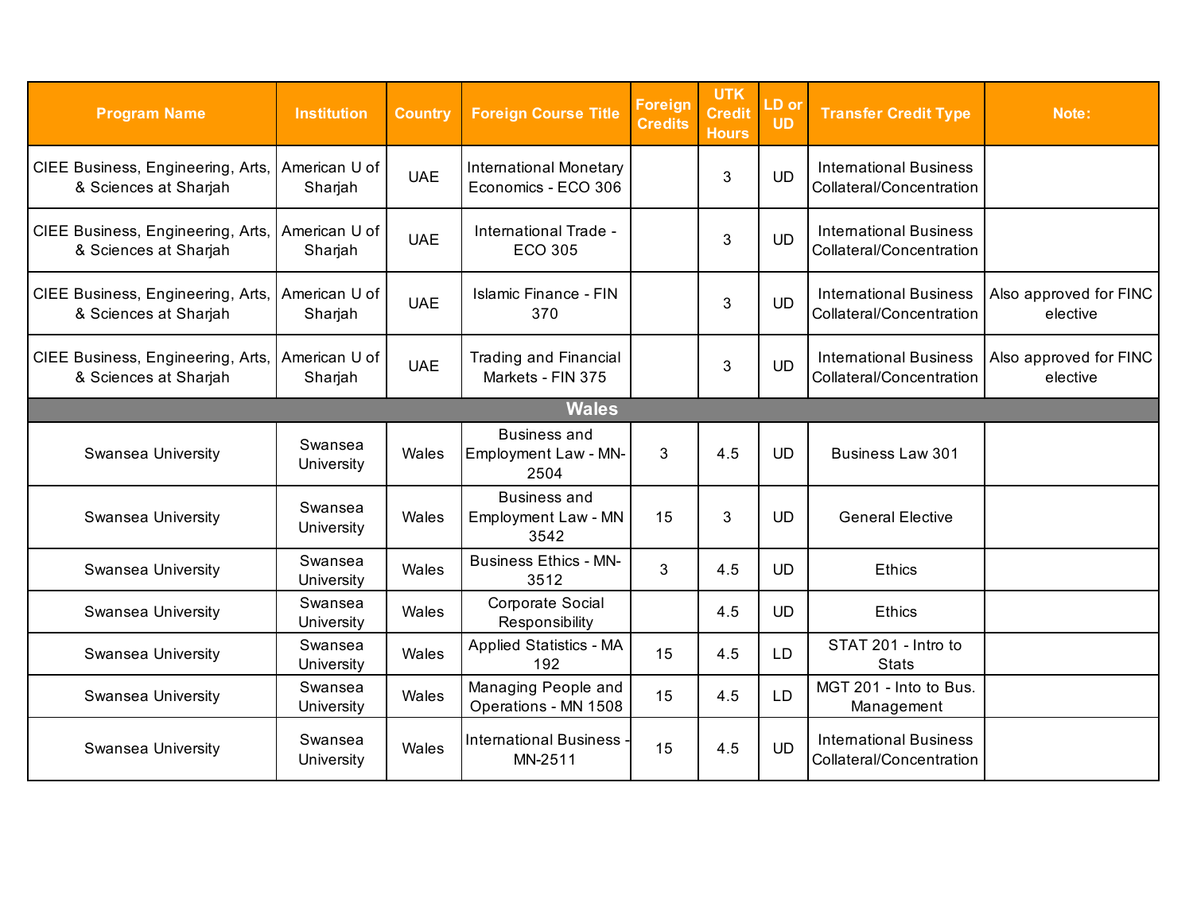| Program Name | Institution | Country | Foreign Course Title | Foreign Credits | UTK Credit Hours | LD or UD | Transfer Credit Type | Note: |
|---|---|---|---|---|---|---|---|---|
| CIEE Business, Engineering, Arts, & Sciences at Sharjah | American U of Sharjah | UAE | International Monetary Economics - ECO 306 | | 3 | UD | International Business Collateral/Concentration | |
| CIEE Business, Engineering, Arts, & Sciences at Sharjah | American U of Sharjah | UAE | International Trade - ECO 305 | | 3 | UD | International Business Collateral/Concentration | |
| CIEE Business, Engineering, Arts, & Sciences at Sharjah | American U of Sharjah | UAE | Islamic Finance - FIN 370 | | 3 | UD | International Business Collateral/Concentration | Also approved for FINC elective |
| CIEE Business, Engineering, Arts, & Sciences at Sharjah | American U of Sharjah | UAE | Trading and Financial Markets - FIN 375 | | 3 | UD | International Business Collateral/Concentration | Also approved for FINC elective |
| **Wales** | | | | | | | | |
| Swansea University | Swansea University | Wales | Business and Employment Law - MN-2504 | 3 | 4.5 | UD | Business Law 301 | |
| Swansea University | Swansea University | Wales | Business and Employment Law - MN 3542 | 15 | 3 | UD | General Elective | |
| Swansea University | Swansea University | Wales | Business Ethics - MN-3512 | 3 | 4.5 | UD | Ethics | |
| Swansea University | Swansea University | Wales | Corporate Social Responsibility | | 4.5 | UD | Ethics | |
| Swansea University | Swansea University | Wales | Applied Statistics - MA 192 | 15 | 4.5 | LD | STAT 201 - Intro to Stats | |
| Swansea University | Swansea University | Wales | Managing People and Operations - MN 1508 | 15 | 4.5 | LD | MGT 201 - Into to Bus. Management | |
| Swansea University | Swansea University | Wales | International Business - MN-2511 | 15 | 4.5 | UD | International Business Collateral/Concentration | |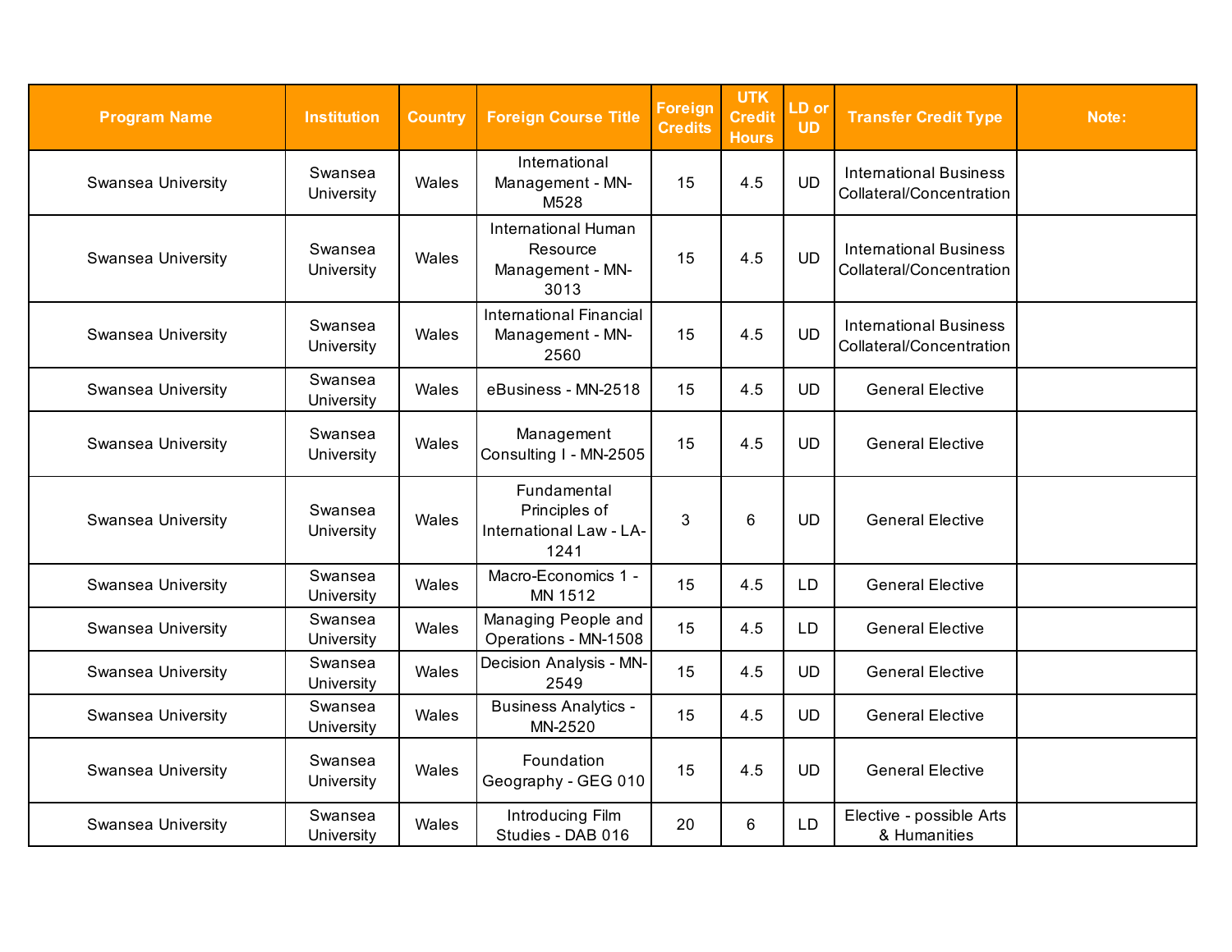| Program Name | Institution | Country | Foreign Course Title | Foreign Credits | UTK Credit Hours | LD or UD | Transfer Credit Type | Note: |
|---|---|---|---|---|---|---|---|---|
| Swansea University | Swansea University | Wales | International Management - MN-M528 | 15 | 4.5 | UD | International Business Collateral/Concentration | |
| Swansea University | Swansea University | Wales | International Human Resource Management - MN-3013 | 15 | 4.5 | UD | International Business Collateral/Concentration | |
| Swansea University | Swansea University | Wales | International Financial Management - MN-2560 | 15 | 4.5 | UD | International Business Collateral/Concentration | |
| Swansea University | Swansea University | Wales | eBusiness - MN-2518 | 15 | 4.5 | UD | General Elective | |
| Swansea University | Swansea University | Wales | Management Consulting I - MN-2505 | 15 | 4.5 | UD | General Elective | |
| Swansea University | Swansea University | Wales | Fundamental Principles of International Law - LA-1241 | 3 | 6 | UD | General Elective | |
| Swansea University | Swansea University | Wales | Macro-Economics 1 - MN 1512 | 15 | 4.5 | LD | General Elective | |
| Swansea University | Swansea University | Wales | Managing People and Operations - MN-1508 | 15 | 4.5 | LD | General Elective | |
| Swansea University | Swansea University | Wales | Decision Analysis - MN-2549 | 15 | 4.5 | UD | General Elective | |
| Swansea University | Swansea University | Wales | Business Analytics - MN-2520 | 15 | 4.5 | UD | General Elective | |
| Swansea University | Swansea University | Wales | Foundation Geography - GEG 010 | 15 | 4.5 | UD | General Elective | |
| Swansea University | Swansea University | Wales | Introducing Film Studies - DAB 016 | 20 | 6 | LD | Elective - possible Arts & Humanities | |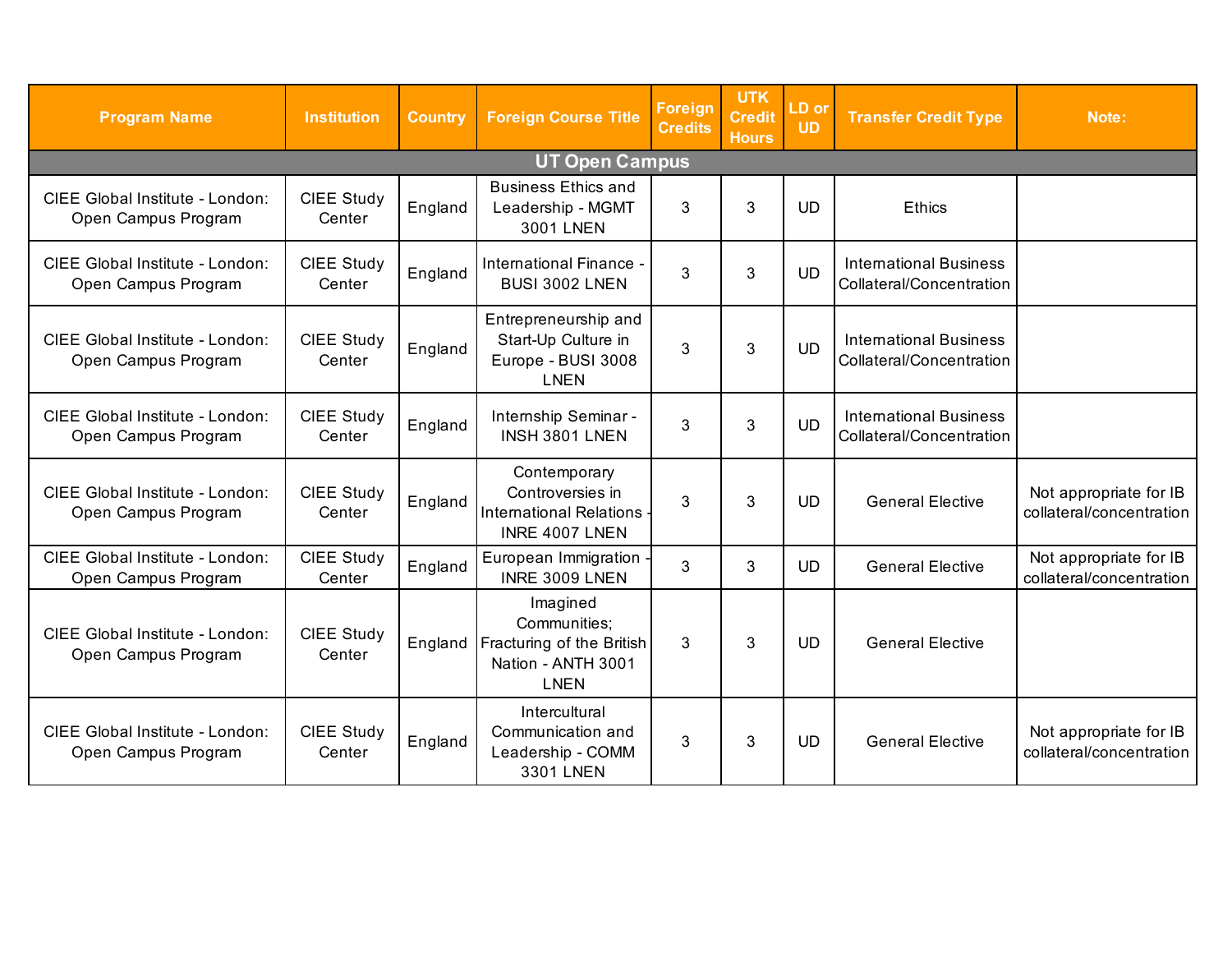| Program Name | Institution | Country | Foreign Course Title | Foreign Credits | UTK Credit Hours | LD or UD | Transfer Credit Type | Note: |
|---|---|---|---|---|---|---|---|---|
| **UT Open Campus** | | | | | | | | |
| CIEE Global Institute - London: Open Campus Program | CIEE Study Center | England | Business Ethics and Leadership - MGMT 3001 LNEN | 3 | 3 | UD | Ethics | |
| CIEE Global Institute - London: Open Campus Program | CIEE Study Center | England | International Finance - BUSI 3002 LNEN | 3 | 3 | UD | International Business Collateral/Concentration | |
| CIEE Global Institute - London: Open Campus Program | CIEE Study Center | England | Entrepreneurship and Start-Up Culture in Europe - BUSI 3008 LNEN | 3 | 3 | UD | International Business Collateral/Concentration | |
| CIEE Global Institute - London: Open Campus Program | CIEE Study Center | England | Internship Seminar - INSH 3801 LNEN | 3 | 3 | UD | International Business Collateral/Concentration | |
| CIEE Global Institute - London: Open Campus Program | CIEE Study Center | England | Contemporary Controversies in International Relations - INRE 4007 LNEN | 3 | 3 | UD | General Elective | Not appropriate for IB collateral/concentration |
| CIEE Global Institute - London: Open Campus Program | CIEE Study Center | England | European Immigration - INRE 3009 LNEN | 3 | 3 | UD | General Elective | Not appropriate for IB collateral/concentration |
| CIEE Global Institute - London: Open Campus Program | CIEE Study Center | England | Imagined Communities; Fracturing of the British Nation - ANTH 3001 LNEN | 3 | 3 | UD | General Elective | |
| CIEE Global Institute - London: Open Campus Program | CIEE Study Center | England | Intercultural Communication and Leadership - COMM 3301 LNEN | 3 | 3 | UD | General Elective | Not appropriate for IB collateral/concentration |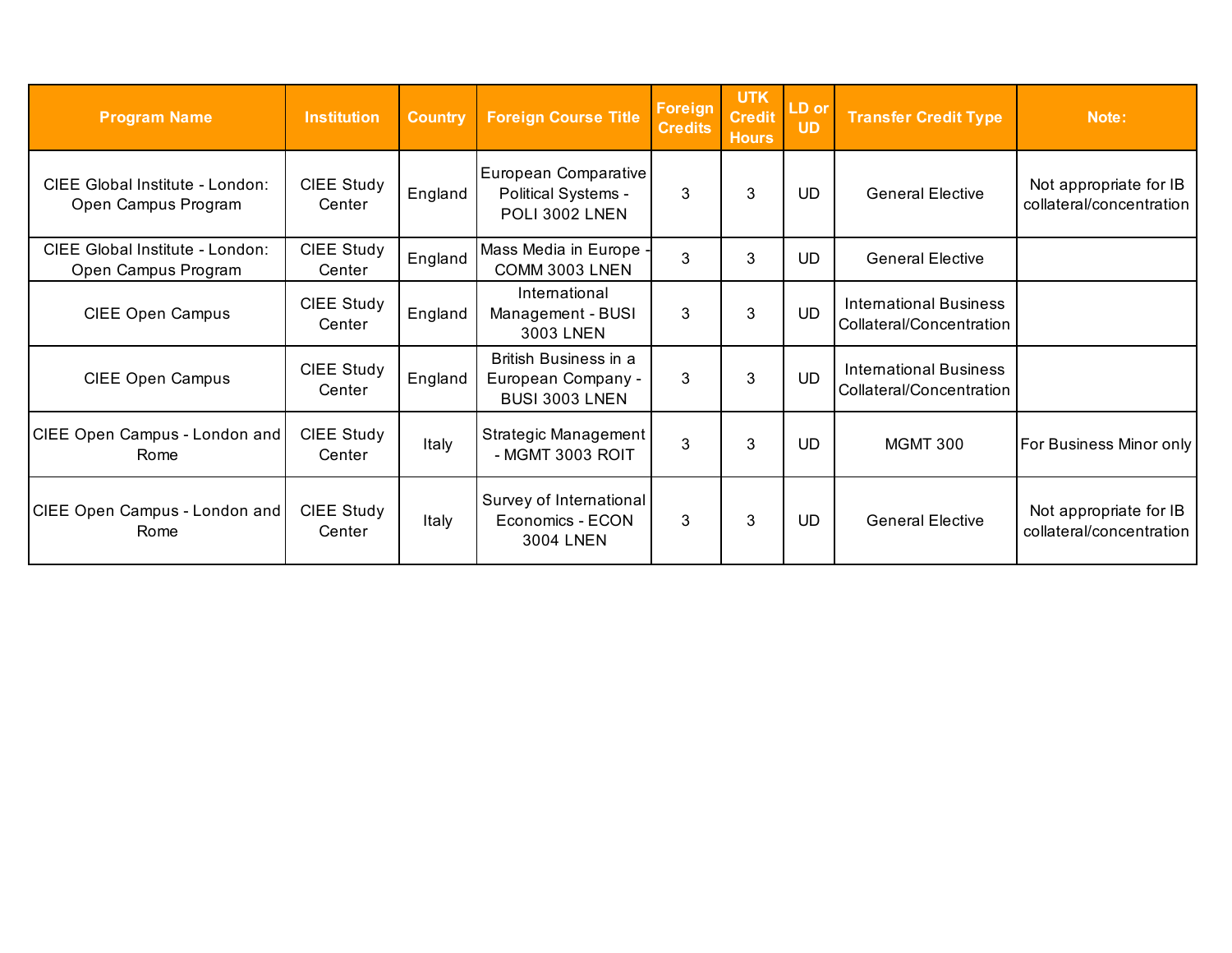| Program Name | Institution | Country | Foreign Course Title | Foreign Credits | UTK Credit Hours | LD or UD | Transfer Credit Type | Note: |
|---|---|---|---|---|---|---|---|---|
| CIEE Global Institute - London: Open Campus Program | CIEE Study Center | England | European Comparative Political Systems - POLI 3002 LNEN | 3 | 3 | UD | General Elective | Not appropriate for IB collateral/concentration |
| CIEE Global Institute - London: Open Campus Program | CIEE Study Center | England | Mass Media in Europe - COMM 3003 LNEN | 3 | 3 | UD | General Elective | |
| CIEE Open Campus | CIEE Study Center | England | International Management - BUSI 3003 LNEN | 3 | 3 | UD | International Business Collateral/Concentration | |
| CIEE Open Campus | CIEE Study Center | England | British Business in a European Company - BUSI 3003 LNEN | 3 | 3 | UD | International Business Collateral/Concentration | |
| CIEE Open Campus - London and Rome | CIEE Study Center | Italy | Strategic Management - MGMT 3003 ROIT | 3 | 3 | UD | MGMT 300 | For Business Minor only |
| CIEE Open Campus - London and Rome | CIEE Study Center | Italy | Survey of International Economics - ECON 3004 LNEN | 3 | 3 | UD | General Elective | Not appropriate for IB collateral/concentration |